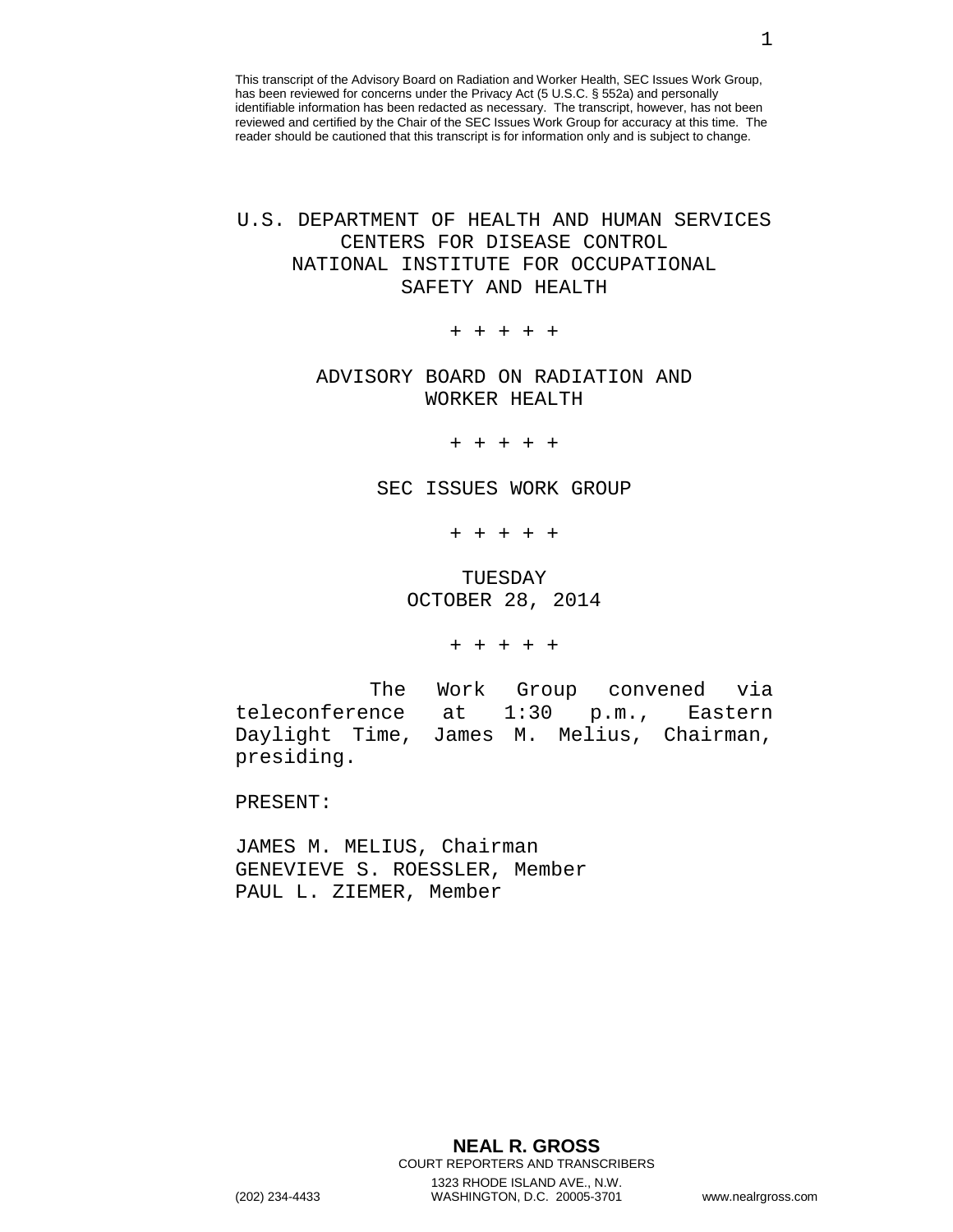This transcript of the Advisory Board on Radiation and Worker Health, SEC Issues Work Group, has been reviewed for concerns under the Privacy Act (5 U.S.C. § 552a) and personally identifiable information has been redacted as necessary. The transcript, however, has not been reviewed and certified by the Chair of the SEC Issues Work Group for accuracy at this time. The reader should be cautioned that this transcript is for information only and is subject to change.

U.S. DEPARTMENT OF HEALTH AND HUMAN SERVICES
CENTERS FOR DISEASE CONTROL
NATIONAL INSTITUTE FOR OCCUPATIONAL
SAFETY AND HEALTH

+ + + + +

ADVISORY BOARD ON RADIATION AND
WORKER HEALTH

+ + + + +

SEC ISSUES WORK GROUP

+ + + + +

TUESDAY
OCTOBER 28, 2014

+ + + + +

The Work Group convened via teleconference at 1:30 p.m., Eastern Daylight Time, James M. Melius, Chairman, presiding.

PRESENT:

JAMES M. MELIUS, Chairman
GENEVIEVE S. ROESSLER, Member
PAUL L. ZIEMER, Member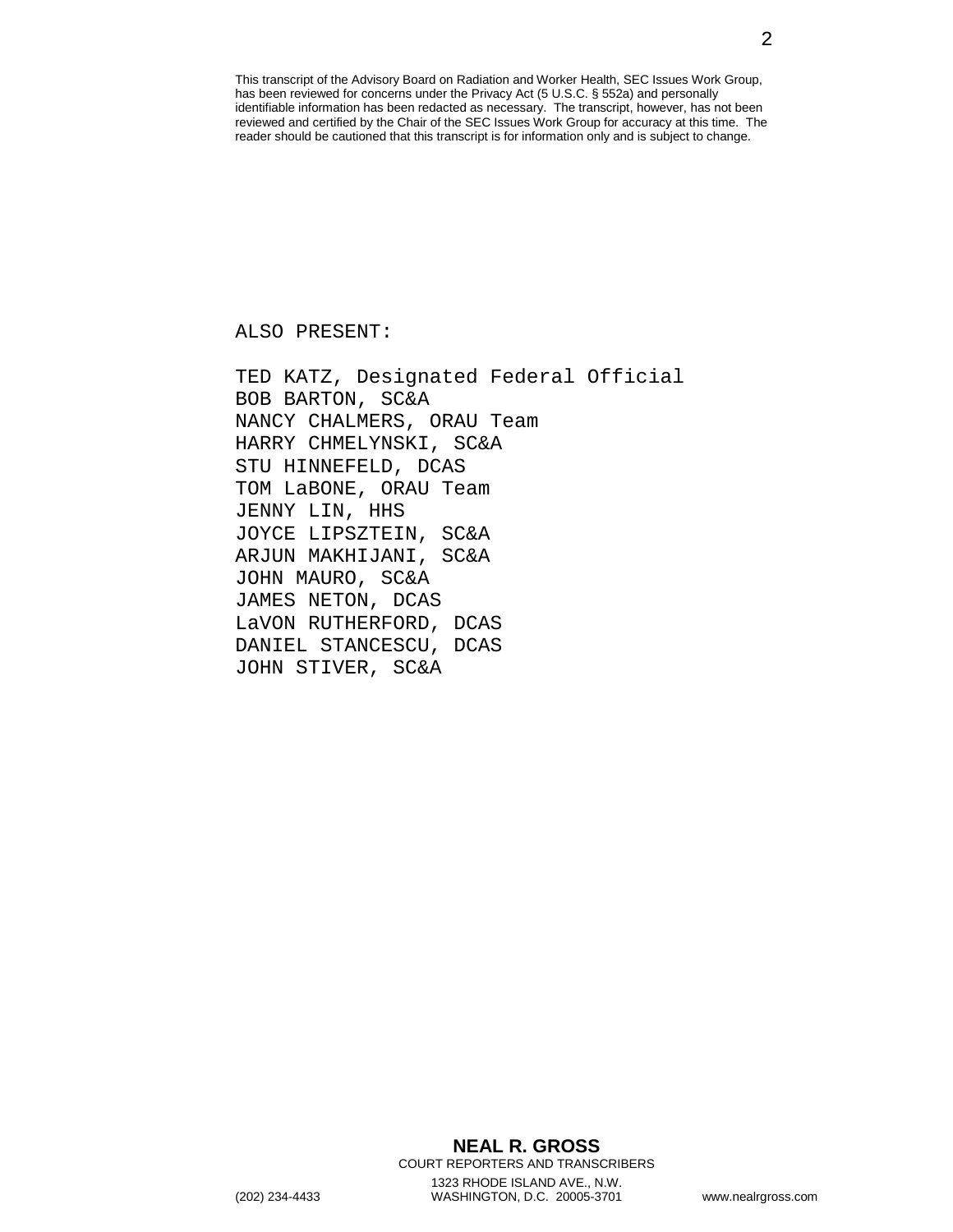This transcript of the Advisory Board on Radiation and Worker Health, SEC Issues Work Group, has been reviewed for concerns under the Privacy Act (5 U.S.C. § 552a) and personally identifiable information has been redacted as necessary. The transcript, however, has not been reviewed and certified by the Chair of the SEC Issues Work Group for accuracy at this time. The reader should be cautioned that this transcript is for information only and is subject to change.

ALSO PRESENT:

TED KATZ, Designated Federal Official
BOB BARTON, SC&A
NANCY CHALMERS, ORAU Team
HARRY CHMELYNSKI, SC&A
STU HINNEFELD, DCAS
TOM LaBONE, ORAU Team
JENNY LIN, HHS
JOYCE LIPSZTEIN, SC&A
ARJUN MAKHIJANI, SC&A
JOHN MAURO, SC&A
JAMES NETON, DCAS
LaVON RUTHERFORD, DCAS
DANIEL STANCESCU, DCAS
JOHN STIVER, SC&A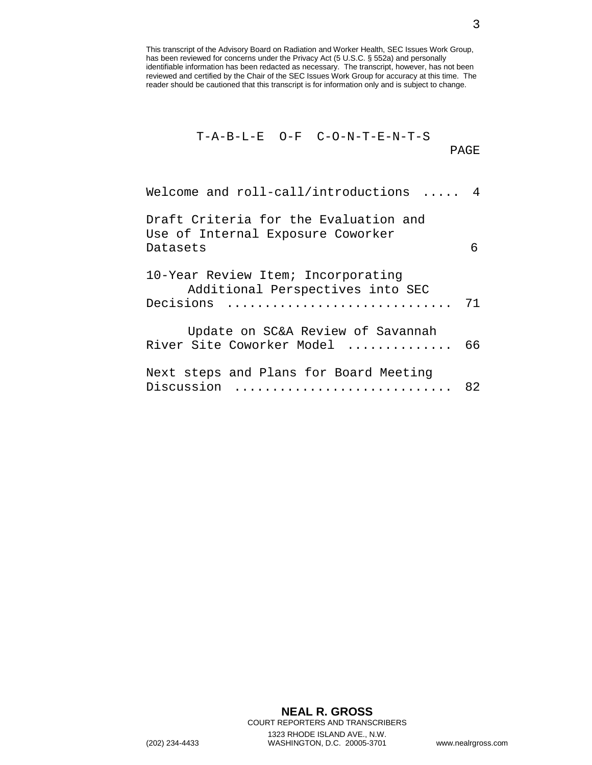This transcript of the Advisory Board on Radiation and Worker Health, SEC Issues Work Group, has been reviewed for concerns under the Privacy Act (5 U.S.C. § 552a) and personally identifiable information has been redacted as necessary. The transcript, however, has not been reviewed and certified by the Chair of the SEC Issues Work Group for accuracy at this time. The reader should be cautioned that this transcript is for information only and is subject to change.

# T-A-B-L-E O-F C-O-N-T-E-N-T-S

| | PAGE |
|---|---|
| Welcome and roll-call/introductions ..... | 4 |
| Draft Criteria for the Evaluation and Use of Internal Exposure Coworker Datasets | 6 |
| 10-Year Review Item; Incorporating Additional Perspectives into SEC Decisions ............................ | 71 |
| Update on SC&A Review of Savannah River Site Coworker Model ............. | 66 |
| Next steps and Plans for Board Meeting Discussion ........................... | 82 |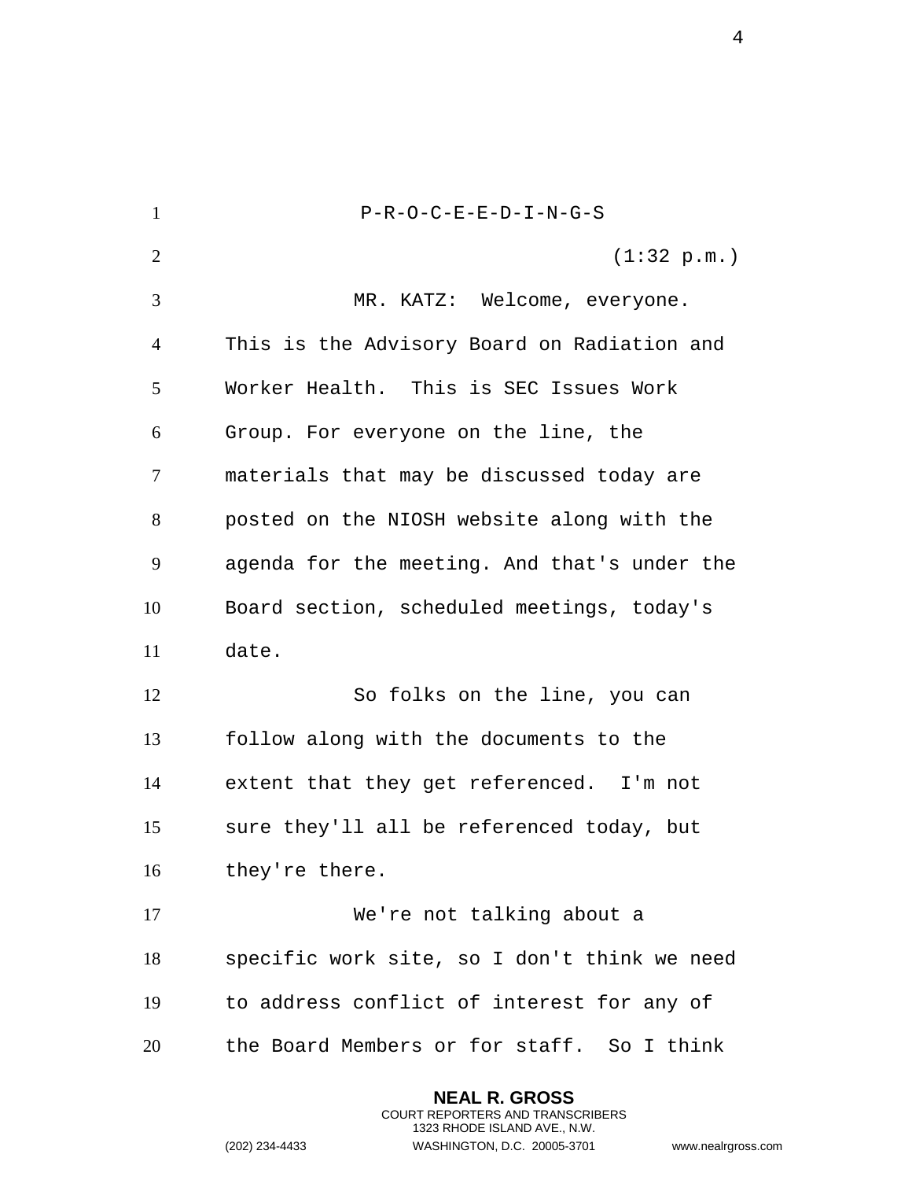P-R-O-C-E-E-D-I-N-G-S

(1:32 p.m.)

MR. KATZ: Welcome, everyone. This is the Advisory Board on Radiation and Worker Health. This is SEC Issues Work Group. For everyone on the line, the materials that may be discussed today are posted on the NIOSH website along with the agenda for the meeting. And that's under the Board section, scheduled meetings, today's date.

So folks on the line, you can follow along with the documents to the extent that they get referenced. I'm not sure they'll all be referenced today, but they're there.

We're not talking about a specific work site, so I don't think we need to address conflict of interest for any of the Board Members or for staff. So I think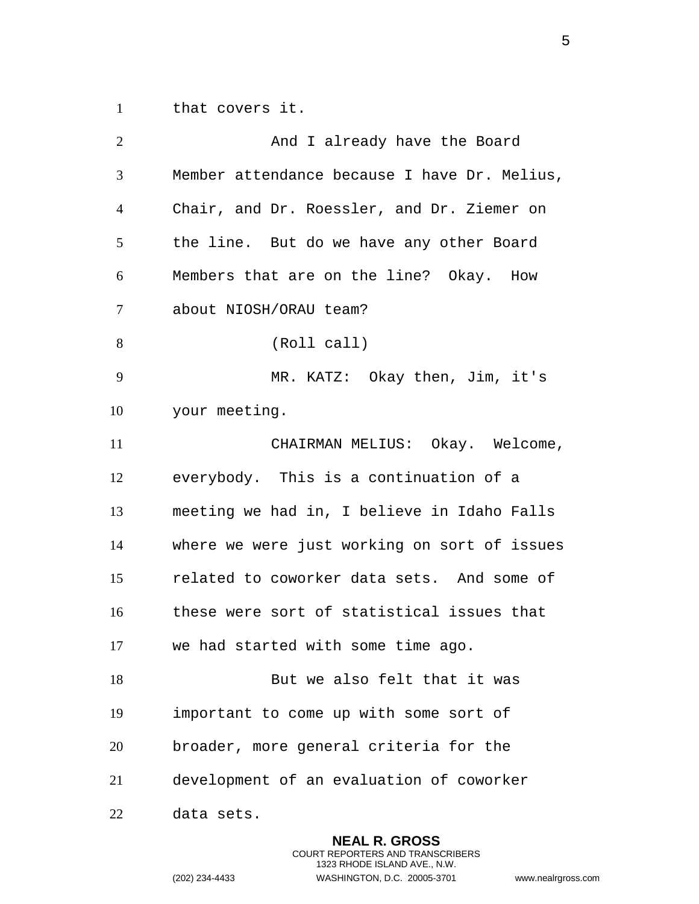that covers it.

And I already have the Board Member attendance because I have Dr. Melius, Chair, and Dr. Roessler, and Dr. Ziemer on the line. But do we have any other Board Members that are on the line? Okay. How about NIOSH/ORAU team?

(Roll call)

MR. KATZ: Okay then, Jim, it's your meeting.

CHAIRMAN MELIUS: Okay. Welcome, everybody. This is a continuation of a meeting we had in, I believe in Idaho Falls where we were just working on sort of issues related to coworker data sets. And some of these were sort of statistical issues that we had started with some time ago.

But we also felt that it was important to come up with some sort of broader, more general criteria for the development of an evaluation of coworker data sets.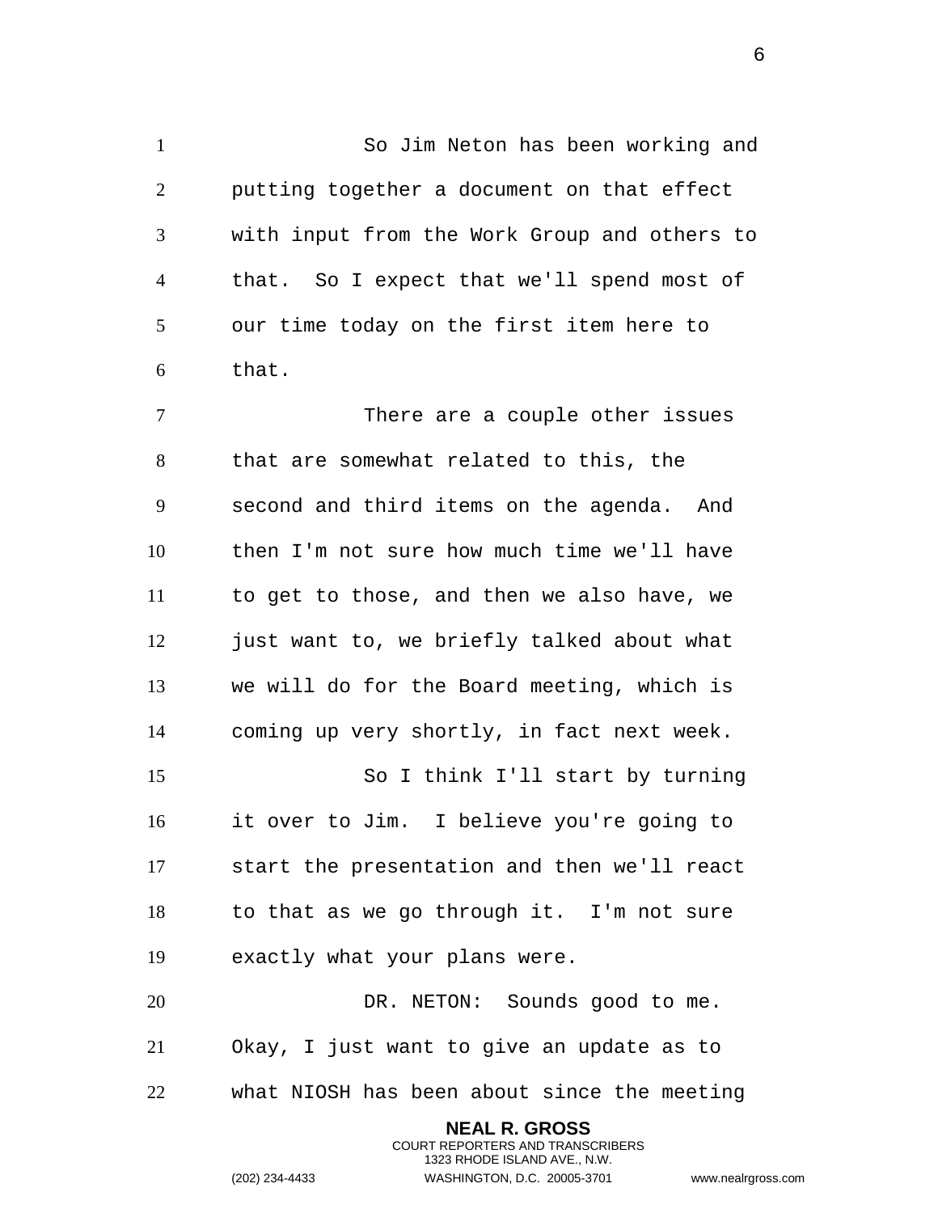So Jim Neton has been working and putting together a document on that effect with input from the Work Group and others to that. So I expect that we'll spend most of our time today on the first item here to that.

There are a couple other issues that are somewhat related to this, the second and third items on the agenda. And then I'm not sure how much time we'll have to get to those, and then we also have, we just want to, we briefly talked about what we will do for the Board meeting, which is coming up very shortly, in fact next week.

So I think I'll start by turning it over to Jim. I believe you're going to start the presentation and then we'll react to that as we go through it. I'm not sure exactly what your plans were.

DR. NETON: Sounds good to me. Okay, I just want to give an update as to what NIOSH has been about since the meeting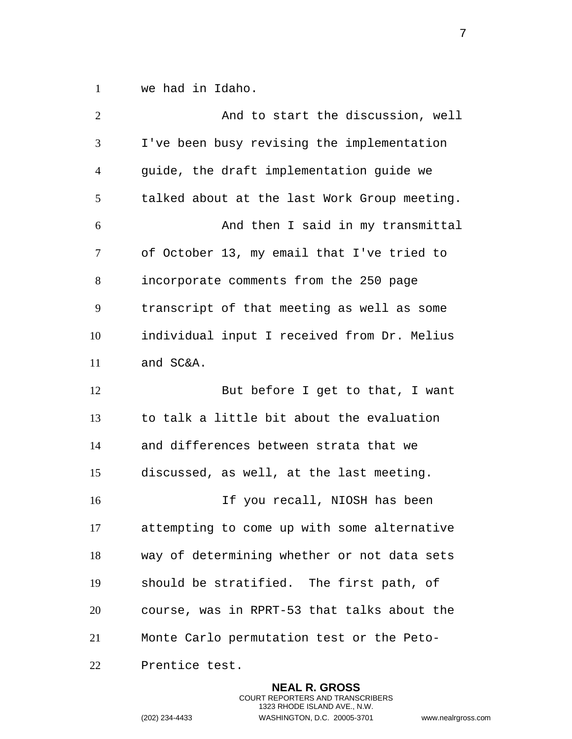we had in Idaho.

And to start the discussion, well I've been busy revising the implementation guide, the draft implementation guide we talked about at the last Work Group meeting.

And then I said in my transmittal of October 13, my email that I've tried to incorporate comments from the 250 page transcript of that meeting as well as some individual input I received from Dr. Melius and SC&A.

But before I get to that, I want to talk a little bit about the evaluation and differences between strata that we discussed, as well, at the last meeting.

If you recall, NIOSH has been attempting to come up with some alternative way of determining whether or not data sets should be stratified. The first path, of course, was in RPRT-53 that talks about the Monte Carlo permutation test or the Peto-Prentice test.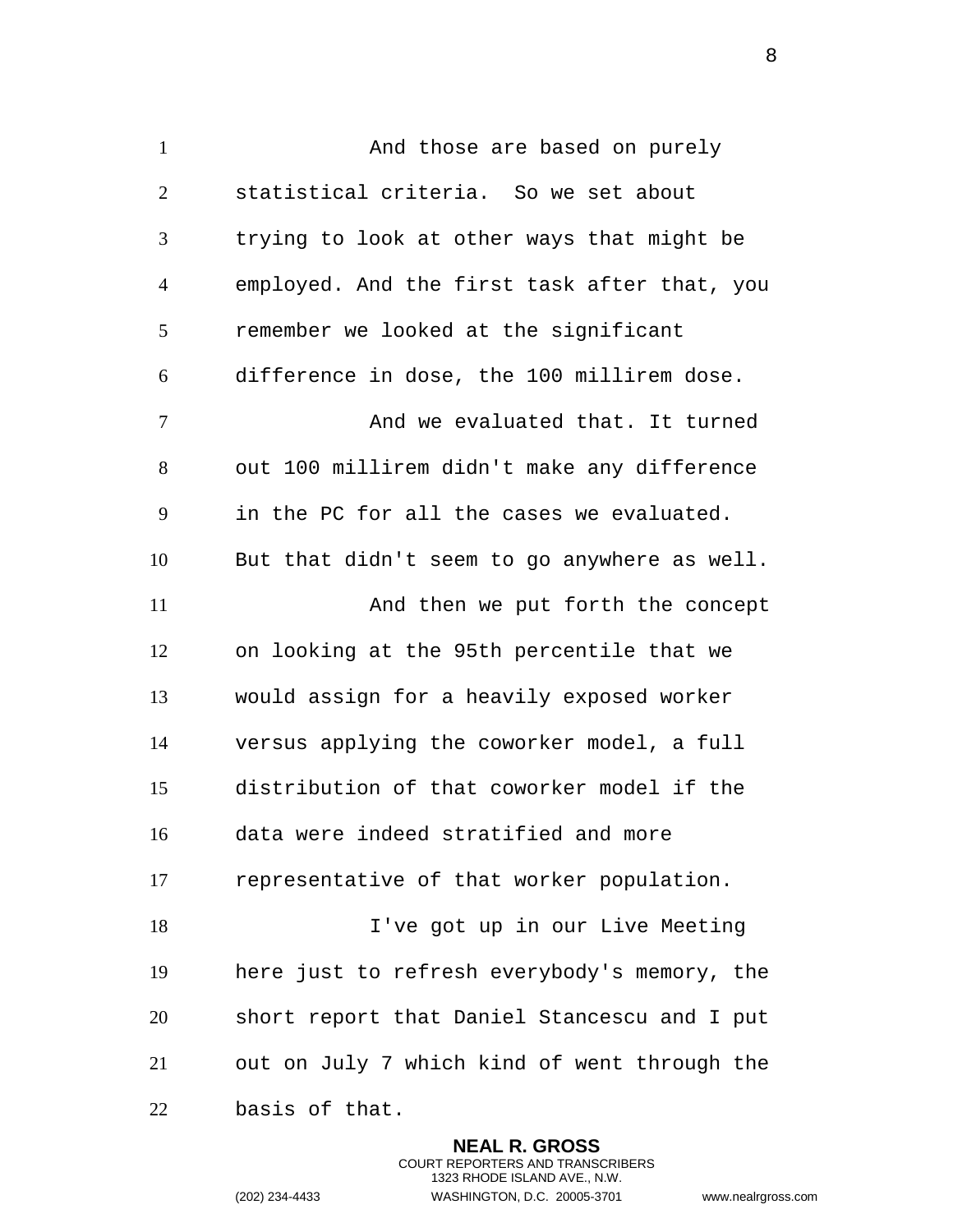And those are based on purely statistical criteria. So we set about trying to look at other ways that might be employed. And the first task after that, you remember we looked at the significant difference in dose, the 100 millirem dose.

And we evaluated that. It turned out 100 millirem didn't make any difference in the PC for all the cases we evaluated. But that didn't seem to go anywhere as well.

And then we put forth the concept on looking at the 95th percentile that we would assign for a heavily exposed worker versus applying the coworker model, a full distribution of that coworker model if the data were indeed stratified and more representative of that worker population.

I've got up in our Live Meeting here just to refresh everybody's memory, the short report that Daniel Stancescu and I put out on July 7 which kind of went through the basis of that.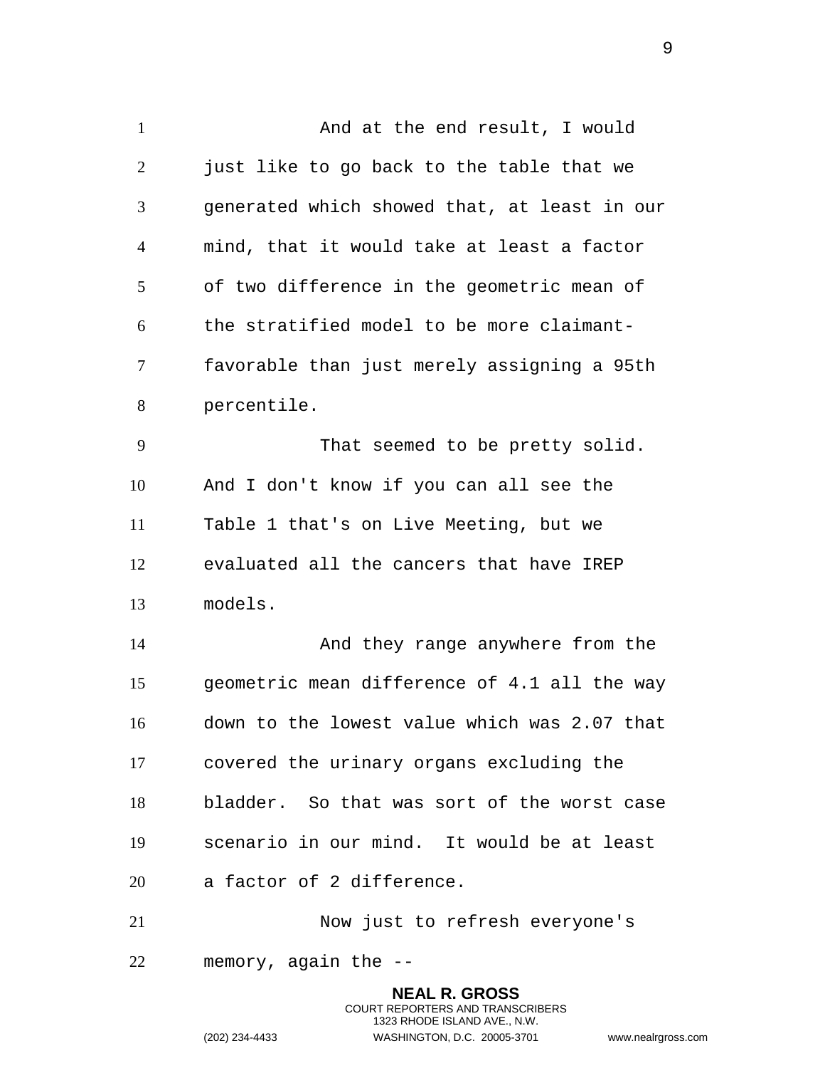And at the end result, I would just like to go back to the table that we generated which showed that, at least in our mind, that it would take at least a factor of two difference in the geometric mean of the stratified model to be more claimant-favorable than just merely assigning a 95th percentile.

That seemed to be pretty solid. And I don't know if you can all see the Table 1 that's on Live Meeting, but we evaluated all the cancers that have IREP models.

And they range anywhere from the geometric mean difference of 4.1 all the way down to the lowest value which was 2.07 that covered the urinary organs excluding the bladder. So that was sort of the worst case scenario in our mind. It would be at least a factor of 2 difference.

Now just to refresh everyone's memory, again the --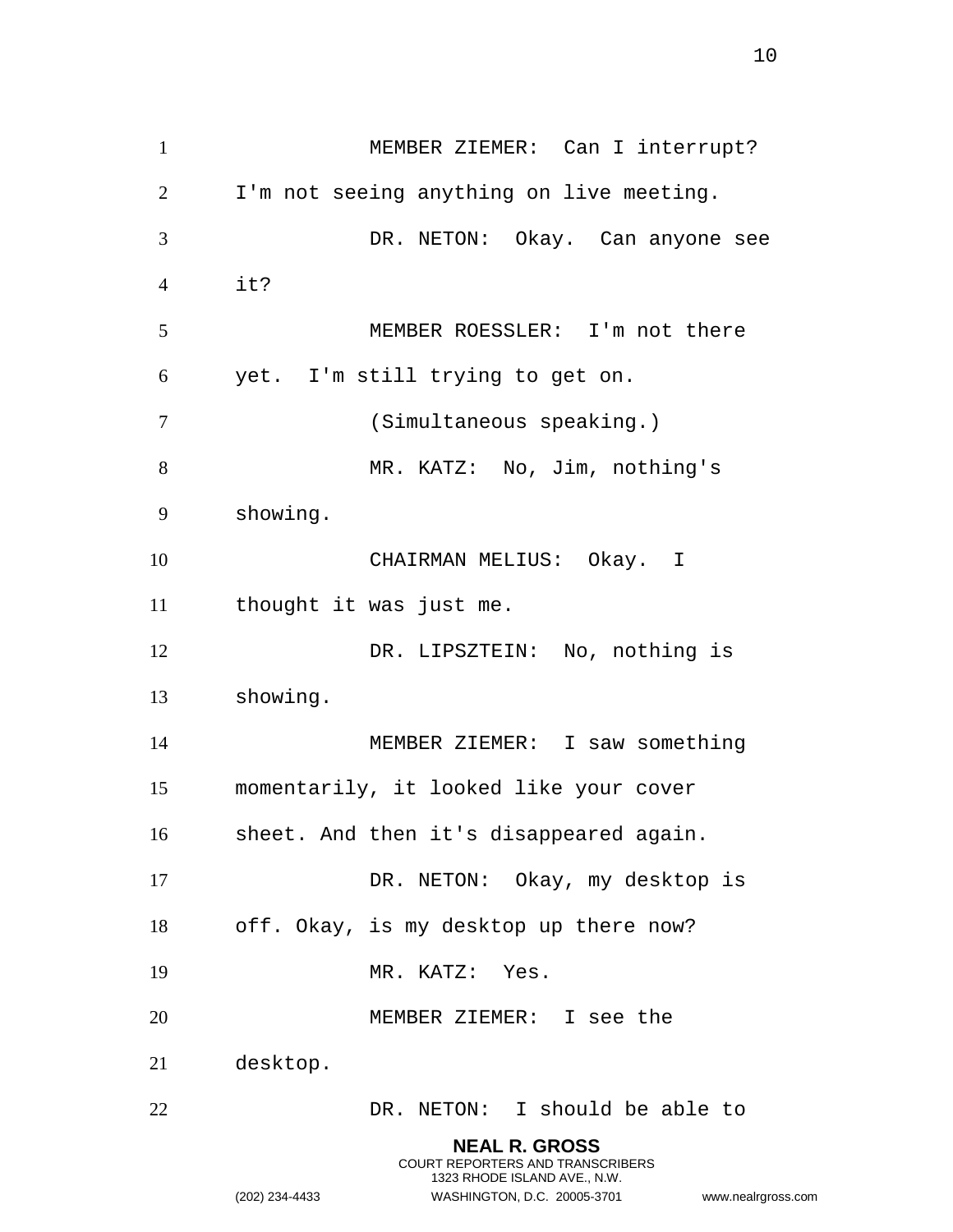MEMBER ZIEMER: Can I interrupt? I'm not seeing anything on live meeting.

DR. NETON: Okay. Can anyone see it?

MEMBER ROESSLER: I'm not there yet. I'm still trying to get on.

(Simultaneous speaking.)

MR. KATZ: No, Jim, nothing's showing.

CHAIRMAN MELIUS: Okay. I thought it was just me.

DR. LIPSZTEIN: No, nothing is showing.

MEMBER ZIEMER: I saw something momentarily, it looked like your cover sheet. And then it's disappeared again.

DR. NETON: Okay, my desktop is off. Okay, is my desktop up there now?

MR. KATZ: Yes.

MEMBER ZIEMER: I see the desktop.

DR. NETON: I should be able to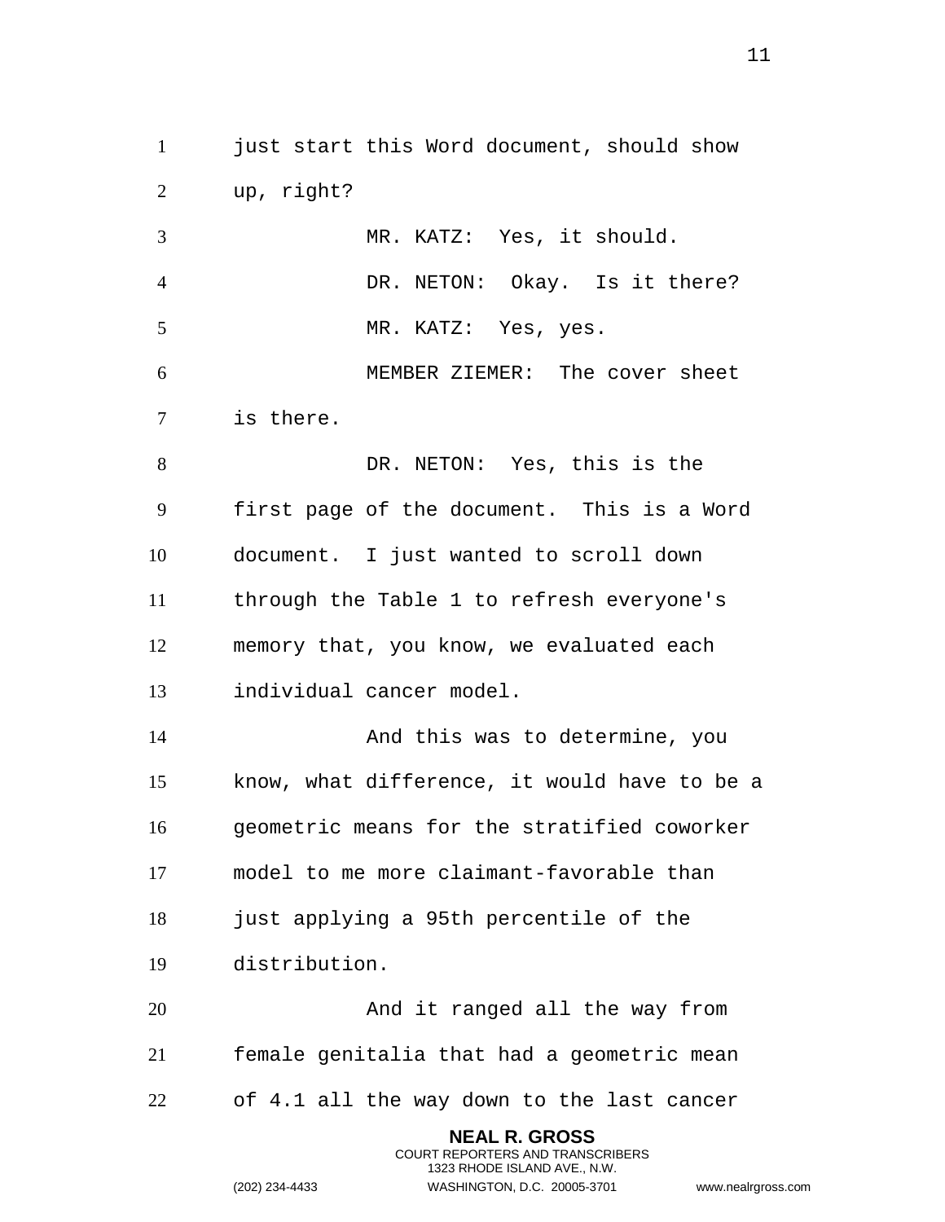just start this Word document, should show up, right?

MR. KATZ: Yes, it should.

DR. NETON: Okay. Is it there?

MR. KATZ: Yes, yes.

MEMBER ZIEMER: The cover sheet is there.

DR. NETON: Yes, this is the first page of the document. This is a Word document. I just wanted to scroll down through the Table 1 to refresh everyone's memory that, you know, we evaluated each individual cancer model.

And this was to determine, you know, what difference, it would have to be a geometric means for the stratified coworker model to me more claimant-favorable than just applying a 95th percentile of the distribution.

And it ranged all the way from female genitalia that had a geometric mean of 4.1 all the way down to the last cancer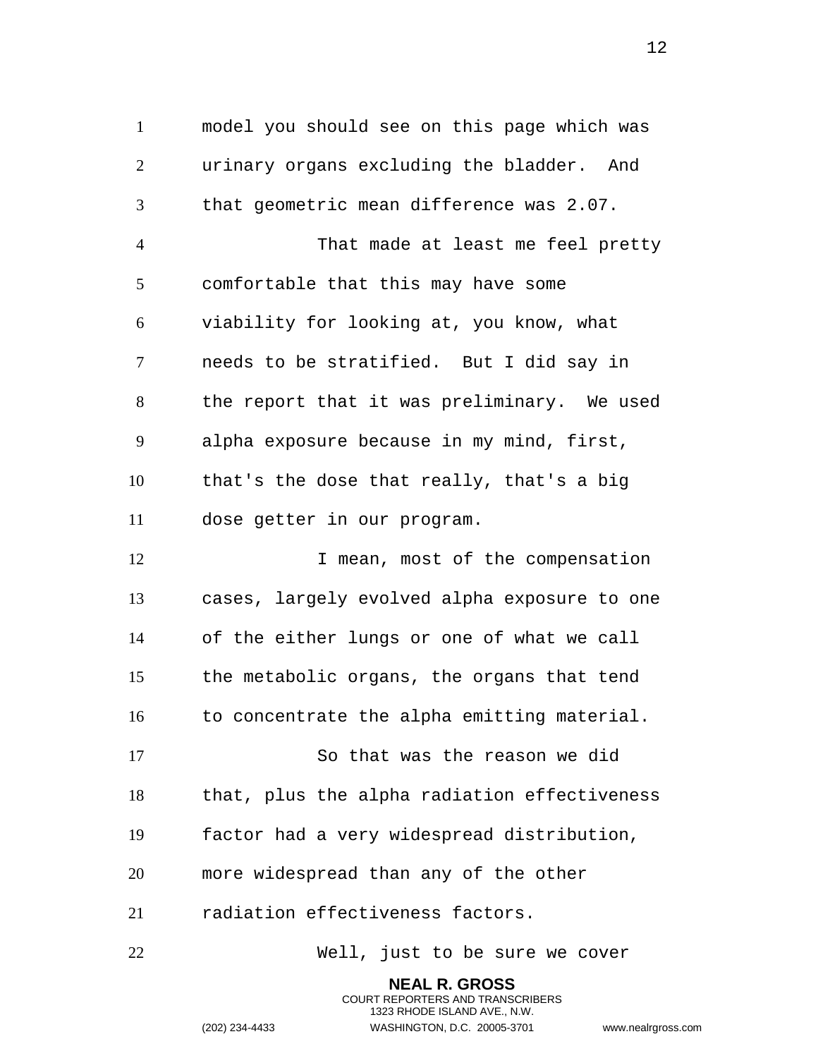model you should see on this page which was urinary organs excluding the bladder. And that geometric mean difference was 2.07.

That made at least me feel pretty comfortable that this may have some viability for looking at, you know, what needs to be stratified. But I did say in the report that it was preliminary. We used alpha exposure because in my mind, first, that's the dose that really, that's a big dose getter in our program.

I mean, most of the compensation cases, largely evolved alpha exposure to one of the either lungs or one of what we call the metabolic organs, the organs that tend to concentrate the alpha emitting material.

So that was the reason we did that, plus the alpha radiation effectiveness factor had a very widespread distribution, more widespread than any of the other radiation effectiveness factors.

Well, just to be sure we cover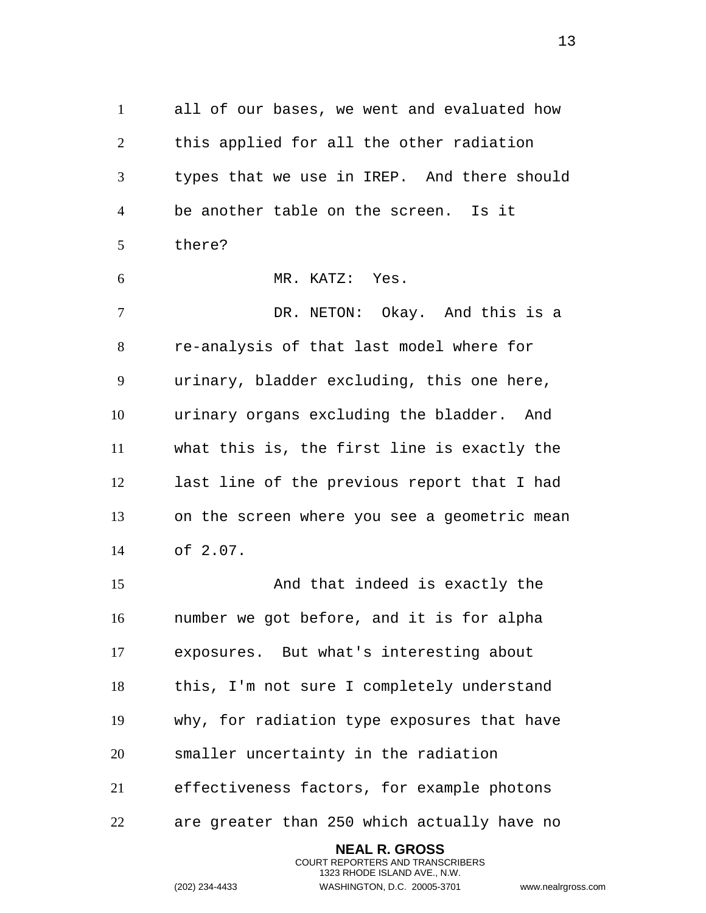all of our bases, we went and evaluated how this applied for all the other radiation types that we use in IREP. And there should be another table on the screen. Is it there?

MR. KATZ: Yes.

DR. NETON: Okay. And this is a re-analysis of that last model where for urinary, bladder excluding, this one here, urinary organs excluding the bladder. And what this is, the first line is exactly the last line of the previous report that I had on the screen where you see a geometric mean of 2.07.

And that indeed is exactly the number we got before, and it is for alpha exposures. But what's interesting about this, I'm not sure I completely understand why, for radiation type exposures that have smaller uncertainty in the radiation effectiveness factors, for example photons are greater than 250 which actually have no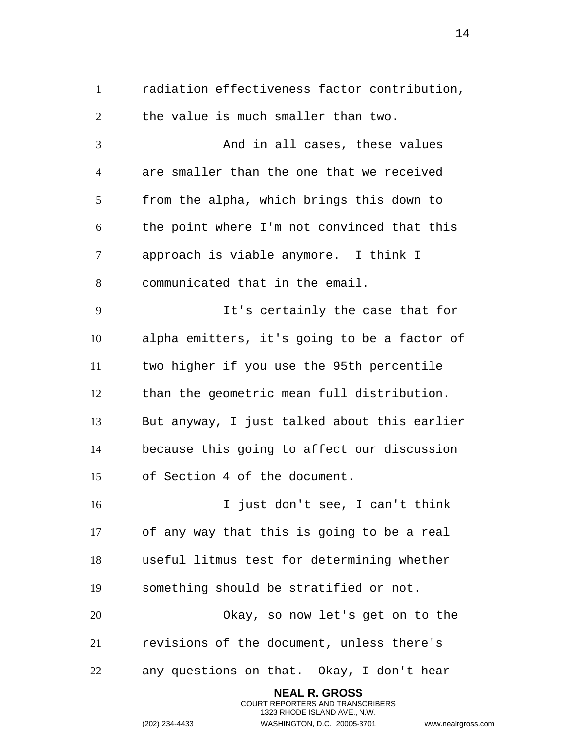radiation effectiveness factor contribution, the value is much smaller than two.

And in all cases, these values are smaller than the one that we received from the alpha, which brings this down to the point where I'm not convinced that this approach is viable anymore. I think I communicated that in the email.

It's certainly the case that for alpha emitters, it's going to be a factor of two higher if you use the 95th percentile than the geometric mean full distribution. But anyway, I just talked about this earlier because this going to affect our discussion of Section 4 of the document.

I just don't see, I can't think of any way that this is going to be a real useful litmus test for determining whether something should be stratified or not.

Okay, so now let's get on to the revisions of the document, unless there's any questions on that. Okay, I don't hear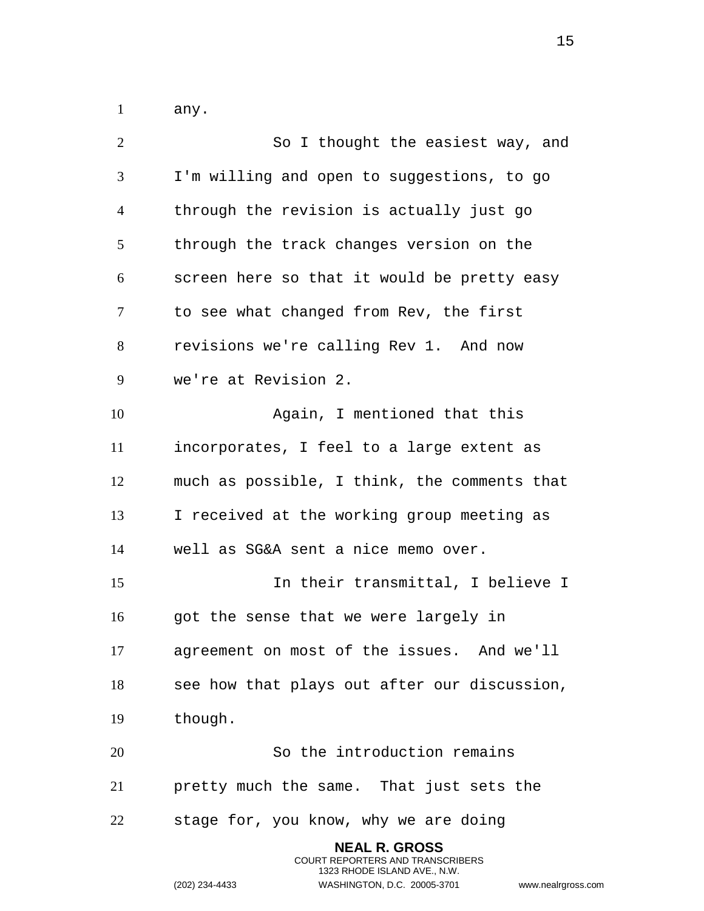any.

So I thought the easiest way, and I'm willing and open to suggestions, to go through the revision is actually just go through the track changes version on the screen here so that it would be pretty easy to see what changed from Rev, the first revisions we're calling Rev 1. And now we're at Revision 2.

Again, I mentioned that this incorporates, I feel to a large extent as much as possible, I think, the comments that I received at the working group meeting as well as SG&A sent a nice memo over.

In their transmittal, I believe I got the sense that we were largely in agreement on most of the issues. And we'll see how that plays out after our discussion, though.

So the introduction remains pretty much the same. That just sets the stage for, you know, why we are doing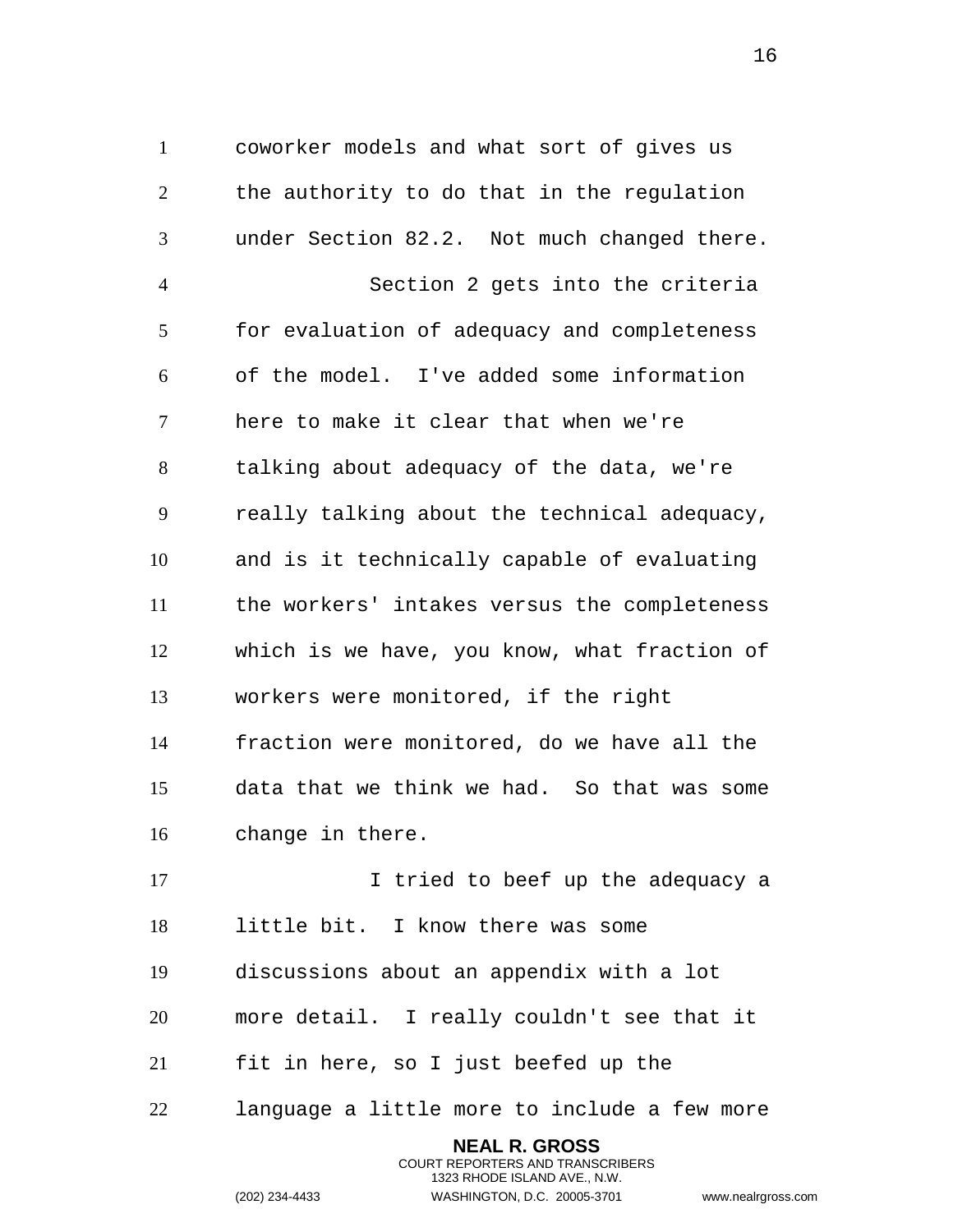coworker models and what sort of gives us the authority to do that in the regulation under Section 82.2. Not much changed there.

Section 2 gets into the criteria for evaluation of adequacy and completeness of the model. I've added some information here to make it clear that when we're talking about adequacy of the data, we're really talking about the technical adequacy, and is it technically capable of evaluating the workers' intakes versus the completeness which is we have, you know, what fraction of workers were monitored, if the right fraction were monitored, do we have all the data that we think we had. So that was some change in there.

I tried to beef up the adequacy a little bit. I know there was some discussions about an appendix with a lot more detail. I really couldn't see that it fit in here, so I just beefed up the language a little more to include a few more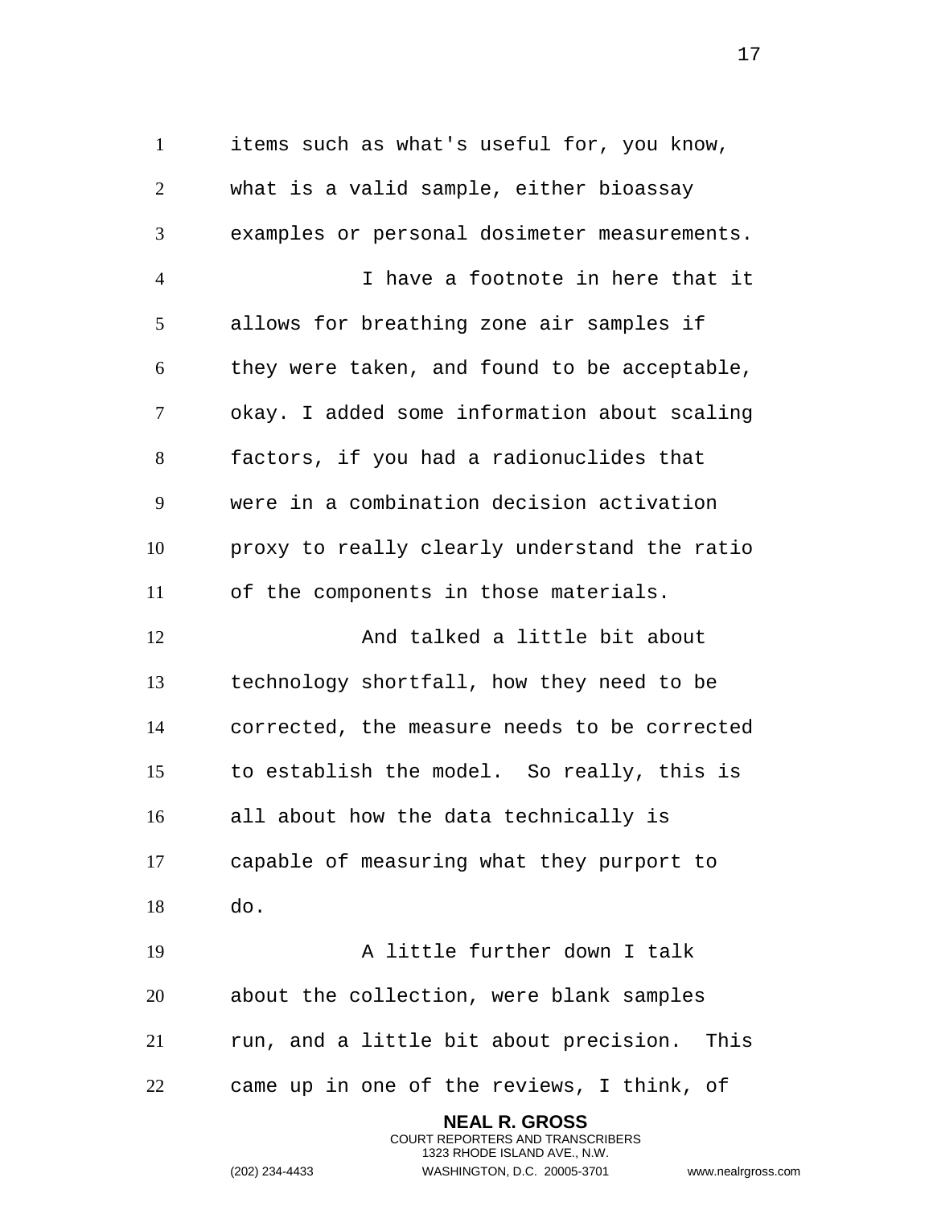items such as what's useful for, you know, what is a valid sample, either bioassay examples or personal dosimeter measurements.

I have a footnote in here that it allows for breathing zone air samples if they were taken, and found to be acceptable, okay. I added some information about scaling factors, if you had a radionuclides that were in a combination decision activation proxy to really clearly understand the ratio of the components in those materials.

And talked a little bit about technology shortfall, how they need to be corrected, the measure needs to be corrected to establish the model. So really, this is all about how the data technically is capable of measuring what they purport to do.

A little further down I talk about the collection, were blank samples run, and a little bit about precision. This came up in one of the reviews, I think, of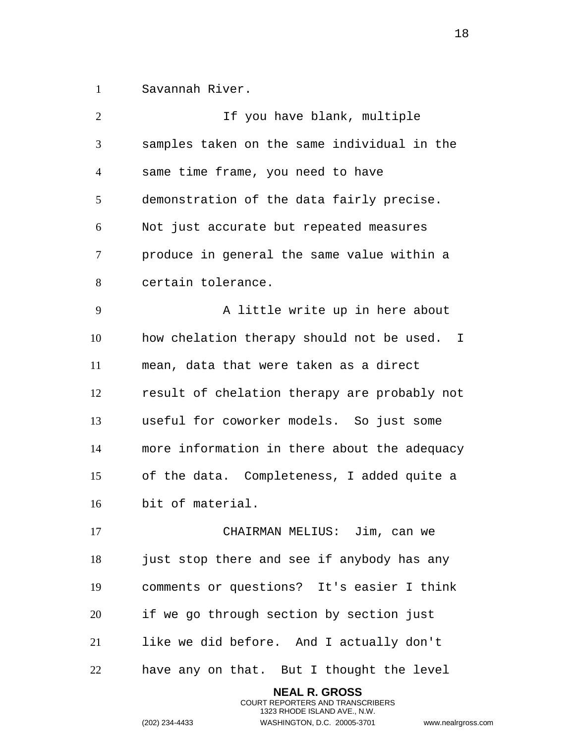Savannah River.

If you have blank, multiple samples taken on the same individual in the same time frame, you need to have demonstration of the data fairly precise. Not just accurate but repeated measures produce in general the same value within a certain tolerance.

A little write up in here about how chelation therapy should not be used. I mean, data that were taken as a direct result of chelation therapy are probably not useful for coworker models. So just some more information in there about the adequacy of the data. Completeness, I added quite a bit of material.

CHAIRMAN MELIUS: Jim, can we just stop there and see if anybody has any comments or questions? It's easier I think if we go through section by section just like we did before. And I actually don't have any on that. But I thought the level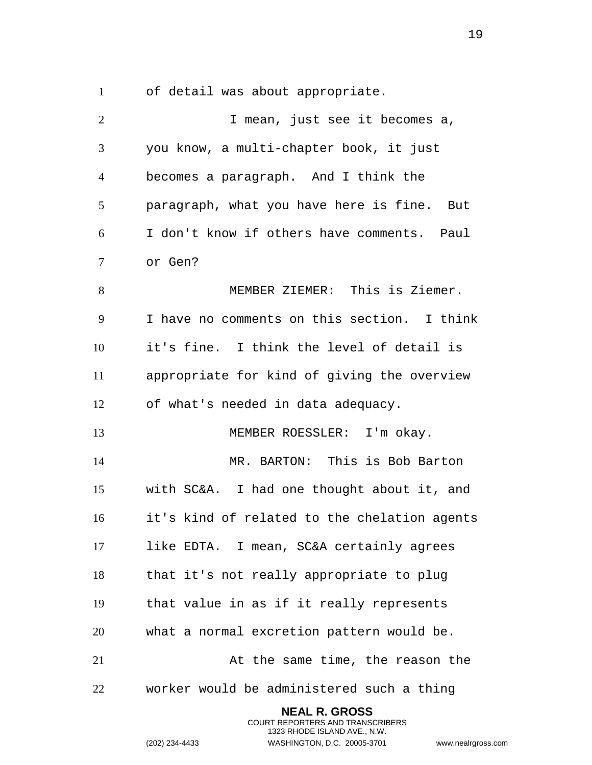of detail was about appropriate.

I mean, just see it becomes a, you know, a multi-chapter book, it just becomes a paragraph. And I think the paragraph, what you have here is fine. But I don't know if others have comments. Paul or Gen?

MEMBER ZIEMER: This is Ziemer. I have no comments on this section. I think it's fine. I think the level of detail is appropriate for kind of giving the overview of what's needed in data adequacy.

MEMBER ROESSLER: I'm okay.

MR. BARTON: This is Bob Barton with SC&A. I had one thought about it, and it's kind of related to the chelation agents like EDTA. I mean, SC&A certainly agrees that it's not really appropriate to plug that value in as if it really represents what a normal excretion pattern would be.

At the same time, the reason the worker would be administered such a thing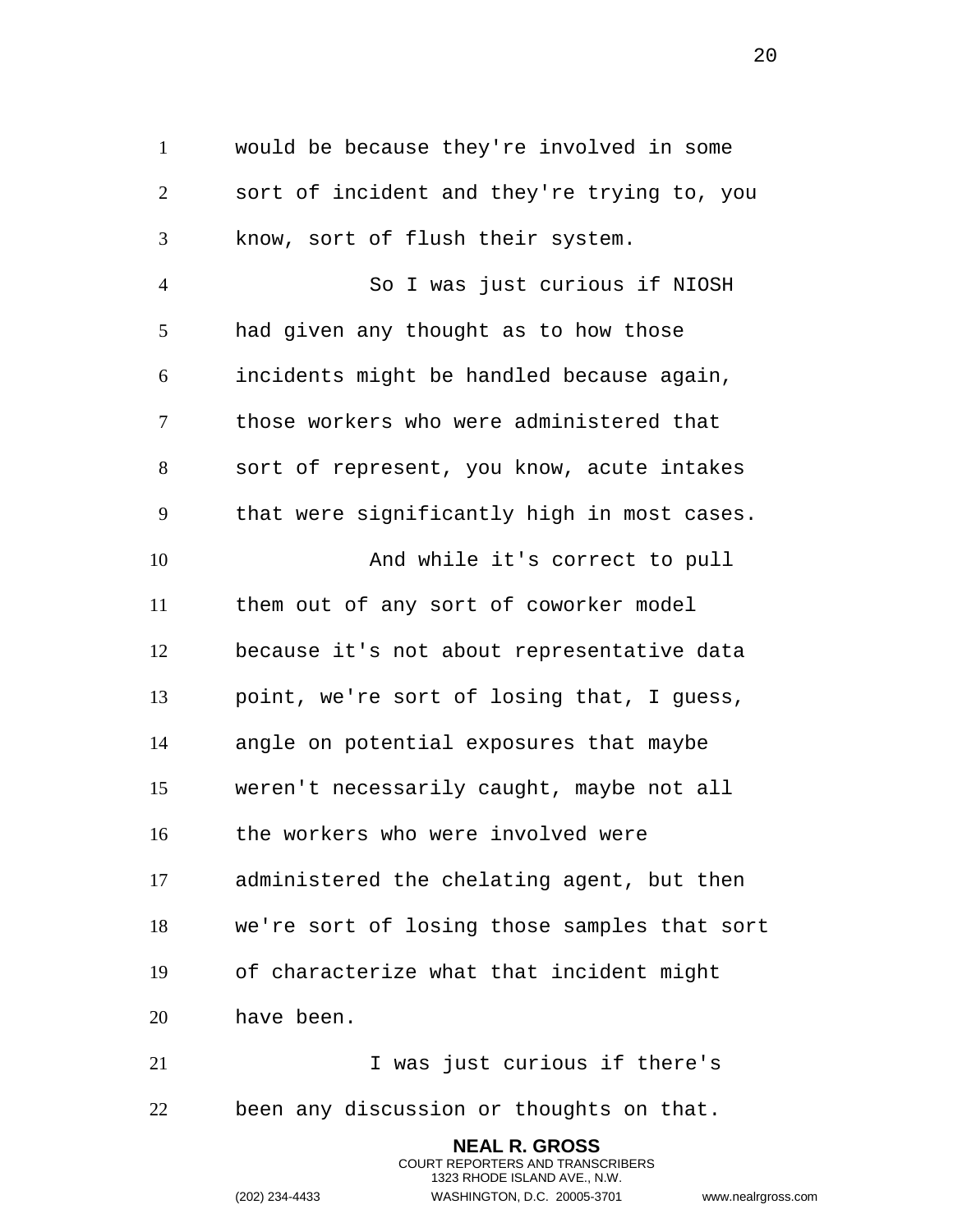would be because they're involved in some sort of incident and they're trying to, you know, sort of flush their system.

So I was just curious if NIOSH had given any thought as to how those incidents might be handled because again, those workers who were administered that sort of represent, you know, acute intakes that were significantly high in most cases.

And while it's correct to pull them out of any sort of coworker model because it's not about representative data point, we're sort of losing that, I guess, angle on potential exposures that maybe weren't necessarily caught, maybe not all the workers who were involved were administered the chelating agent, but then we're sort of losing those samples that sort of characterize what that incident might have been.

I was just curious if there's been any discussion or thoughts on that.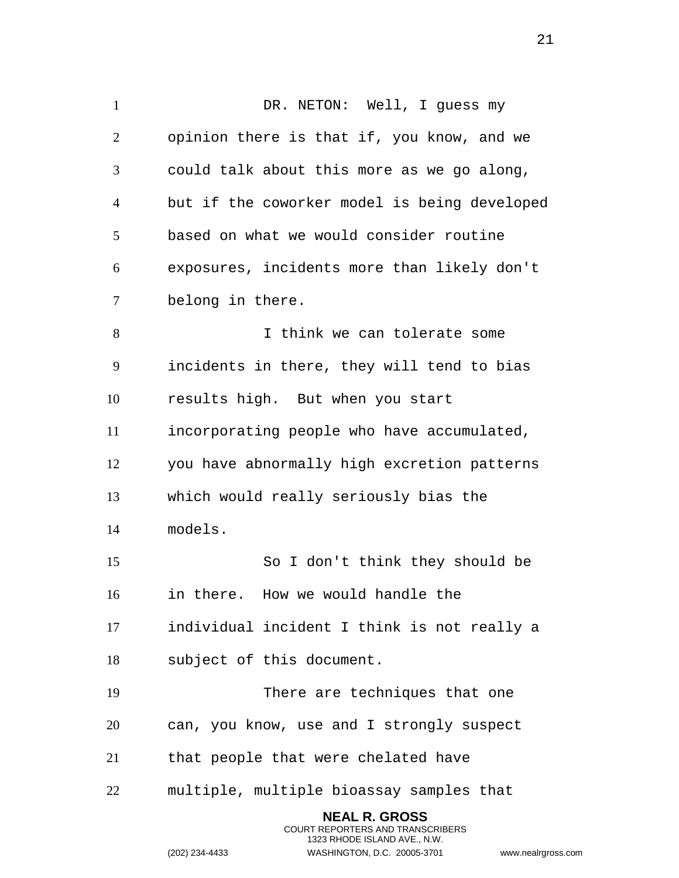DR. NETON: Well, I guess my opinion there is that if, you know, and we could talk about this more as we go along, but if the coworker model is being developed based on what we would consider routine exposures, incidents more than likely don't belong in there.

I think we can tolerate some incidents in there, they will tend to bias results high. But when you start incorporating people who have accumulated, you have abnormally high excretion patterns which would really seriously bias the models.

So I don't think they should be in there. How we would handle the individual incident I think is not really a subject of this document.

There are techniques that one can, you know, use and I strongly suspect that people that were chelated have multiple, multiple bioassay samples that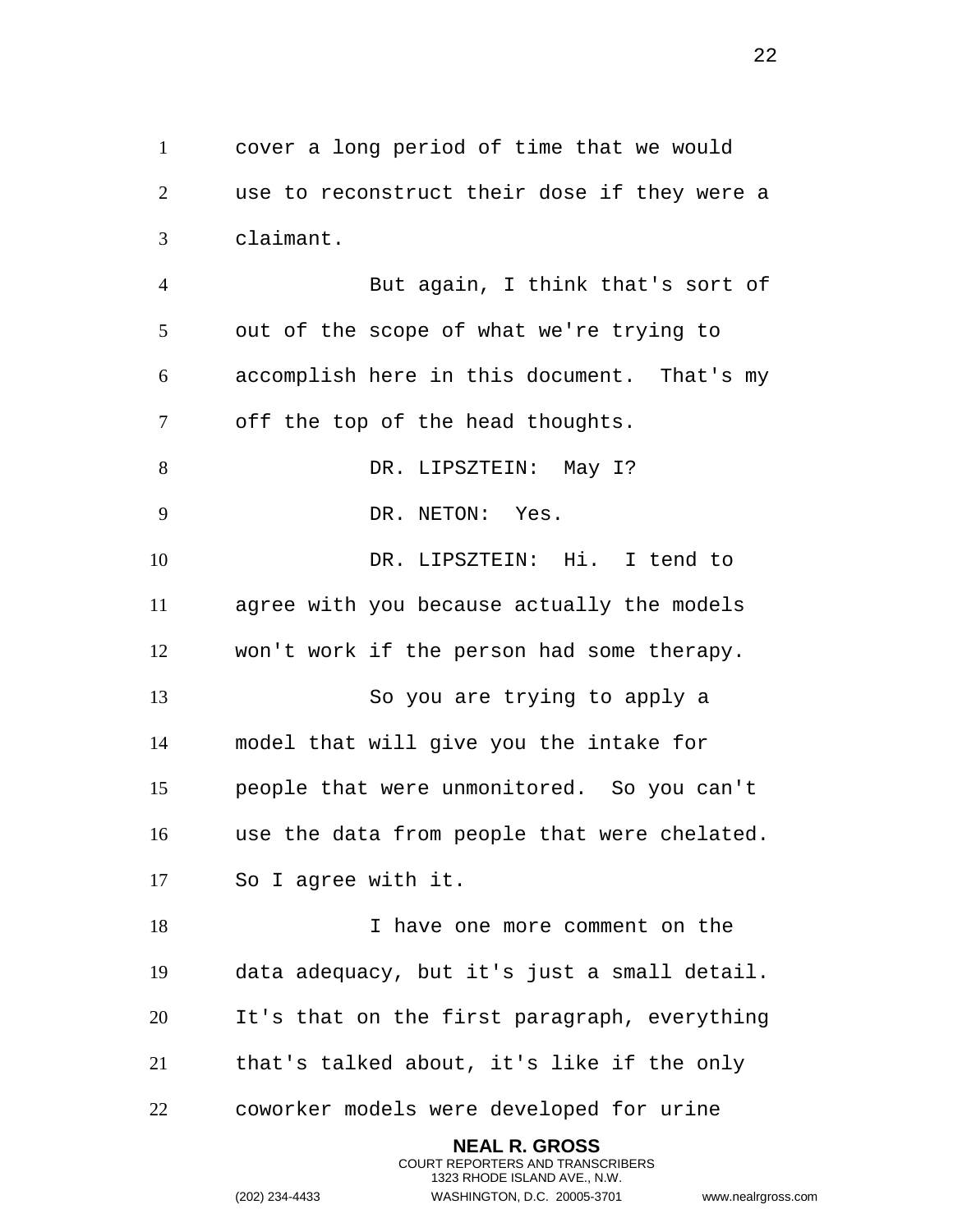cover a long period of time that we would use to reconstruct their dose if they were a claimant.

But again, I think that's sort of out of the scope of what we're trying to accomplish here in this document. That's my off the top of the head thoughts.

DR. LIPSZTEIN: May I?

DR. NETON: Yes.

DR. LIPSZTEIN: Hi. I tend to agree with you because actually the models won't work if the person had some therapy.

So you are trying to apply a model that will give you the intake for people that were unmonitored. So you can't use the data from people that were chelated. So I agree with it.

I have one more comment on the data adequacy, but it's just a small detail. It's that on the first paragraph, everything that's talked about, it's like if the only coworker models were developed for urine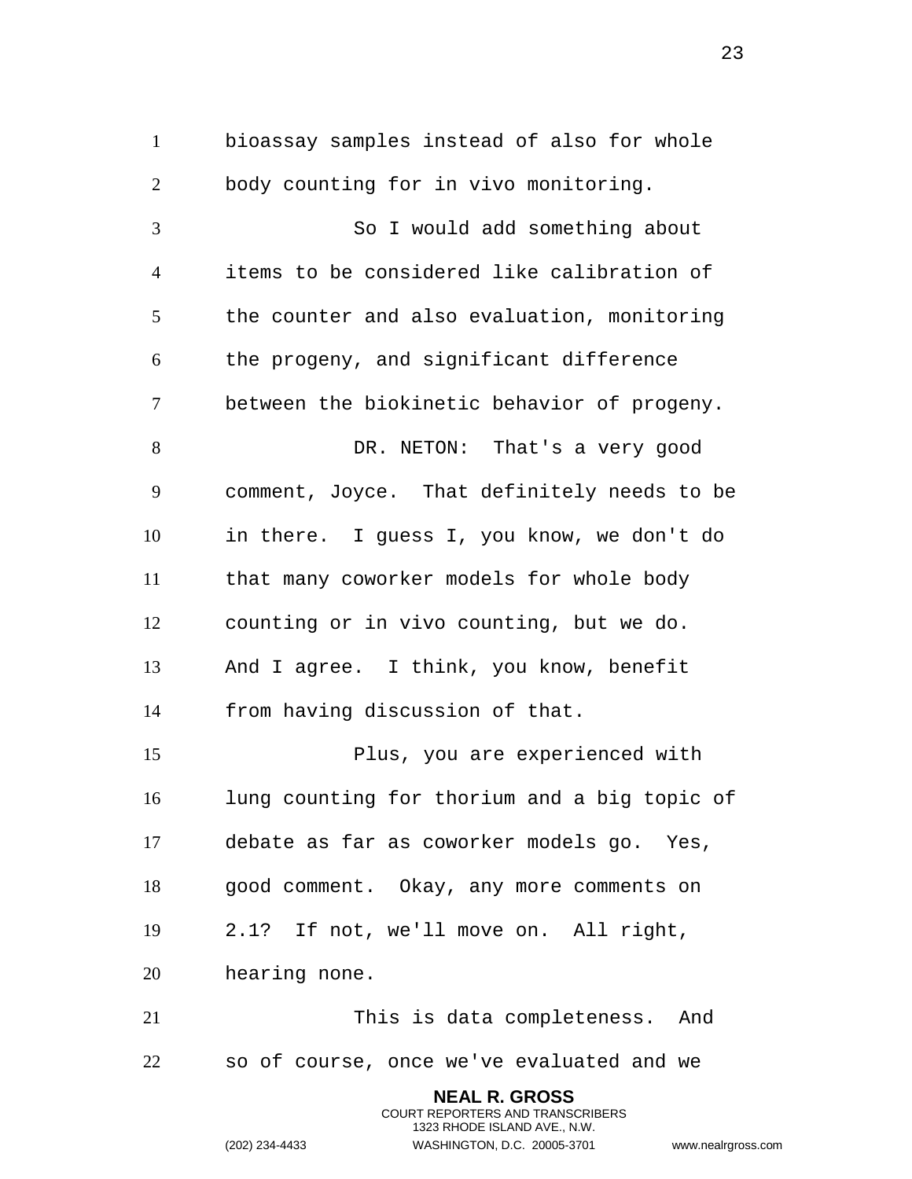bioassay samples instead of also for whole body counting for in vivo monitoring.

So I would add something about items to be considered like calibration of the counter and also evaluation, monitoring the progeny, and significant difference between the biokinetic behavior of progeny.

DR. NETON: That's a very good comment, Joyce. That definitely needs to be in there. I guess I, you know, we don't do that many coworker models for whole body counting or in vivo counting, but we do. And I agree. I think, you know, benefit from having discussion of that.

Plus, you are experienced with lung counting for thorium and a big topic of debate as far as coworker models go. Yes, good comment. Okay, any more comments on 2.1? If not, we'll move on. All right, hearing none.

This is data completeness. And so of course, once we've evaluated and we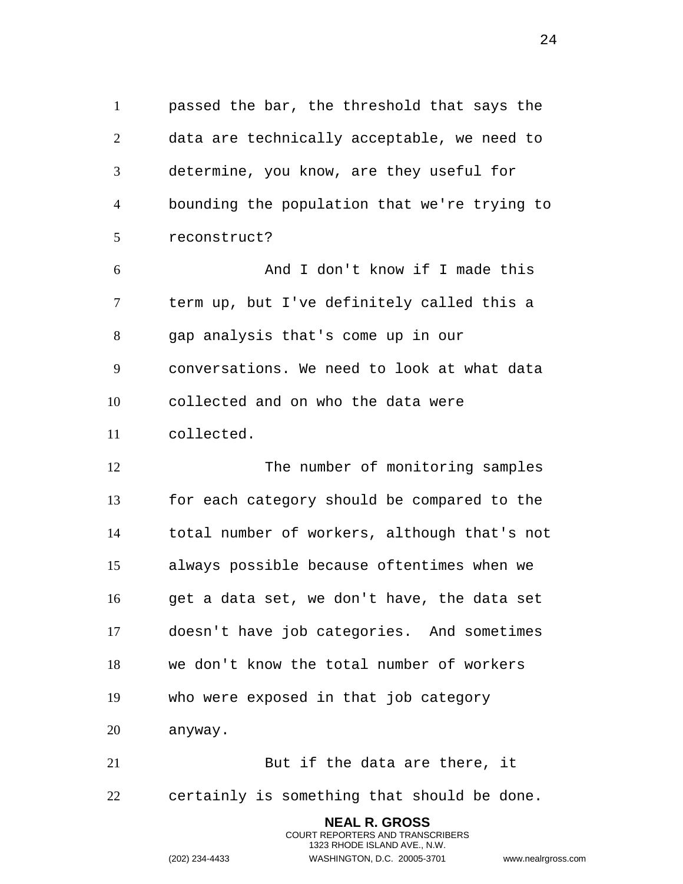passed the bar, the threshold that says the data are technically acceptable, we need to determine, you know, are they useful for bounding the population that we're trying to reconstruct?

And I don't know if I made this term up, but I've definitely called this a gap analysis that's come up in our conversations. We need to look at what data collected and on who the data were collected.

The number of monitoring samples for each category should be compared to the total number of workers, although that's not always possible because oftentimes when we get a data set, we don't have, the data set doesn't have job categories. And sometimes we don't know the total number of workers who were exposed in that job category anyway.

But if the data are there, it certainly is something that should be done.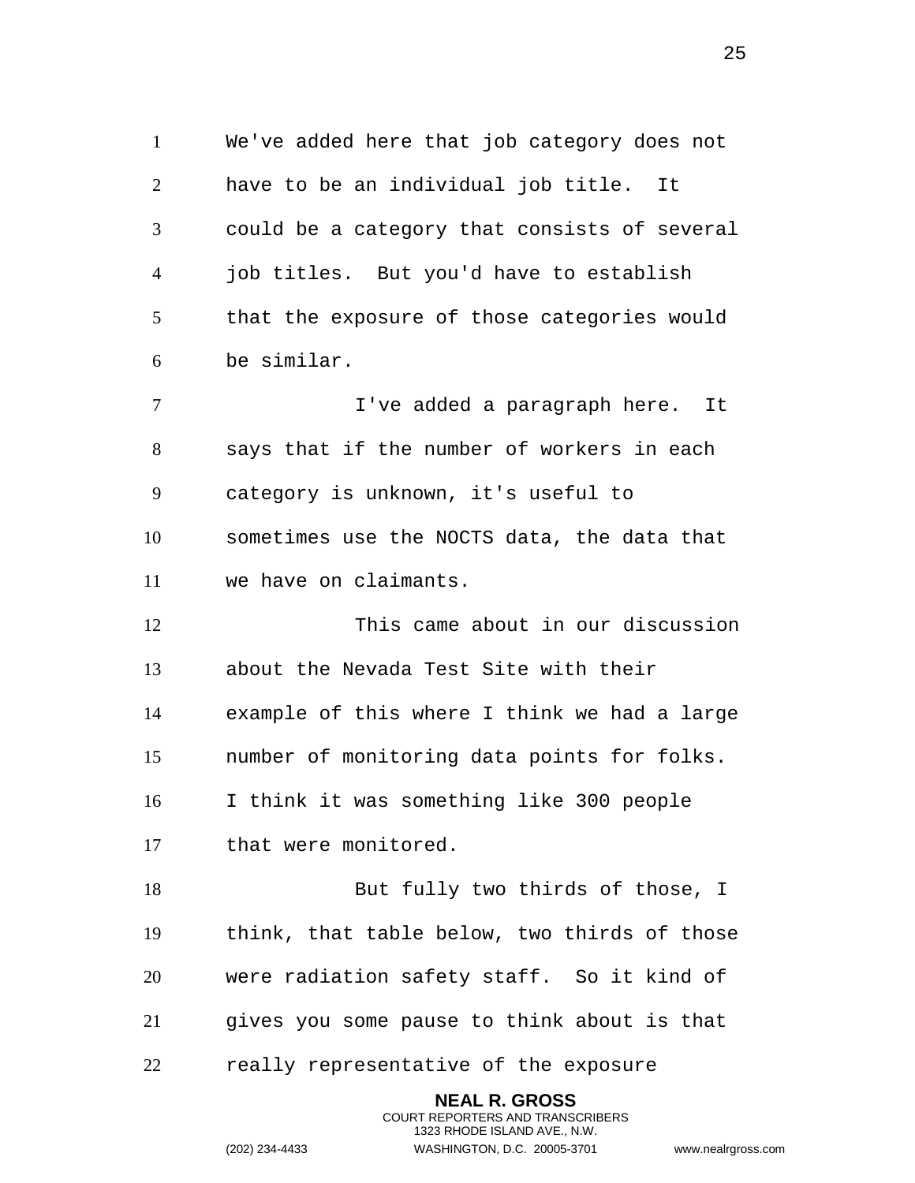We've added here that job category does not have to be an individual job title. It could be a category that consists of several job titles. But you'd have to establish that the exposure of those categories would be similar.

I've added a paragraph here. It says that if the number of workers in each category is unknown, it's useful to sometimes use the NOCTS data, the data that we have on claimants.

This came about in our discussion about the Nevada Test Site with their example of this where I think we had a large number of monitoring data points for folks. I think it was something like 300 people that were monitored.

But fully two thirds of those, I think, that table below, two thirds of those were radiation safety staff. So it kind of gives you some pause to think about is that really representative of the exposure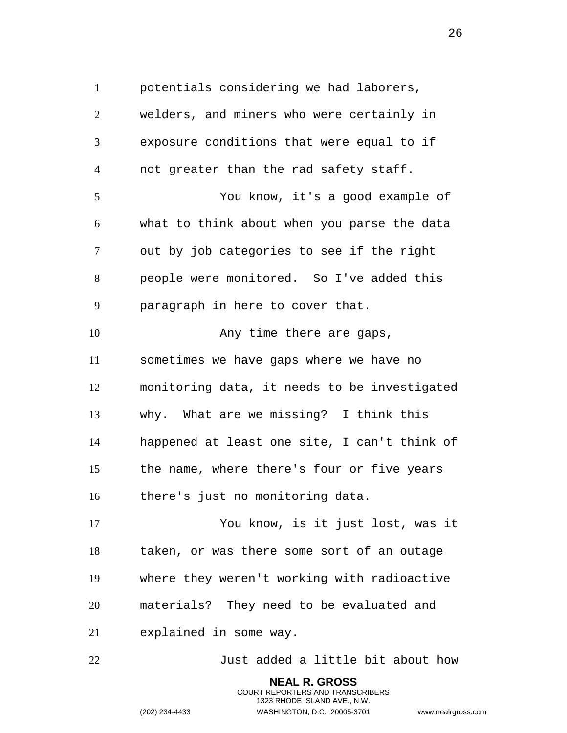potentials considering we had laborers, welders, and miners who were certainly in exposure conditions that were equal to if not greater than the rad safety staff.

You know, it's a good example of what to think about when you parse the data out by job categories to see if the right people were monitored. So I've added this paragraph in here to cover that.

Any time there are gaps, sometimes we have gaps where we have no monitoring data, it needs to be investigated why. What are we missing? I think this happened at least one site, I can't think of the name, where there's four or five years there's just no monitoring data.

You know, is it just lost, was it taken, or was there some sort of an outage where they weren't working with radioactive materials? They need to be evaluated and explained in some way.

Just added a little bit about how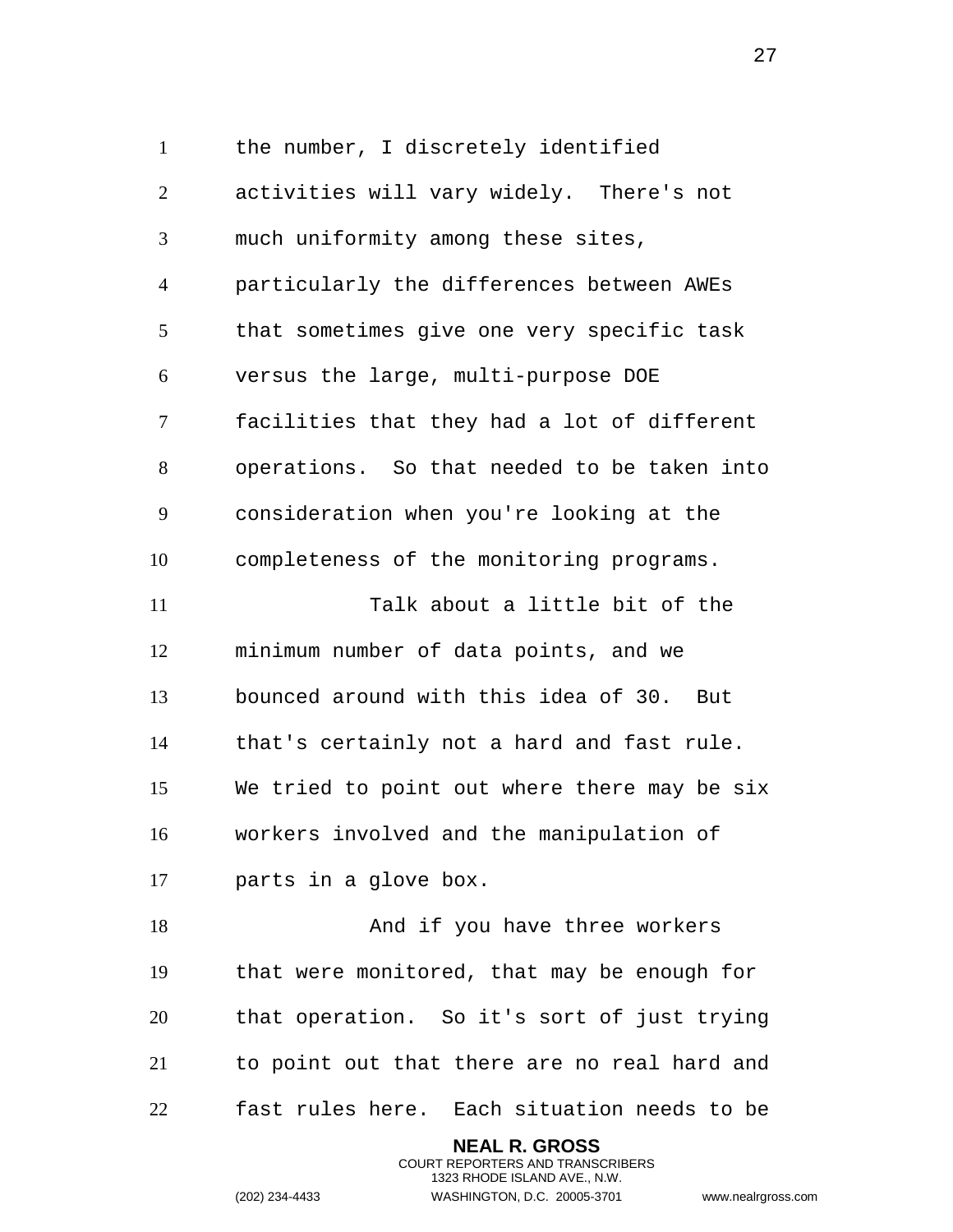the number, I discretely identified activities will vary widely. There's not much uniformity among these sites, particularly the differences between AWEs that sometimes give one very specific task versus the large, multi-purpose DOE facilities that they had a lot of different operations. So that needed to be taken into consideration when you're looking at the completeness of the monitoring programs.

Talk about a little bit of the minimum number of data points, and we bounced around with this idea of 30. But that's certainly not a hard and fast rule. We tried to point out where there may be six workers involved and the manipulation of parts in a glove box.

And if you have three workers that were monitored, that may be enough for that operation. So it's sort of just trying to point out that there are no real hard and fast rules here. Each situation needs to be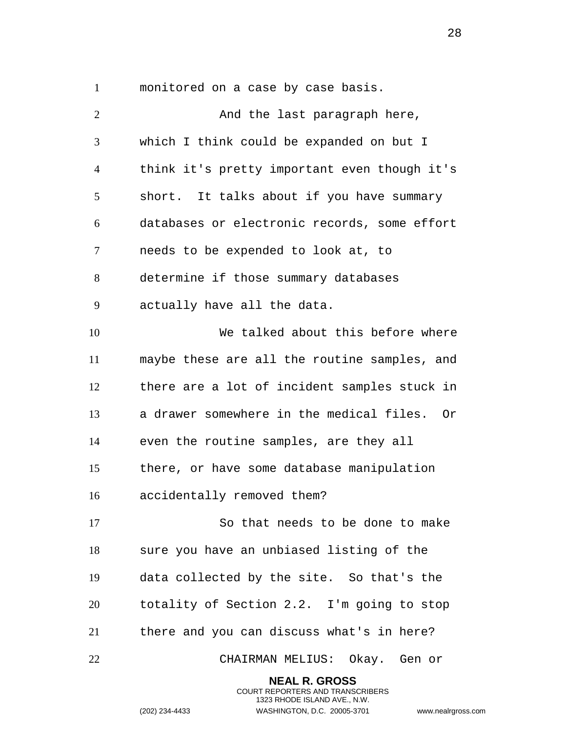monitored on a case by case basis.

And the last paragraph here, which I think could be expanded on but I think it's pretty important even though it's short. It talks about if you have summary databases or electronic records, some effort needs to be expended to look at, to determine if those summary databases actually have all the data.

We talked about this before where maybe these are all the routine samples, and there are a lot of incident samples stuck in a drawer somewhere in the medical files. Or even the routine samples, are they all there, or have some database manipulation accidentally removed them?

So that needs to be done to make sure you have an unbiased listing of the data collected by the site. So that's the totality of Section 2.2. I'm going to stop there and you can discuss what's in here?

CHAIRMAN MELIUS: Okay. Gen or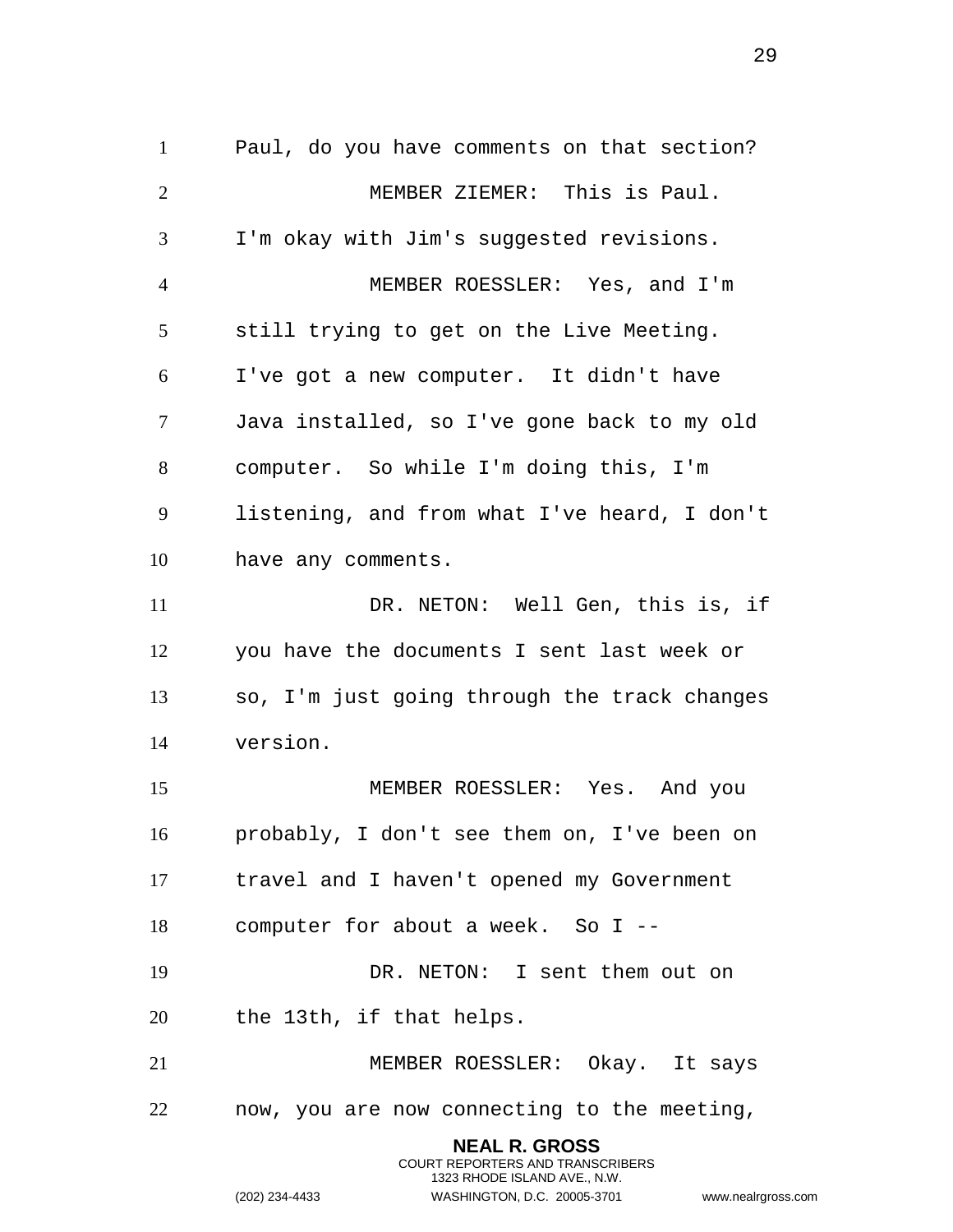Paul, do you have comments on that section?

MEMBER ZIEMER: This is Paul. I'm okay with Jim's suggested revisions.

MEMBER ROESSLER: Yes, and I'm still trying to get on the Live Meeting. I've got a new computer. It didn't have Java installed, so I've gone back to my old computer. So while I'm doing this, I'm listening, and from what I've heard, I don't have any comments.

DR. NETON: Well Gen, this is, if you have the documents I sent last week or so, I'm just going through the track changes version.

MEMBER ROESSLER: Yes. And you probably, I don't see them on, I've been on travel and I haven't opened my Government computer for about a week. So I --

DR. NETON: I sent them out on the 13th, if that helps.

MEMBER ROESSLER: Okay. It says now, you are now connecting to the meeting,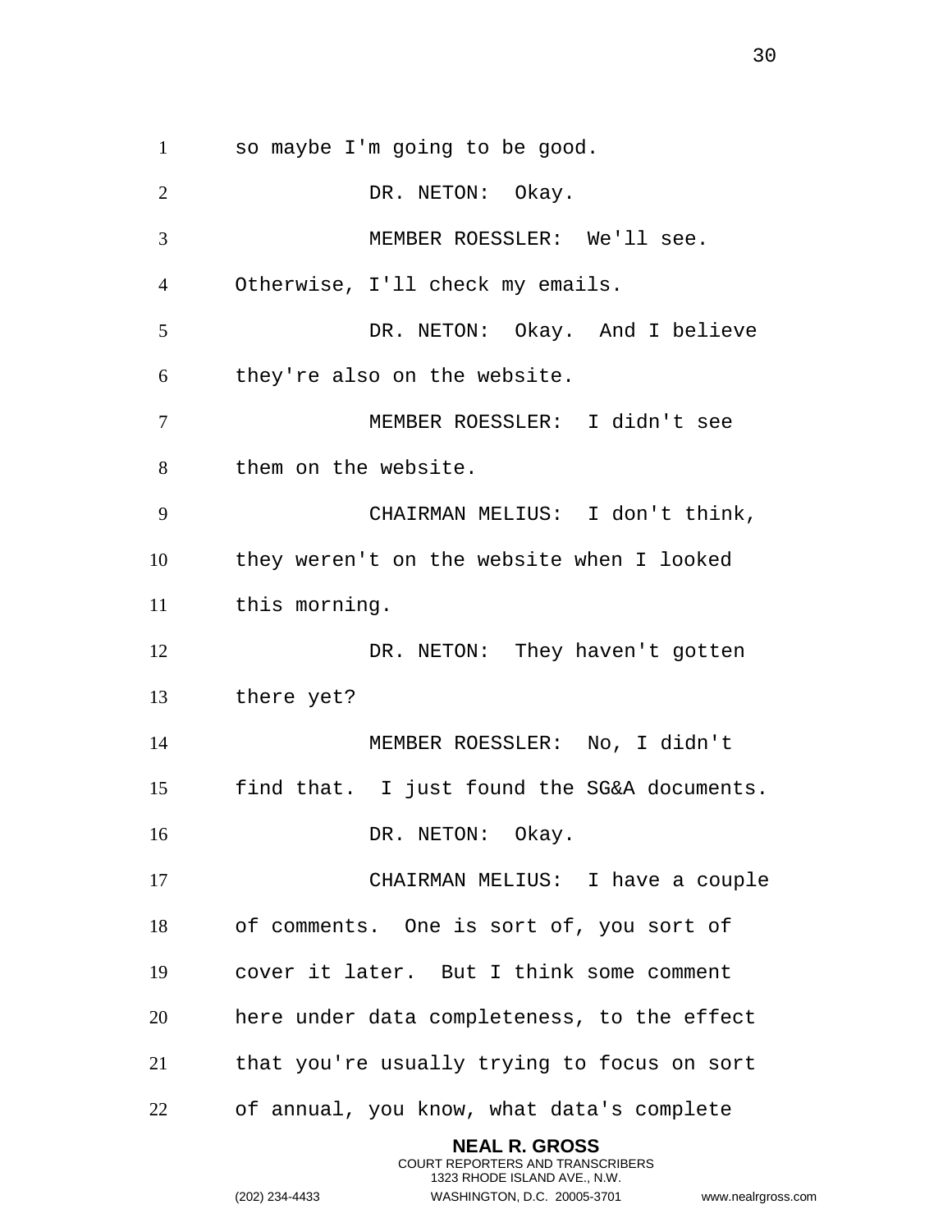so maybe I'm going to be good.

DR. NETON: Okay.

MEMBER ROESSLER: We'll see. Otherwise, I'll check my emails.

DR. NETON: Okay. And I believe they're also on the website.

MEMBER ROESSLER: I didn't see them on the website.

CHAIRMAN MELIUS: I don't think, they weren't on the website when I looked this morning.

DR. NETON: They haven't gotten there yet?

MEMBER ROESSLER: No, I didn't find that. I just found the SG&A documents.

DR. NETON: Okay.

CHAIRMAN MELIUS: I have a couple of comments. One is sort of, you sort of cover it later. But I think some comment here under data completeness, to the effect that you're usually trying to focus on sort of annual, you know, what data's complete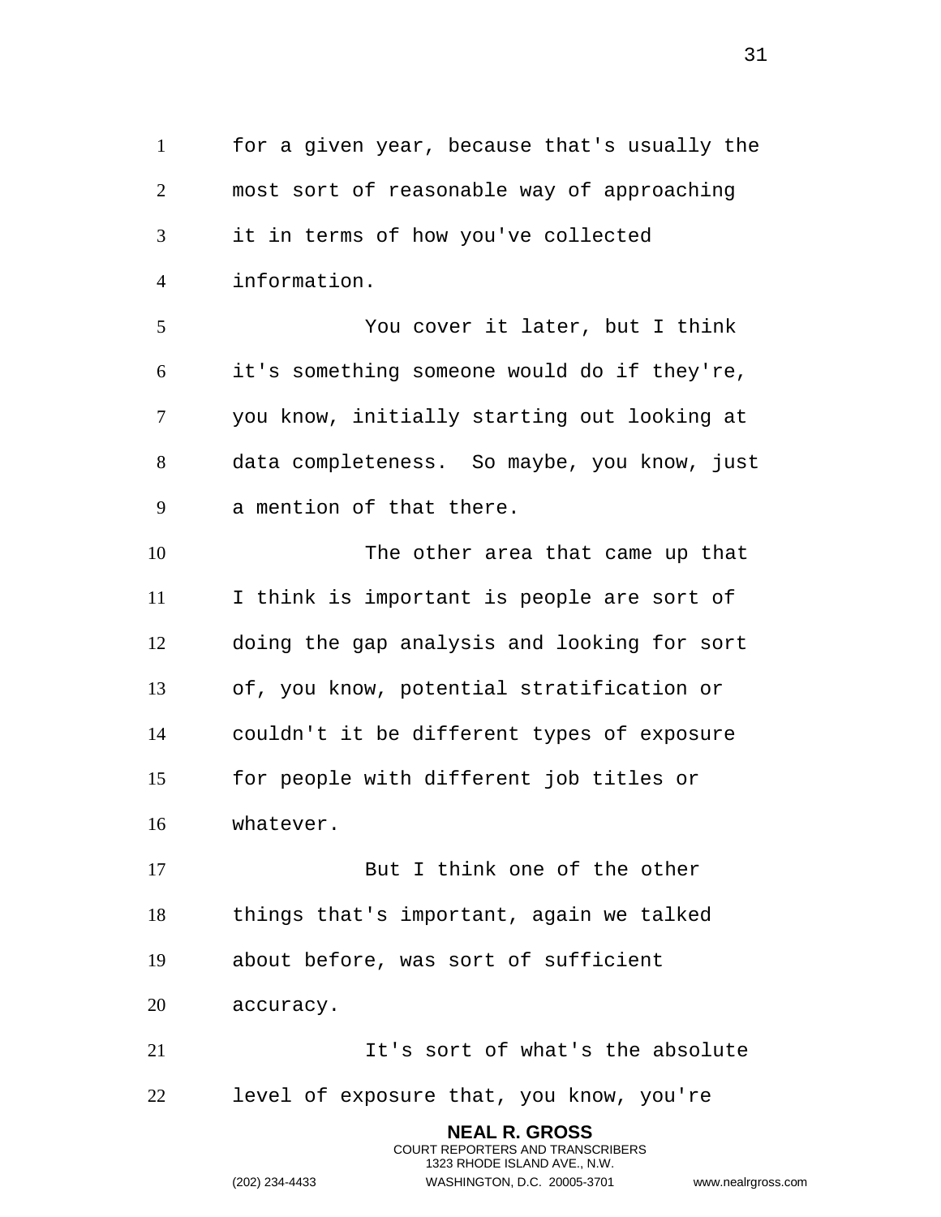for a given year, because that's usually the most sort of reasonable way of approaching it in terms of how you've collected information.

You cover it later, but I think it's something someone would do if they're, you know, initially starting out looking at data completeness. So maybe, you know, just a mention of that there.

The other area that came up that I think is important is people are sort of doing the gap analysis and looking for sort of, you know, potential stratification or couldn't it be different types of exposure for people with different job titles or whatever.

But I think one of the other things that's important, again we talked about before, was sort of sufficient accuracy.

It's sort of what's the absolute level of exposure that, you know, you're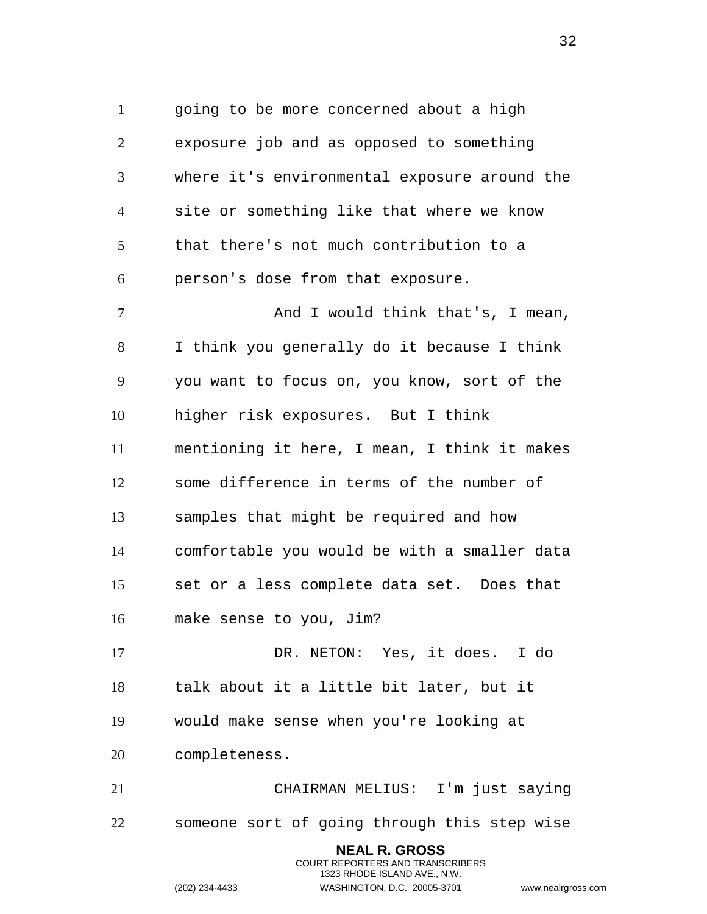going to be more concerned about a high exposure job and as opposed to something where it's environmental exposure around the site or something like that where we know that there's not much contribution to a person's dose from that exposure.

And I would think that's, I mean, I think you generally do it because I think you want to focus on, you know, sort of the higher risk exposures. But I think mentioning it here, I mean, I think it makes some difference in terms of the number of samples that might be required and how comfortable you would be with a smaller data set or a less complete data set. Does that make sense to you, Jim?

DR. NETON: Yes, it does. I do talk about it a little bit later, but it would make sense when you're looking at completeness.

CHAIRMAN MELIUS: I'm just saying someone sort of going through this step wise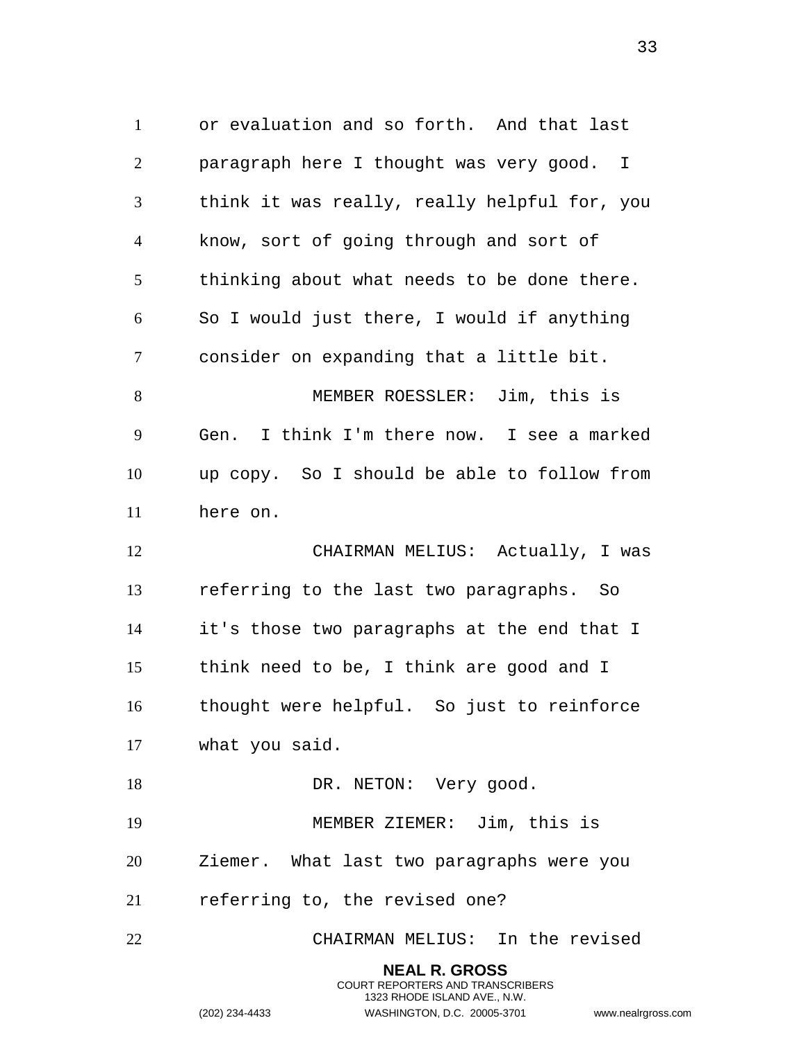or evaluation and so forth. And that last paragraph here I thought was very good. I think it was really, really helpful for, you know, sort of going through and sort of thinking about what needs to be done there. So I would just there, I would if anything consider on expanding that a little bit.

MEMBER ROESSLER: Jim, this is Gen. I think I'm there now. I see a marked up copy. So I should be able to follow from here on.

CHAIRMAN MELIUS: Actually, I was referring to the last two paragraphs. So it's those two paragraphs at the end that I think need to be, I think are good and I thought were helpful. So just to reinforce what you said.

DR. NETON: Very good.

MEMBER ZIEMER: Jim, this is Ziemer. What last two paragraphs were you referring to, the revised one?

CHAIRMAN MELIUS: In the revised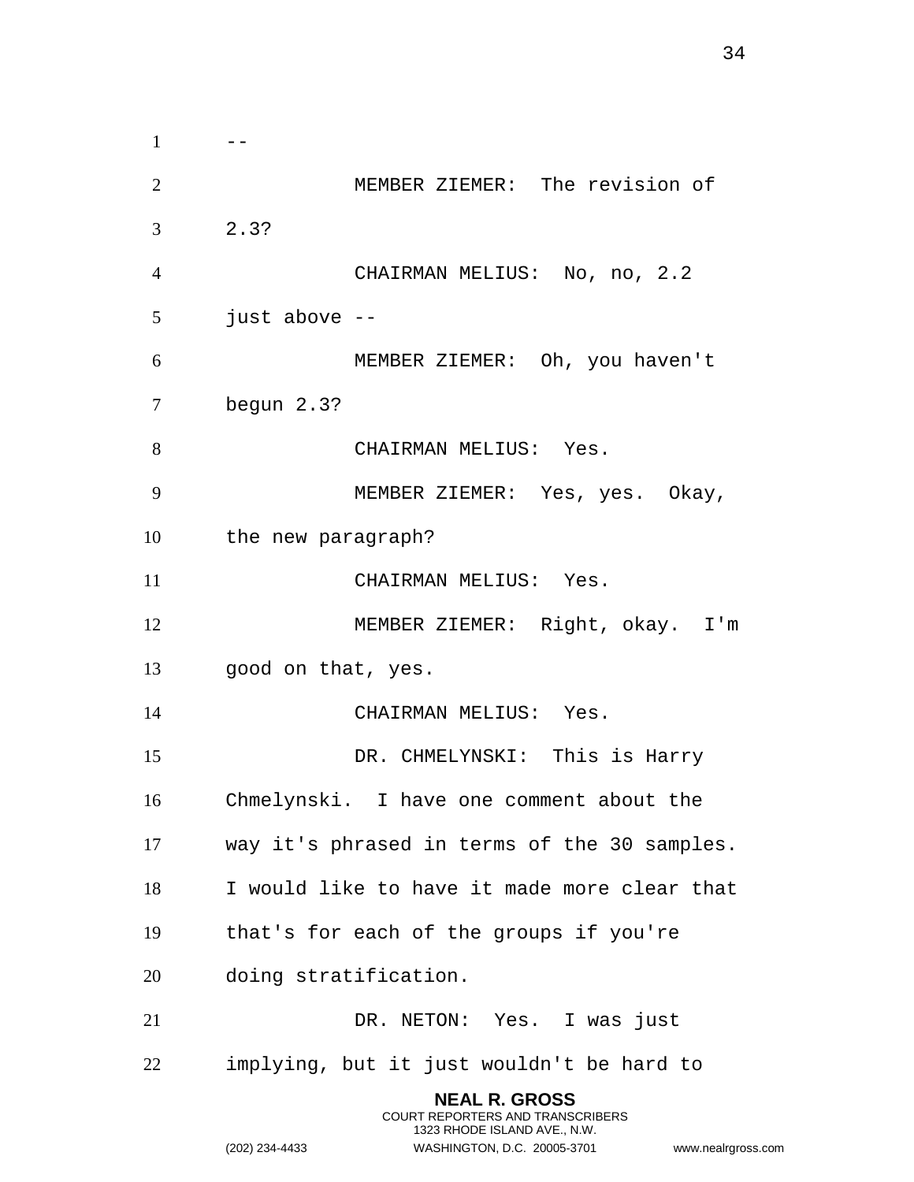--

MEMBER ZIEMER: The revision of 2.3?

CHAIRMAN MELIUS: No, no, 2.2 just above --

MEMBER ZIEMER: Oh, you haven't begun 2.3?

CHAIRMAN MELIUS: Yes.

MEMBER ZIEMER: Yes, yes. Okay, the new paragraph?

CHAIRMAN MELIUS: Yes.

MEMBER ZIEMER: Right, okay. I'm good on that, yes.

CHAIRMAN MELIUS: Yes.

DR. CHMELYNSKI: This is Harry Chmelynski. I have one comment about the way it's phrased in terms of the 30 samples. I would like to have it made more clear that that's for each of the groups if you're doing stratification.

DR. NETON: Yes. I was just implying, but it just wouldn't be hard to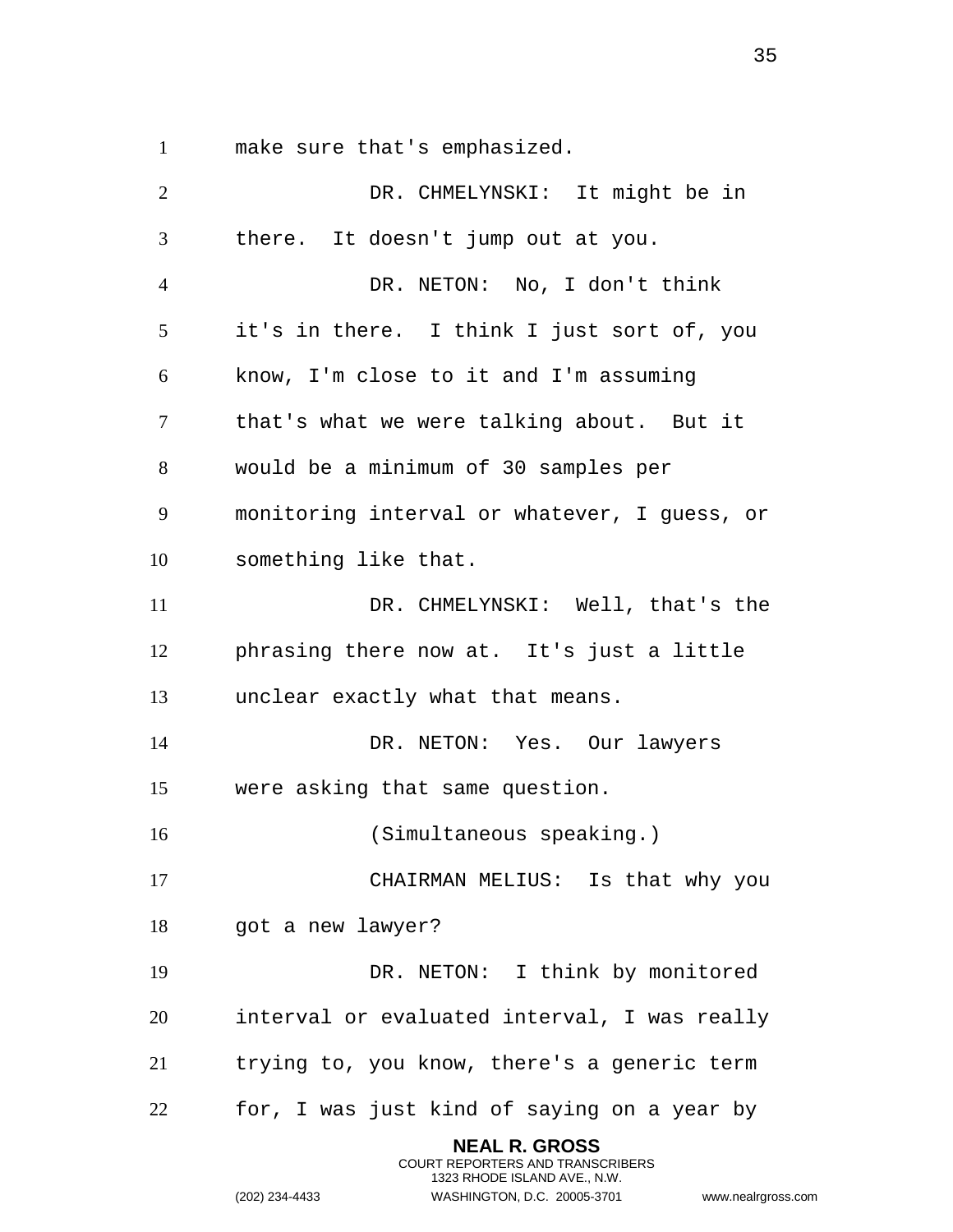make sure that's emphasized.

DR. CHMELYNSKI: It might be in there. It doesn't jump out at you.

DR. NETON: No, I don't think it's in there. I think I just sort of, you know, I'm close to it and I'm assuming that's what we were talking about. But it would be a minimum of 30 samples per monitoring interval or whatever, I guess, or something like that.

DR. CHMELYNSKI: Well, that's the phrasing there now at. It's just a little unclear exactly what that means.

DR. NETON: Yes. Our lawyers were asking that same question.

(Simultaneous speaking.)

CHAIRMAN MELIUS: Is that why you got a new lawyer?

DR. NETON: I think by monitored interval or evaluated interval, I was really trying to, you know, there's a generic term for, I was just kind of saying on a year by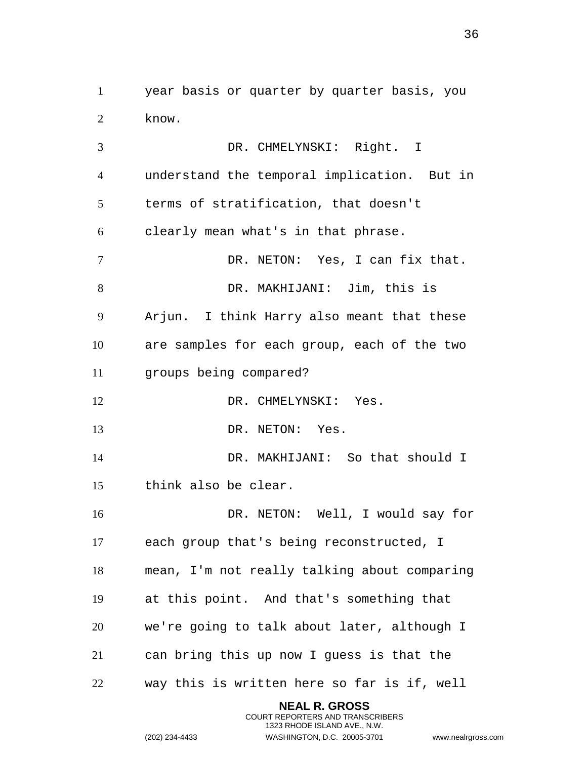year basis or quarter by quarter basis, you know.

DR. CHMELYNSKI: Right. I understand the temporal implication. But in terms of stratification, that doesn't clearly mean what's in that phrase.

DR. NETON: Yes, I can fix that.

DR. MAKHIJANI: Jim, this is Arjun. I think Harry also meant that these are samples for each group, each of the two groups being compared?

DR. CHMELYNSKI: Yes.

DR. NETON: Yes.

DR. MAKHIJANI: So that should I think also be clear.

DR. NETON: Well, I would say for each group that's being reconstructed, I mean, I'm not really talking about comparing at this point. And that's something that we're going to talk about later, although I can bring this up now I guess is that the way this is written here so far is if, well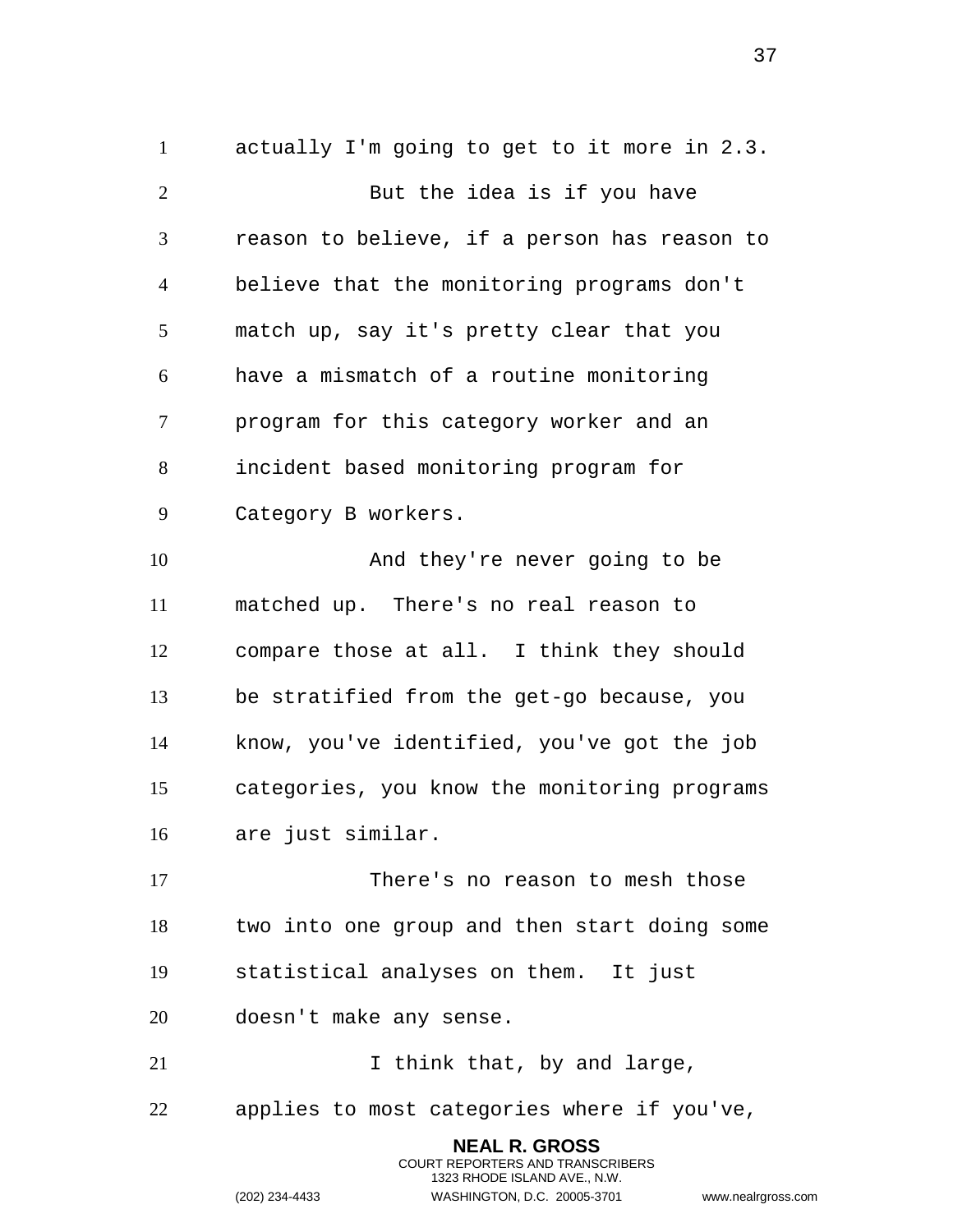actually I'm going to get to it more in 2.3.

But the idea is if you have reason to believe, if a person has reason to believe that the monitoring programs don't match up, say it's pretty clear that you have a mismatch of a routine monitoring program for this category worker and an incident based monitoring program for Category B workers.

And they're never going to be matched up. There's no real reason to compare those at all. I think they should be stratified from the get-go because, you know, you've identified, you've got the job categories, you know the monitoring programs are just similar.

There's no reason to mesh those two into one group and then start doing some statistical analyses on them. It just doesn't make any sense.

I think that, by and large, applies to most categories where if you've,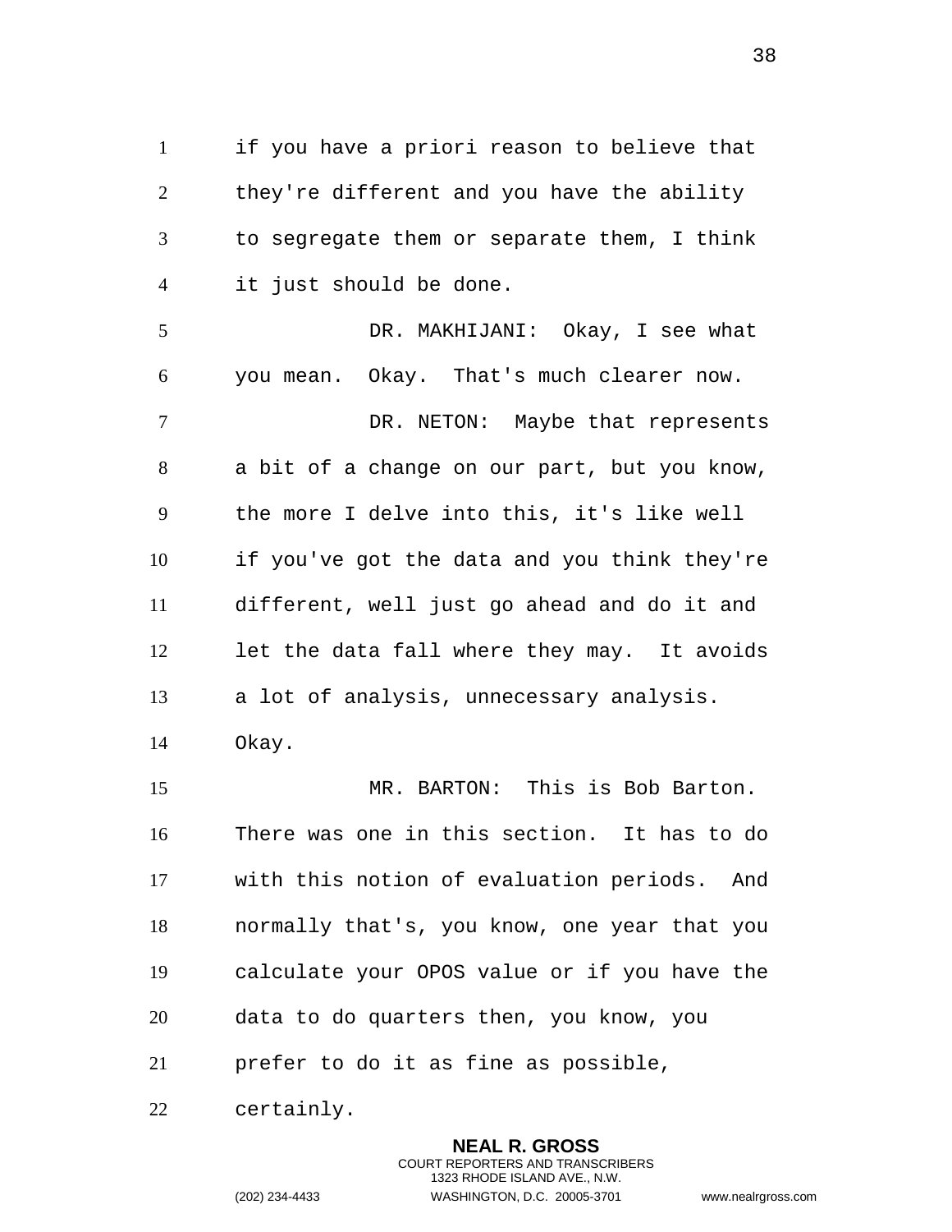if you have a priori reason to believe that they're different and you have the ability to segregate them or separate them, I think it just should be done.

DR. MAKHIJANI: Okay, I see what you mean. Okay. That's much clearer now.

DR. NETON: Maybe that represents a bit of a change on our part, but you know, the more I delve into this, it's like well if you've got the data and you think they're different, well just go ahead and do it and let the data fall where they may. It avoids a lot of analysis, unnecessary analysis. Okay.

MR. BARTON: This is Bob Barton. There was one in this section. It has to do with this notion of evaluation periods. And normally that's, you know, one year that you calculate your OPOS value or if you have the data to do quarters then, you know, you prefer to do it as fine as possible, certainly.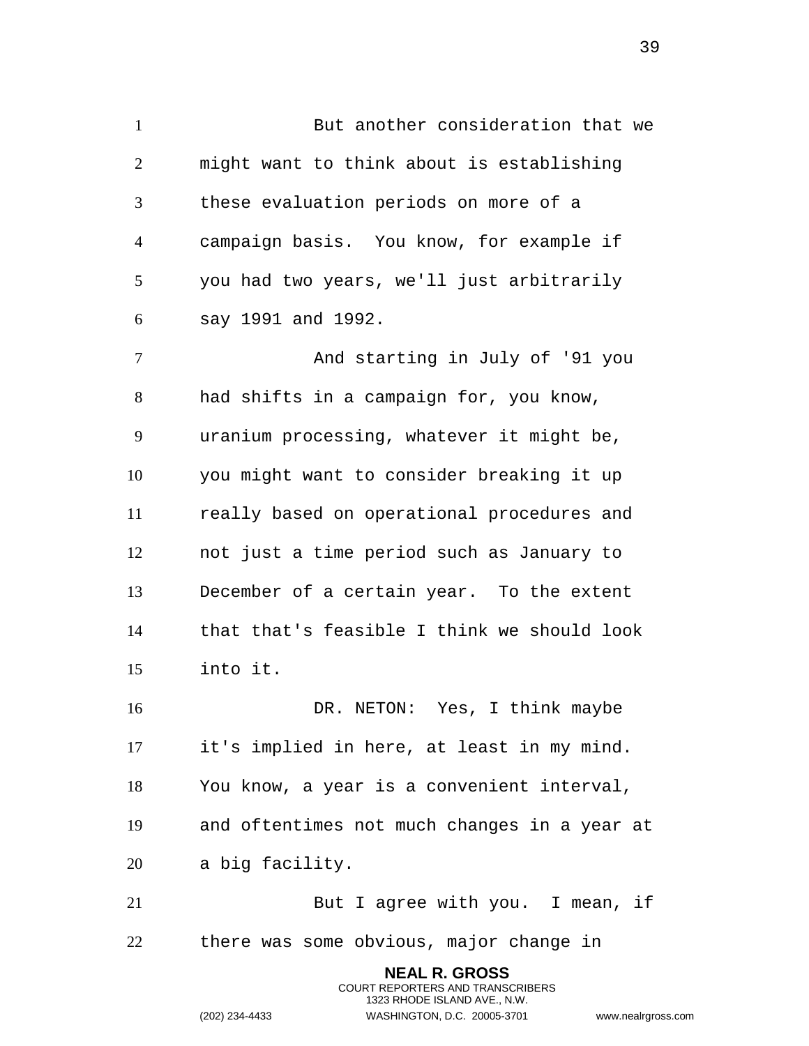But another consideration that we might want to think about is establishing these evaluation periods on more of a campaign basis. You know, for example if you had two years, we'll just arbitrarily say 1991 and 1992.

And starting in July of '91 you had shifts in a campaign for, you know, uranium processing, whatever it might be, you might want to consider breaking it up really based on operational procedures and not just a time period such as January to December of a certain year. To the extent that that's feasible I think we should look into it.

DR. NETON: Yes, I think maybe it's implied in here, at least in my mind. You know, a year is a convenient interval, and oftentimes not much changes in a year at a big facility.

But I agree with you. I mean, if there was some obvious, major change in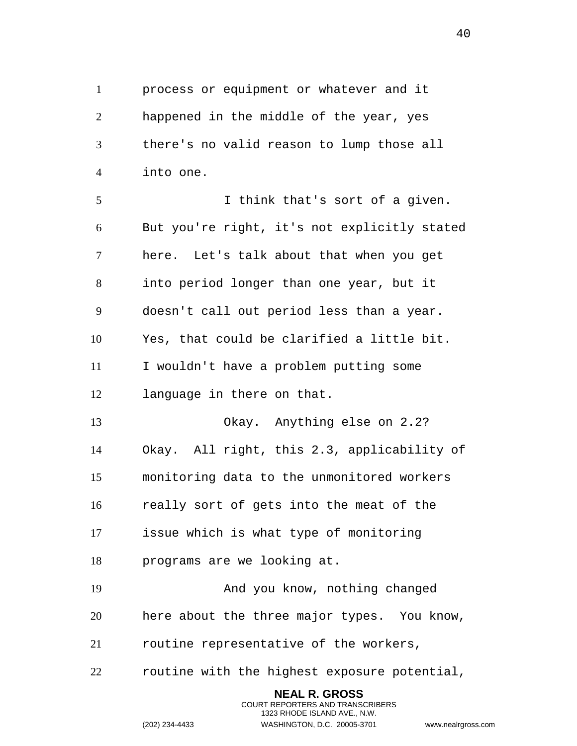process or equipment or whatever and it happened in the middle of the year, yes there's no valid reason to lump those all into one.

I think that's sort of a given. But you're right, it's not explicitly stated here. Let's talk about that when you get into period longer than one year, but it doesn't call out period less than a year. Yes, that could be clarified a little bit. I wouldn't have a problem putting some language in there on that.

Okay. Anything else on 2.2? Okay. All right, this 2.3, applicability of monitoring data to the unmonitored workers really sort of gets into the meat of the issue which is what type of monitoring programs are we looking at.

And you know, nothing changed here about the three major types. You know, routine representative of the workers, routine with the highest exposure potential,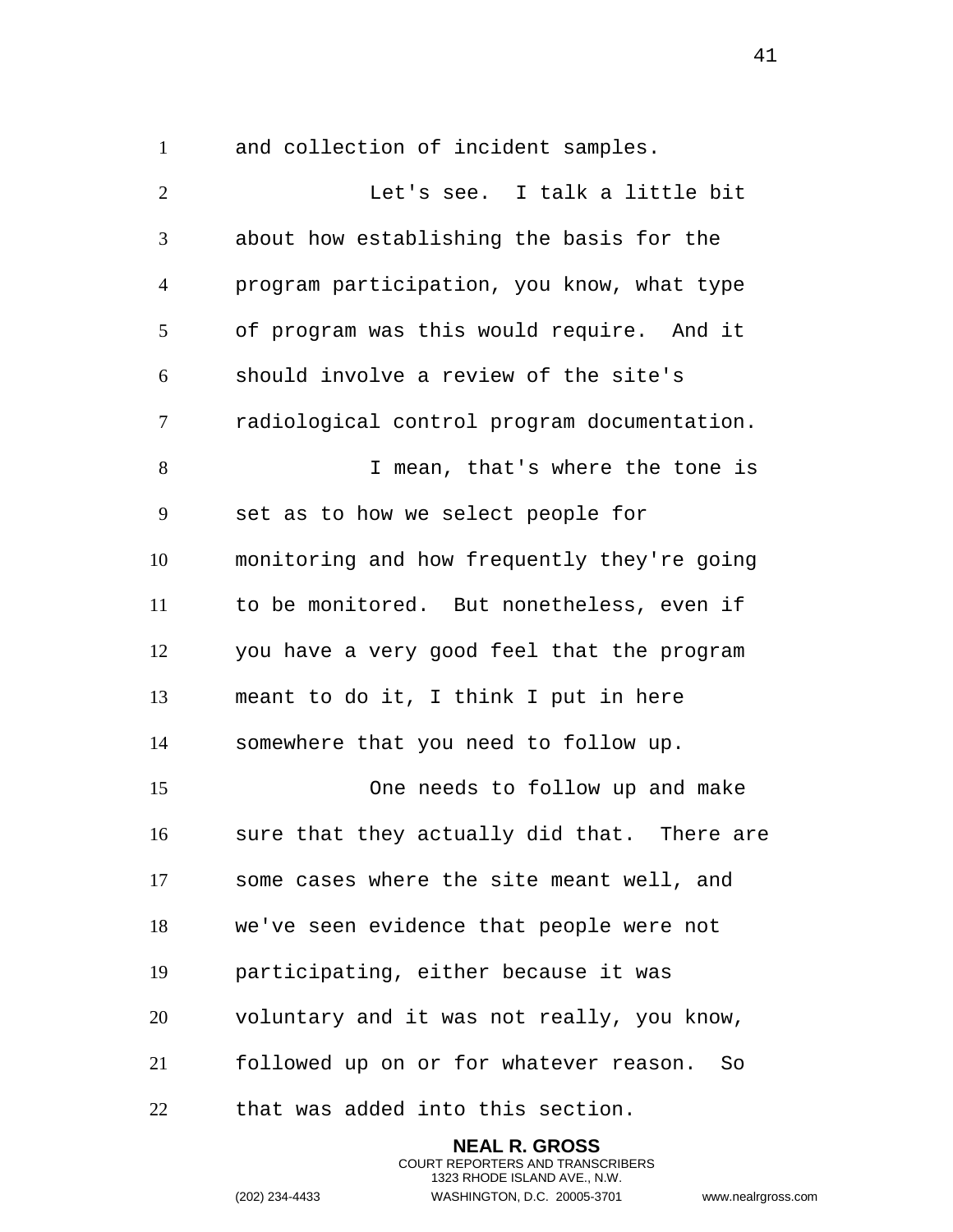and collection of incident samples.

Let's see. I talk a little bit about how establishing the basis for the program participation, you know, what type of program was this would require. And it should involve a review of the site's radiological control program documentation.

I mean, that's where the tone is set as to how we select people for monitoring and how frequently they're going to be monitored. But nonetheless, even if you have a very good feel that the program meant to do it, I think I put in here somewhere that you need to follow up.

One needs to follow up and make sure that they actually did that. There are some cases where the site meant well, and we've seen evidence that people were not participating, either because it was voluntary and it was not really, you know, followed up on or for whatever reason. So that was added into this section.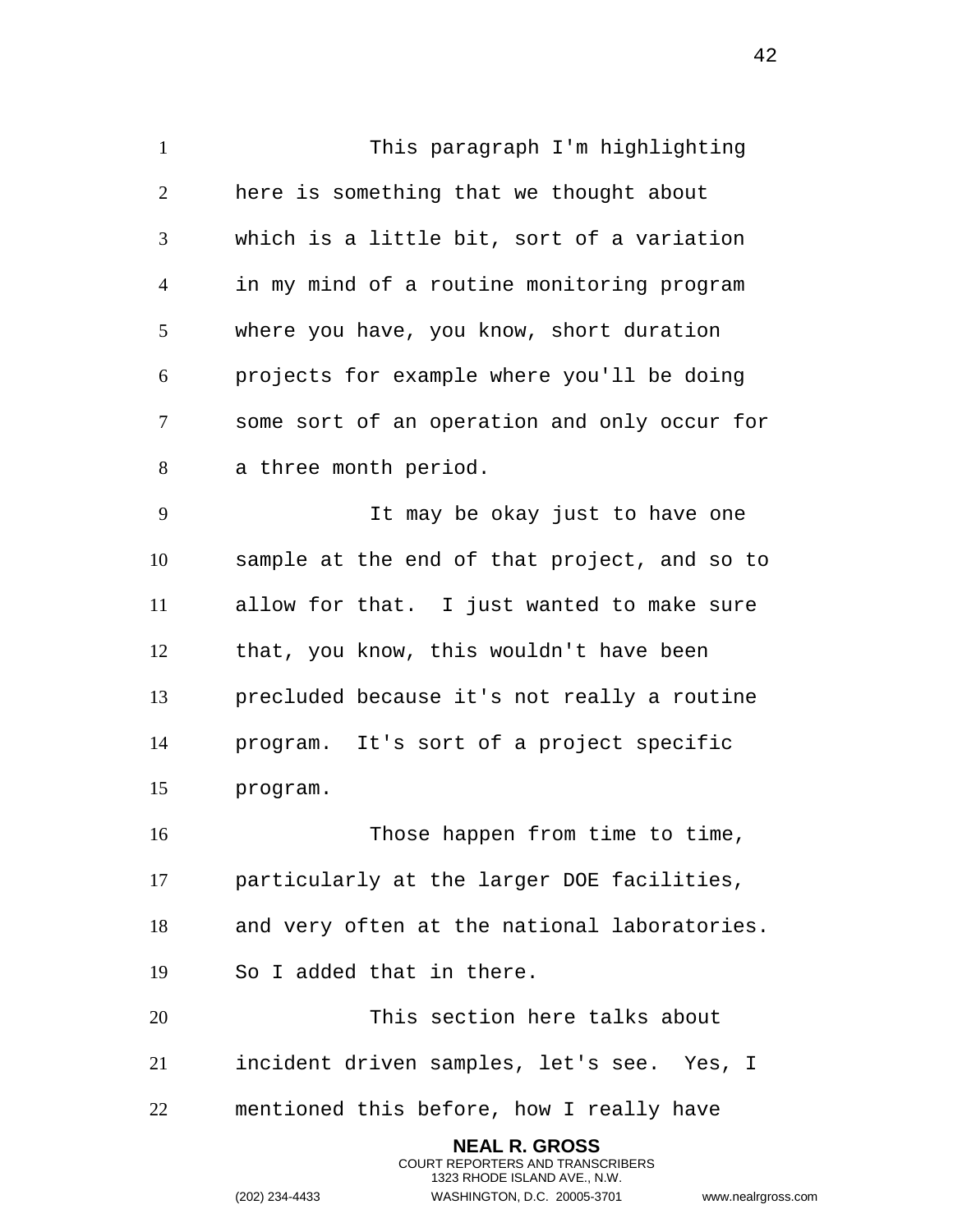This paragraph I'm highlighting here is something that we thought about which is a little bit, sort of a variation in my mind of a routine monitoring program where you have, you know, short duration projects for example where you'll be doing some sort of an operation and only occur for a three month period.

It may be okay just to have one sample at the end of that project, and so to allow for that. I just wanted to make sure that, you know, this wouldn't have been precluded because it's not really a routine program. It's sort of a project specific program.

Those happen from time to time, particularly at the larger DOE facilities, and very often at the national laboratories. So I added that in there.

This section here talks about incident driven samples, let's see. Yes, I mentioned this before, how I really have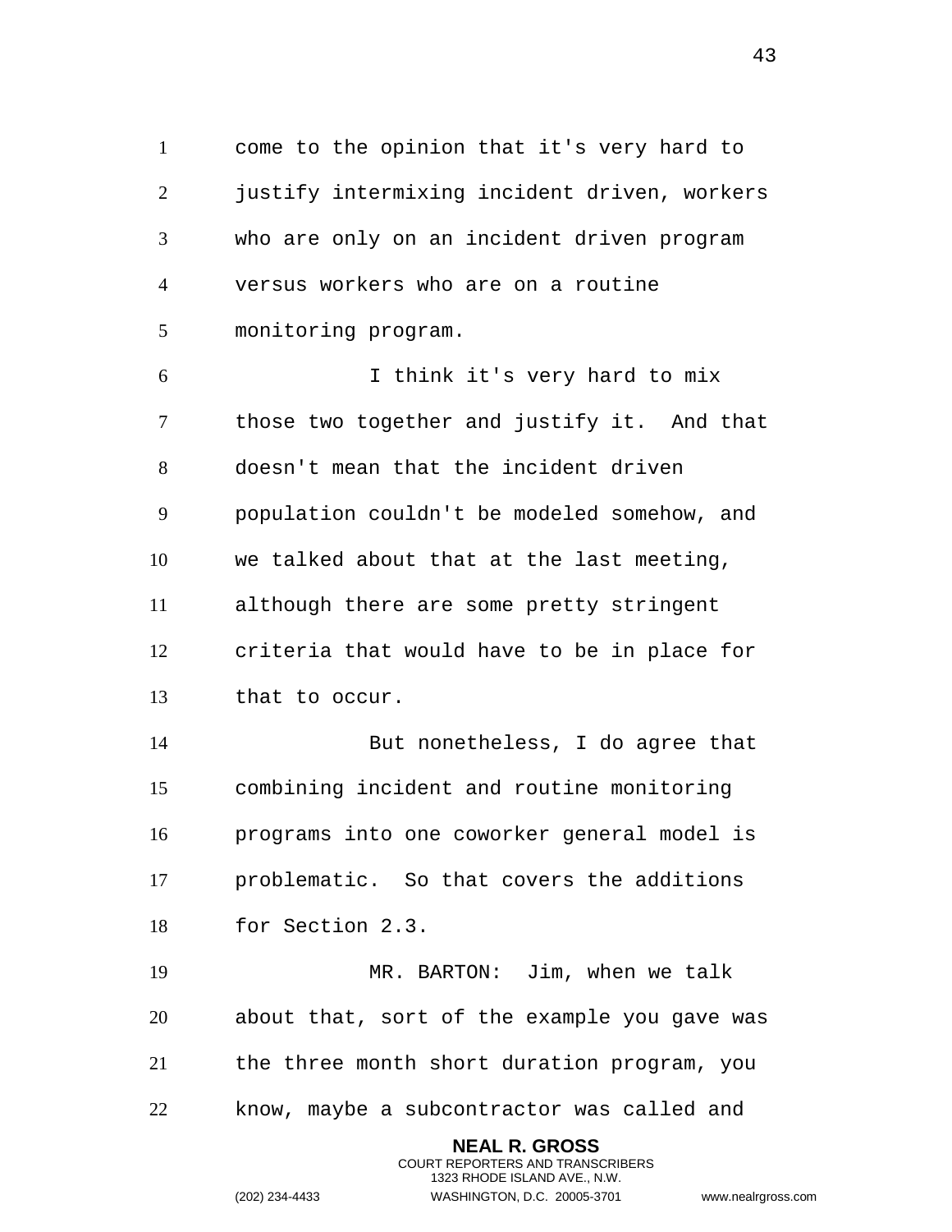come to the opinion that it's very hard to justify intermixing incident driven, workers who are only on an incident driven program versus workers who are on a routine monitoring program.

I think it's very hard to mix those two together and justify it. And that doesn't mean that the incident driven population couldn't be modeled somehow, and we talked about that at the last meeting, although there are some pretty stringent criteria that would have to be in place for that to occur.

But nonetheless, I do agree that combining incident and routine monitoring programs into one coworker general model is problematic. So that covers the additions for Section 2.3.

MR. BARTON: Jim, when we talk about that, sort of the example you gave was the three month short duration program, you know, maybe a subcontractor was called and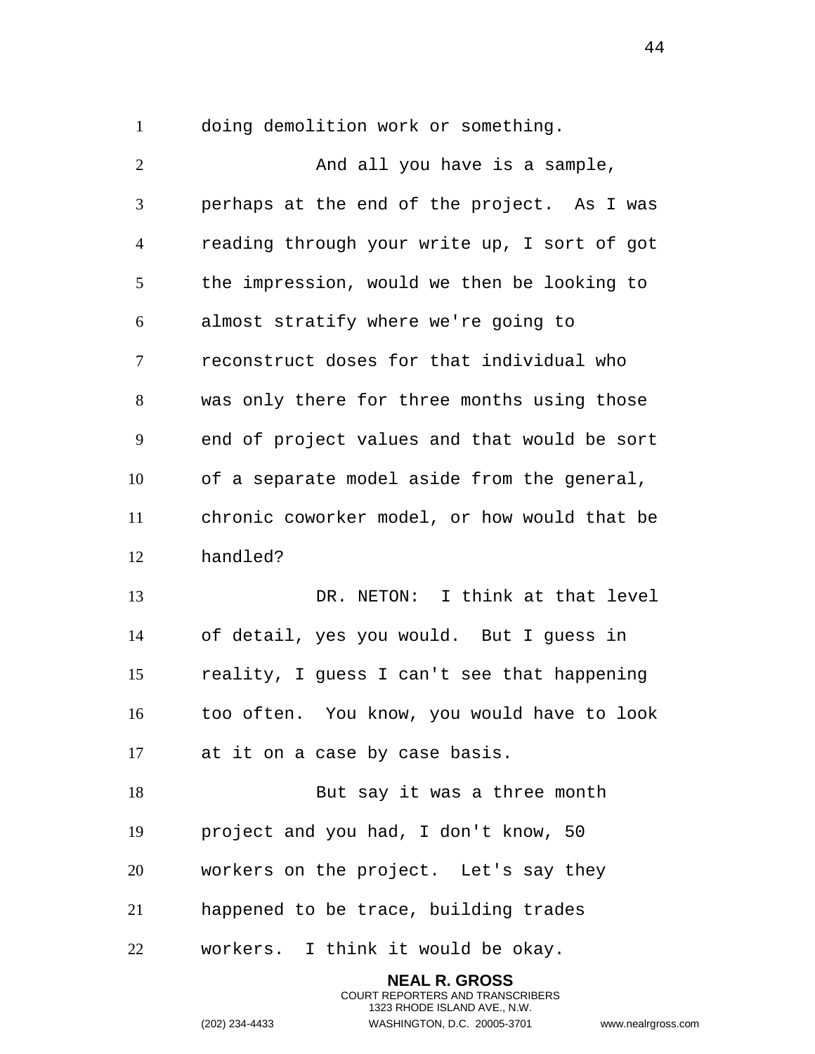doing demolition work or something.

And all you have is a sample, perhaps at the end of the project. As I was reading through your write up, I sort of got the impression, would we then be looking to almost stratify where we're going to reconstruct doses for that individual who was only there for three months using those end of project values and that would be sort of a separate model aside from the general, chronic coworker model, or how would that be handled?

DR. NETON: I think at that level of detail, yes you would. But I guess in reality, I guess I can't see that happening too often. You know, you would have to look at it on a case by case basis.

But say it was a three month project and you had, I don't know, 50 workers on the project. Let's say they happened to be trace, building trades workers. I think it would be okay.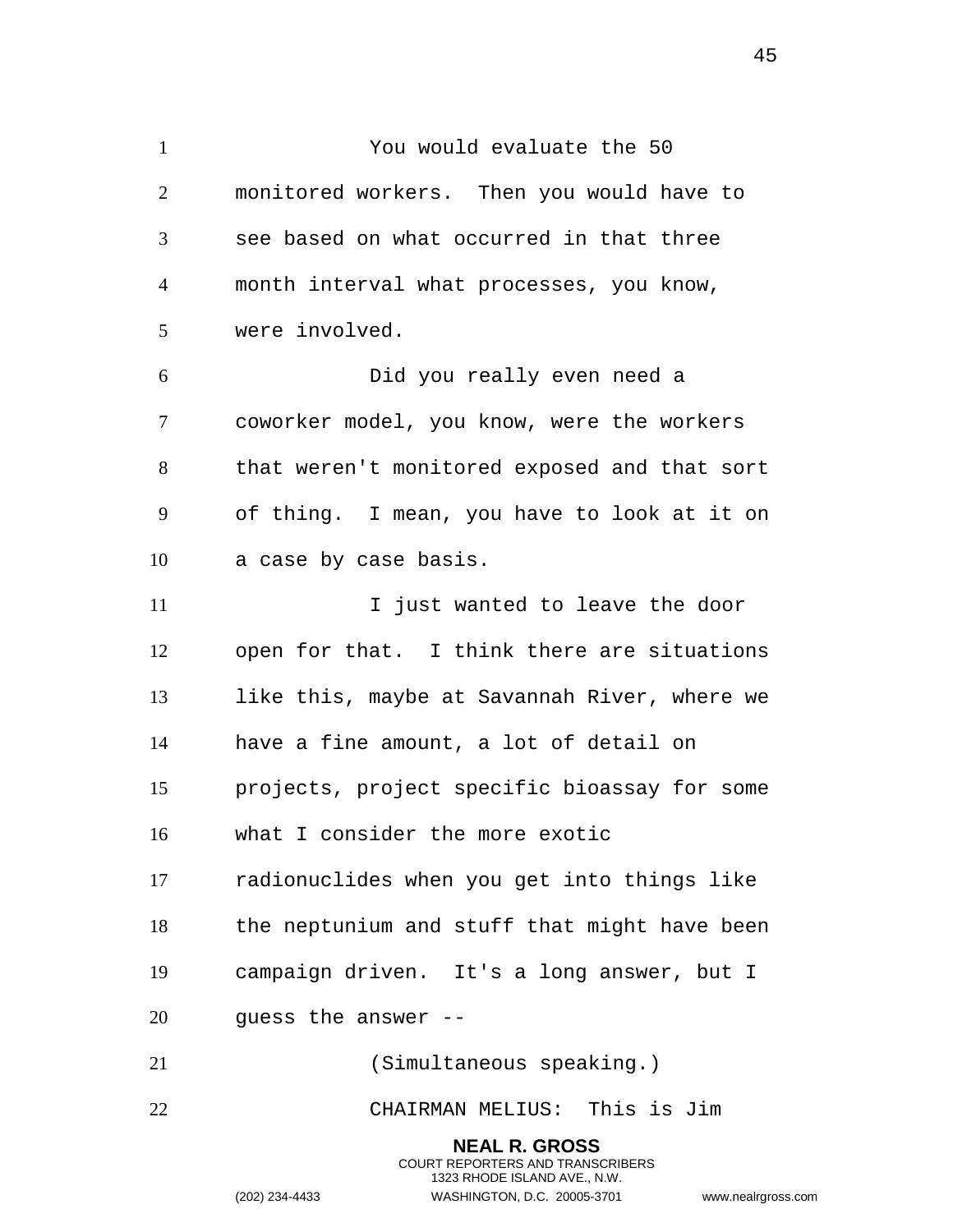You would evaluate the 50 monitored workers. Then you would have to see based on what occurred in that three month interval what processes, you know, were involved.

Did you really even need a coworker model, you know, were the workers that weren't monitored exposed and that sort of thing. I mean, you have to look at it on a case by case basis.

I just wanted to leave the door open for that. I think there are situations like this, maybe at Savannah River, where we have a fine amount, a lot of detail on projects, project specific bioassay for some what I consider the more exotic radionuclides when you get into things like the neptunium and stuff that might have been campaign driven. It's a long answer, but I guess the answer --

(Simultaneous speaking.)

CHAIRMAN MELIUS: This is Jim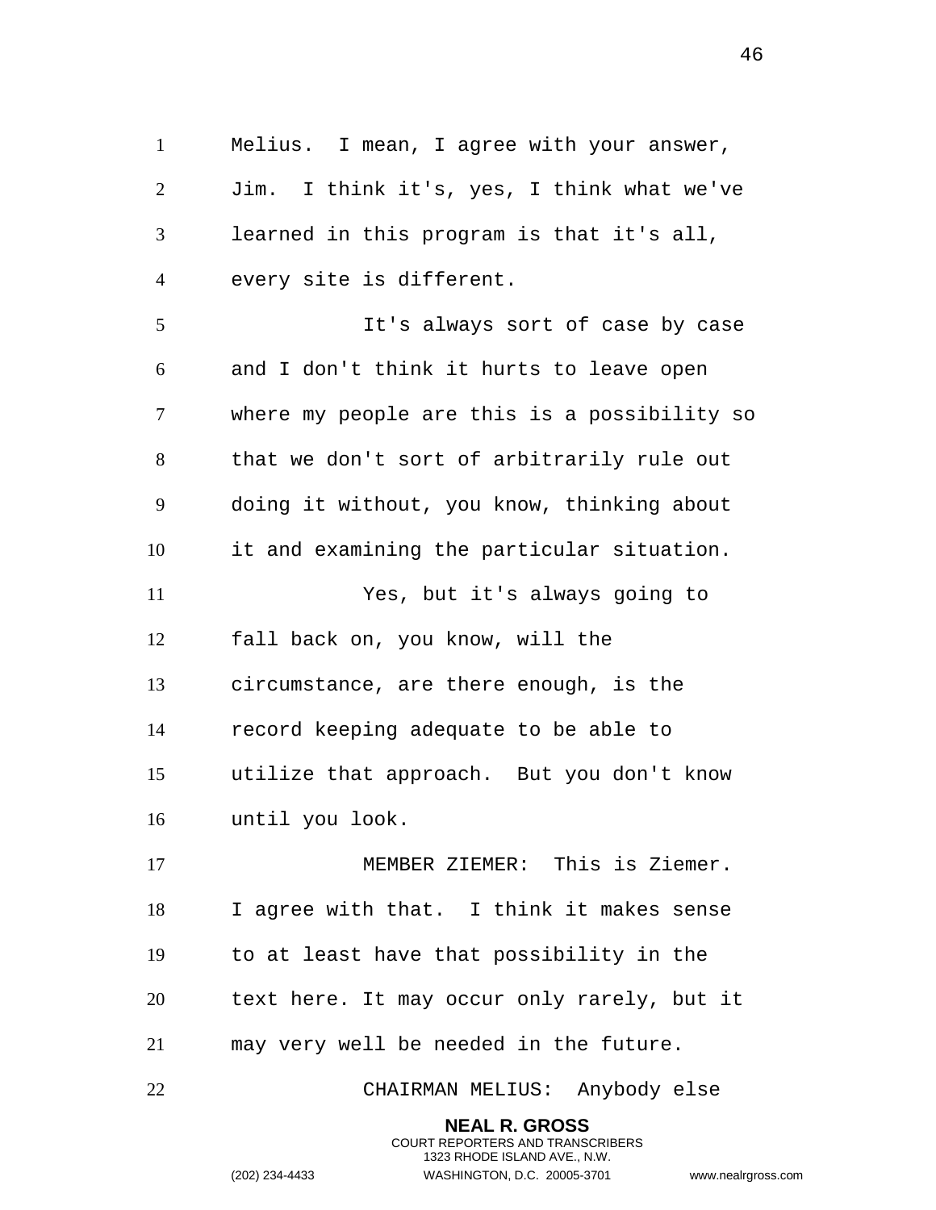Melius. I mean, I agree with your answer, Jim. I think it's, yes, I think what we've learned in this program is that it's all, every site is different.

It's always sort of case by case and I don't think it hurts to leave open where my people are this is a possibility so that we don't sort of arbitrarily rule out doing it without, you know, thinking about it and examining the particular situation.

Yes, but it's always going to fall back on, you know, will the circumstance, are there enough, is the record keeping adequate to be able to utilize that approach. But you don't know until you look.

MEMBER ZIEMER: This is Ziemer. I agree with that. I think it makes sense to at least have that possibility in the text here. It may occur only rarely, but it may very well be needed in the future.

CHAIRMAN MELIUS: Anybody else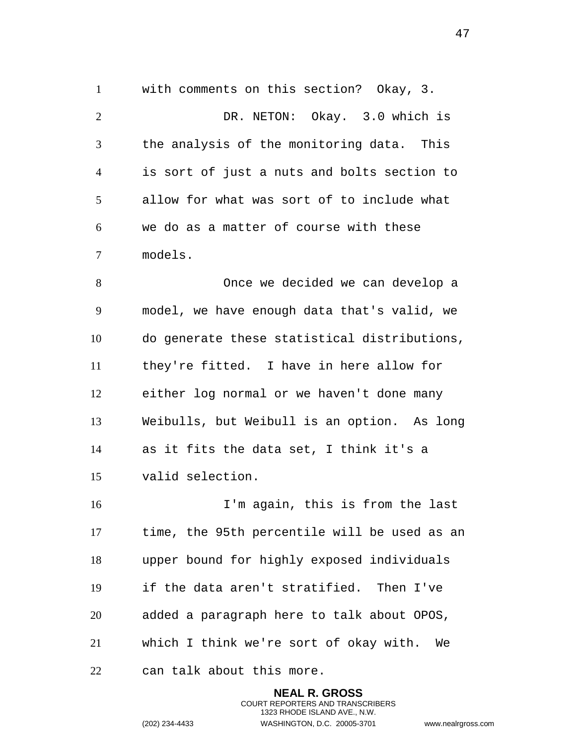with comments on this section? Okay, 3.

DR. NETON: Okay. 3.0 which is the analysis of the monitoring data. This is sort of just a nuts and bolts section to allow for what was sort of to include what we do as a matter of course with these models.

Once we decided we can develop a model, we have enough data that's valid, we do generate these statistical distributions, they're fitted. I have in here allow for either log normal or we haven't done many Weibulls, but Weibull is an option. As long as it fits the data set, I think it's a valid selection.

I'm again, this is from the last time, the 95th percentile will be used as an upper bound for highly exposed individuals if the data aren't stratified. Then I've added a paragraph here to talk about OPOS, which I think we're sort of okay with. We can talk about this more.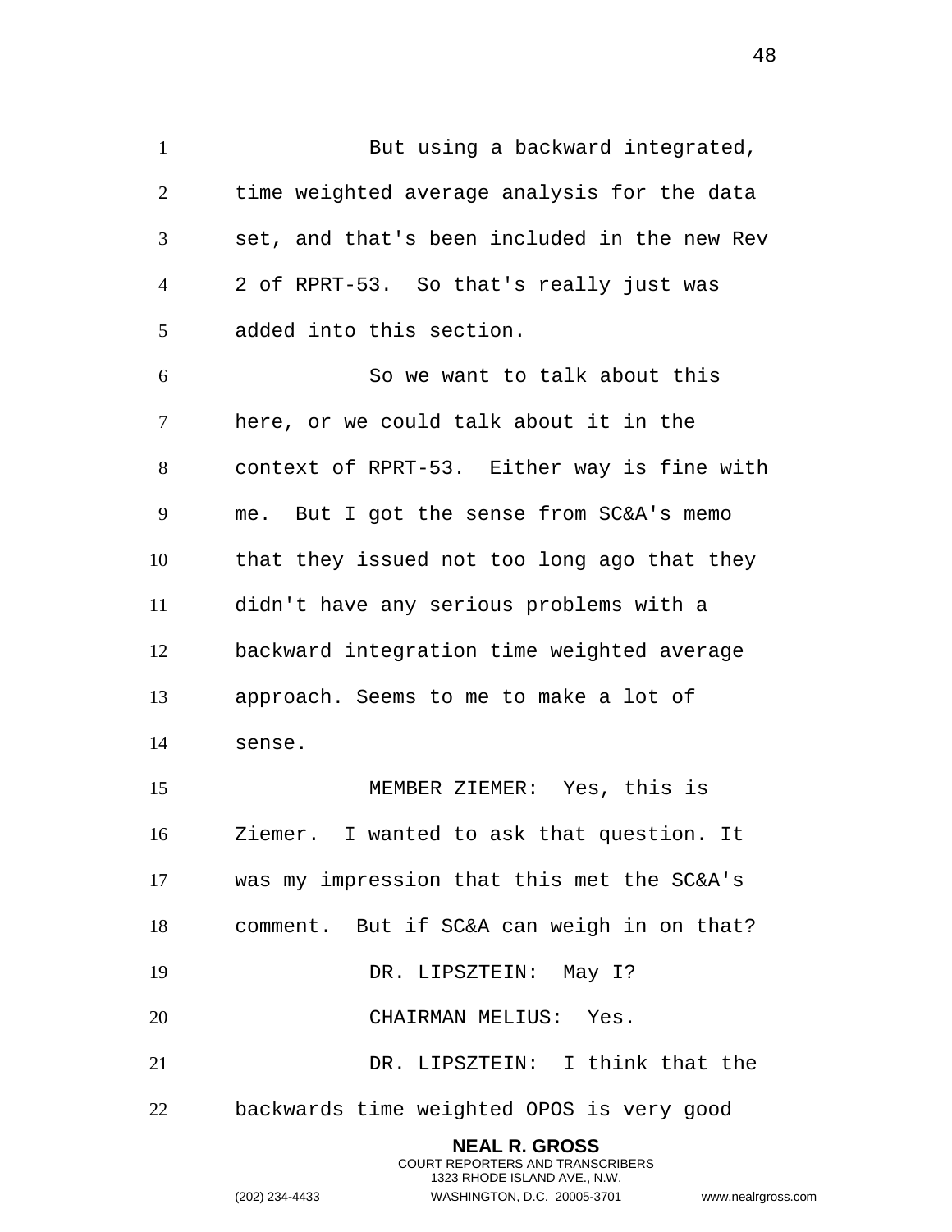But using a backward integrated, time weighted average analysis for the data set, and that's been included in the new Rev 2 of RPRT-53. So that's really just was added into this section.

So we want to talk about this here, or we could talk about it in the context of RPRT-53. Either way is fine with me. But I got the sense from SC&A's memo that they issued not too long ago that they didn't have any serious problems with a backward integration time weighted average approach. Seems to me to make a lot of sense.

MEMBER ZIEMER: Yes, this is Ziemer. I wanted to ask that question. It was my impression that this met the SC&A's comment. But if SC&A can weigh in on that?

DR. LIPSZTEIN: May I?

CHAIRMAN MELIUS: Yes.

DR. LIPSZTEIN: I think that the backwards time weighted OPOS is very good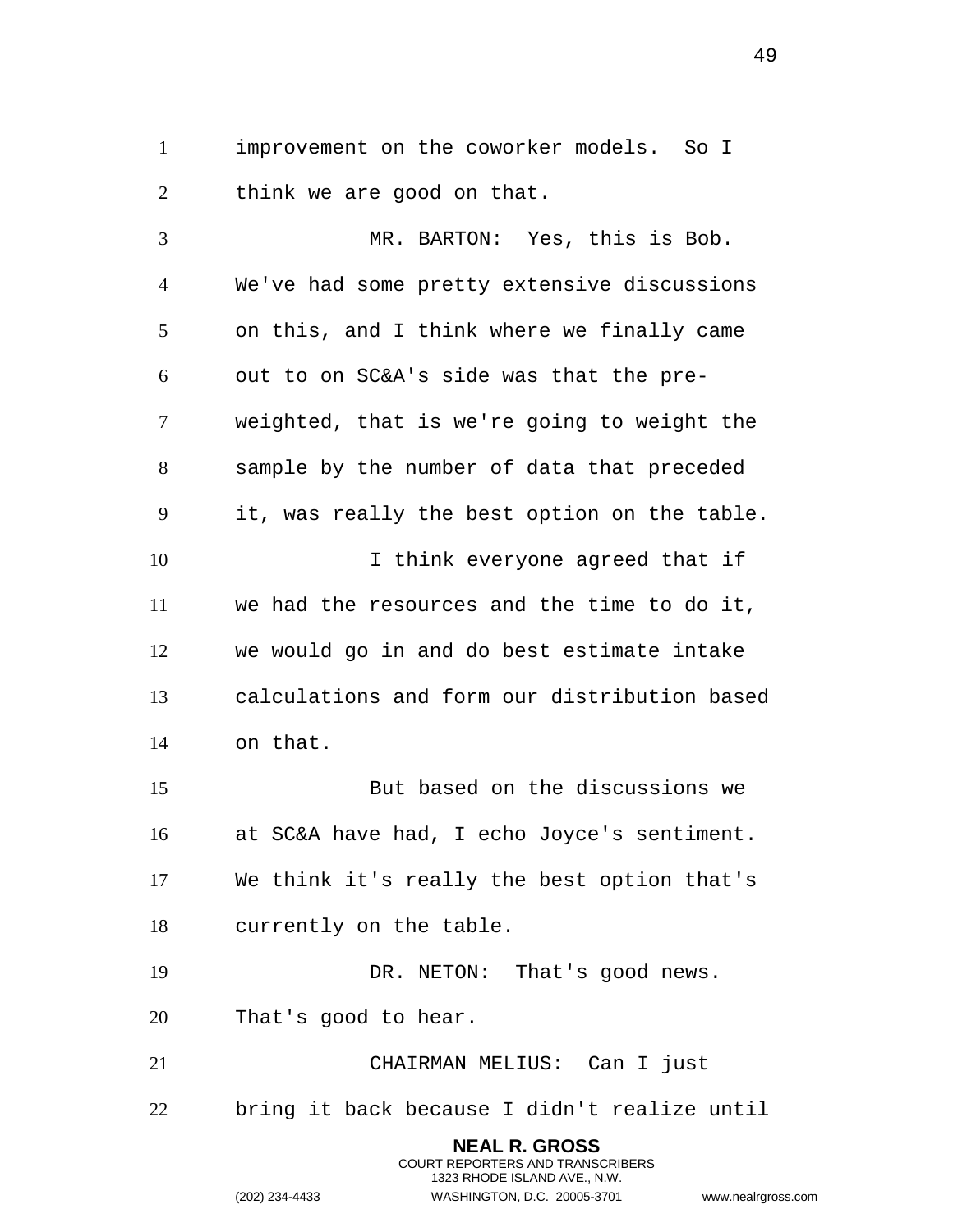improvement on the coworker models. So I think we are good on that.

MR. BARTON: Yes, this is Bob. We've had some pretty extensive discussions on this, and I think where we finally came out to on SC&A's side was that the pre-weighted, that is we're going to weight the sample by the number of data that preceded it, was really the best option on the table.

I think everyone agreed that if we had the resources and the time to do it, we would go in and do best estimate intake calculations and form our distribution based on that.

But based on the discussions we at SC&A have had, I echo Joyce's sentiment. We think it's really the best option that's currently on the table.

DR. NETON: That's good news. That's good to hear.

CHAIRMAN MELIUS: Can I just bring it back because I didn't realize until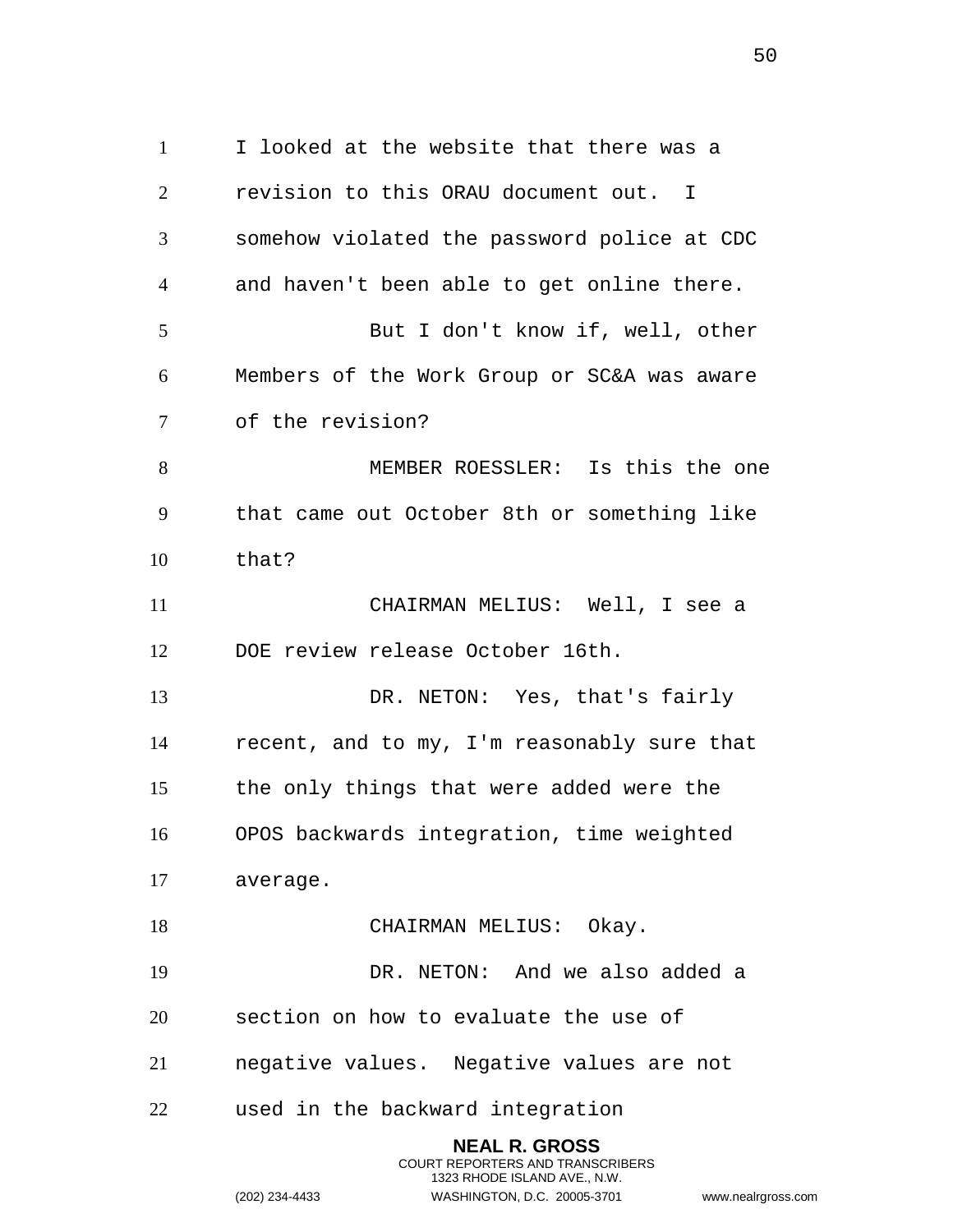I looked at the website that there was a revision to this ORAU document out. I somehow violated the password police at CDC and haven't been able to get online there.

But I don't know if, well, other Members of the Work Group or SC&A was aware of the revision?

MEMBER ROESSLER: Is this the one that came out October 8th or something like that?

CHAIRMAN MELIUS: Well, I see a DOE review release October 16th.

DR. NETON: Yes, that's fairly recent, and to my, I'm reasonably sure that the only things that were added were the OPOS backwards integration, time weighted average.

CHAIRMAN MELIUS: Okay.

DR. NETON: And we also added a section on how to evaluate the use of negative values. Negative values are not used in the backward integration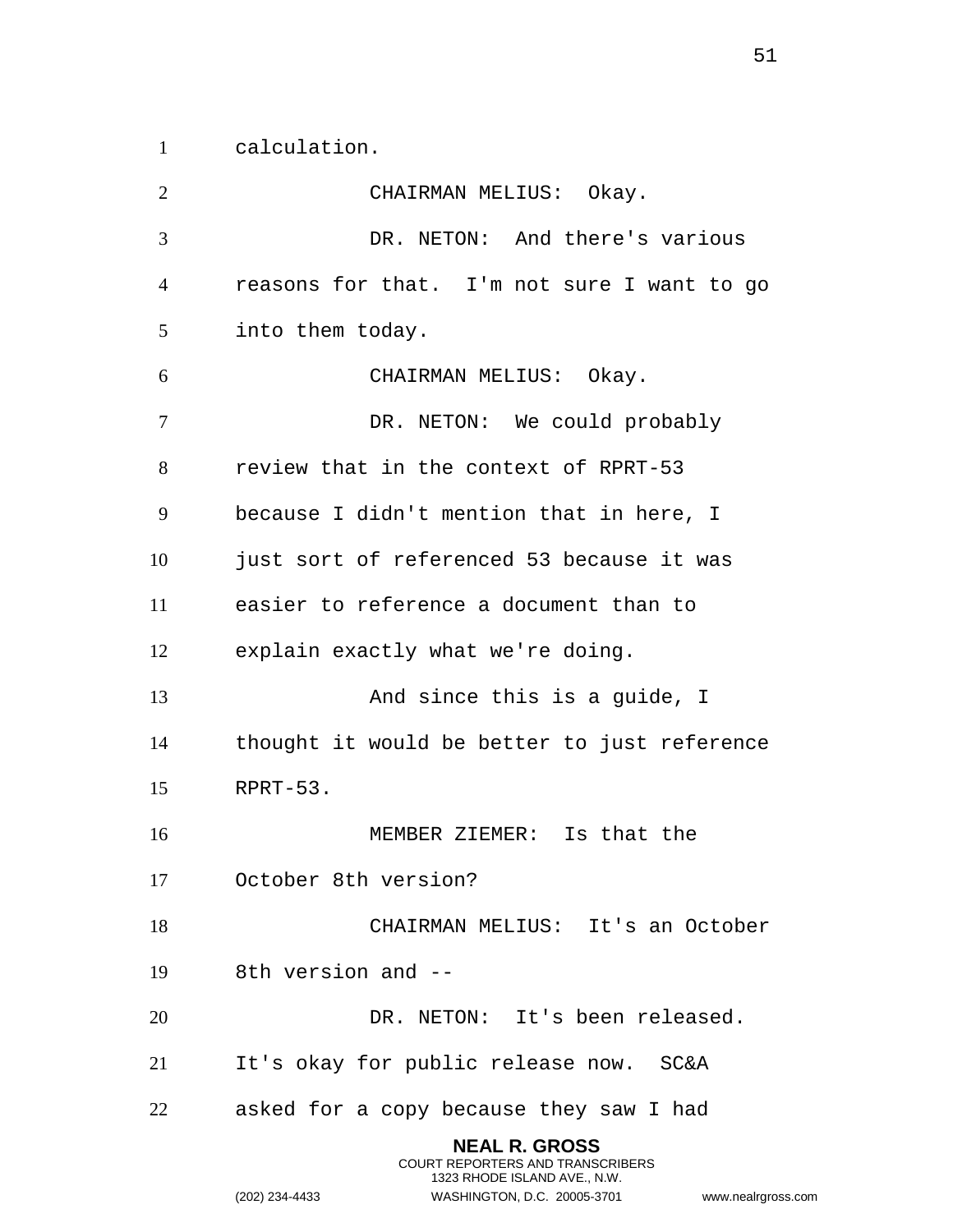calculation.

CHAIRMAN MELIUS: Okay.

DR. NETON: And there's various reasons for that. I'm not sure I want to go into them today.

CHAIRMAN MELIUS: Okay.

DR. NETON: We could probably review that in the context of RPRT-53 because I didn't mention that in here, I just sort of referenced 53 because it was easier to reference a document than to explain exactly what we're doing.

And since this is a guide, I thought it would be better to just reference RPRT-53.

MEMBER ZIEMER: Is that the October 8th version?

CHAIRMAN MELIUS: It's an October 8th version and --

DR. NETON: It's been released. It's okay for public release now. SC&A asked for a copy because they saw I had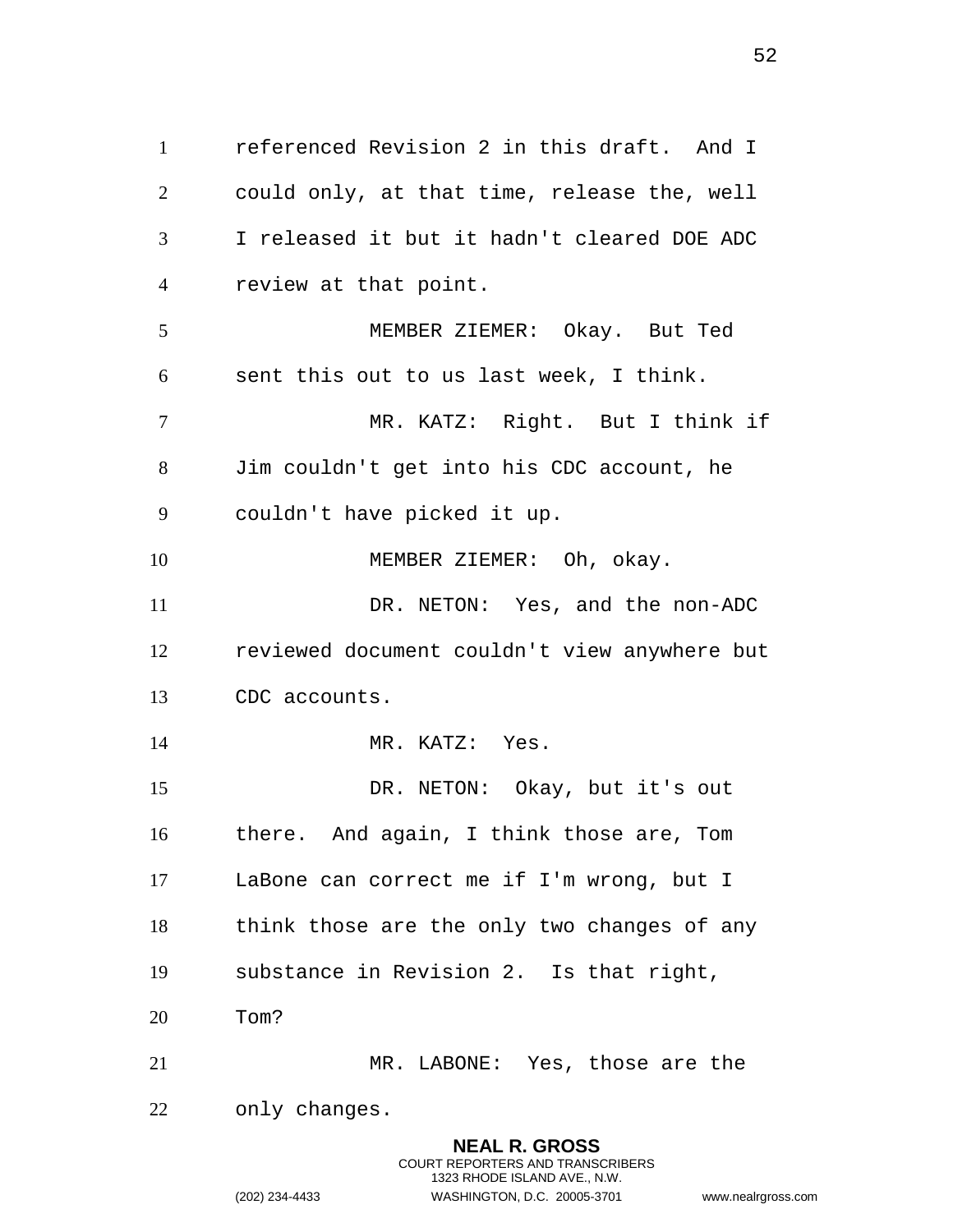referenced Revision 2 in this draft. And I could only, at that time, release the, well I released it but it hadn't cleared DOE ADC review at that point.

MEMBER ZIEMER: Okay. But Ted sent this out to us last week, I think.

MR. KATZ: Right. But I think if Jim couldn't get into his CDC account, he couldn't have picked it up.

MEMBER ZIEMER: Oh, okay.

DR. NETON: Yes, and the non-ADC reviewed document couldn't view anywhere but CDC accounts.

MR. KATZ: Yes.

DR. NETON: Okay, but it's out there. And again, I think those are, Tom LaBone can correct me if I'm wrong, but I think those are the only two changes of any substance in Revision 2. Is that right, Tom?

MR. LABONE: Yes, those are the only changes.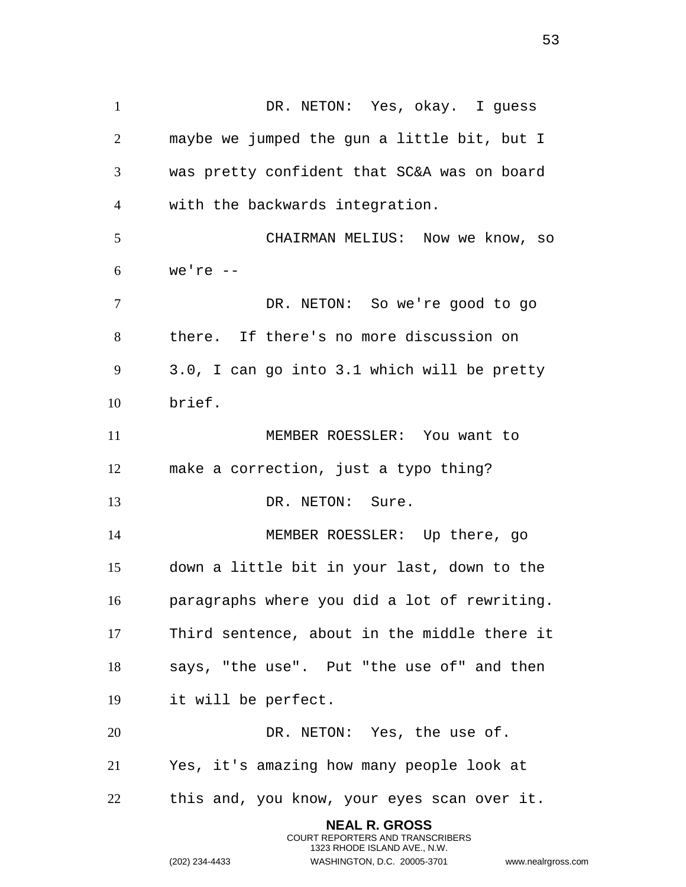DR. NETON: Yes, okay. I guess maybe we jumped the gun a little bit, but I was pretty confident that SC&A was on board with the backwards integration.

CHAIRMAN MELIUS: Now we know, so we're --

DR. NETON: So we're good to go there. If there's no more discussion on 3.0, I can go into 3.1 which will be pretty brief.

MEMBER ROESSLER: You want to make a correction, just a typo thing?

DR. NETON: Sure.

MEMBER ROESSLER: Up there, go down a little bit in your last, down to the paragraphs where you did a lot of rewriting. Third sentence, about in the middle there it says, "the use". Put "the use of" and then it will be perfect.

DR. NETON: Yes, the use of. Yes, it's amazing how many people look at this and, you know, your eyes scan over it.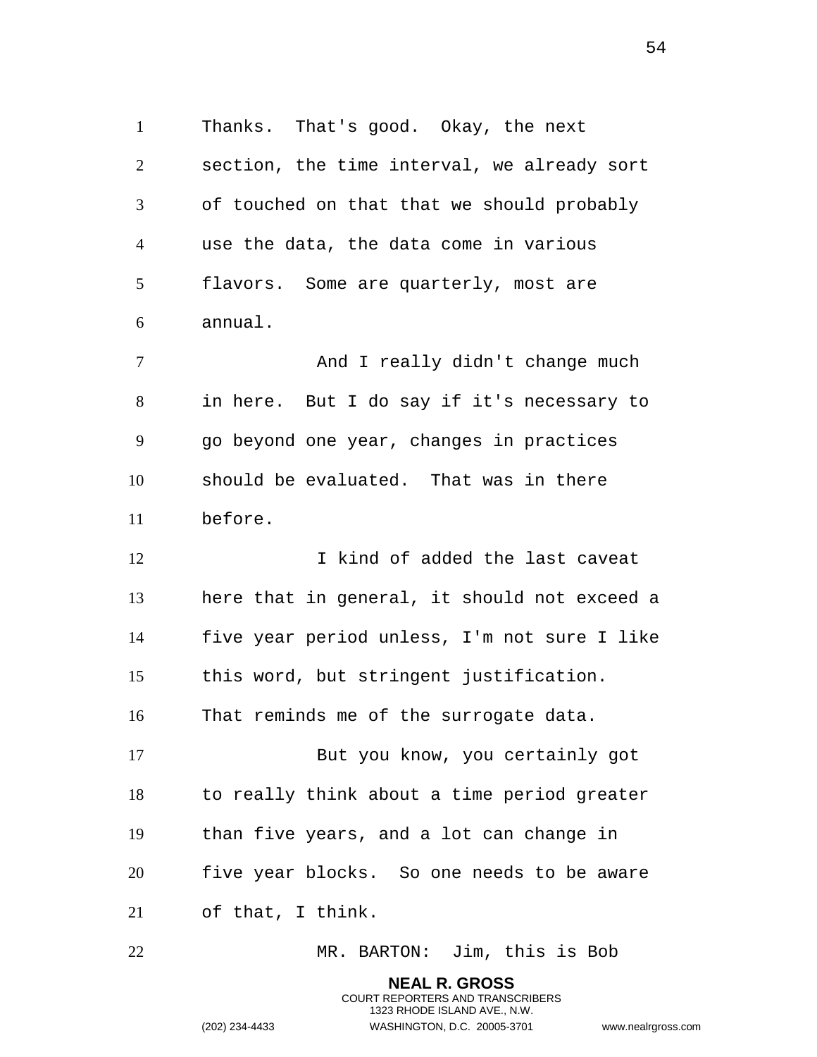Thanks. That's good. Okay, the next section, the time interval, we already sort of touched on that that we should probably use the data, the data come in various flavors. Some are quarterly, most are annual.

And I really didn't change much in here. But I do say if it's necessary to go beyond one year, changes in practices should be evaluated. That was in there before.

I kind of added the last caveat here that in general, it should not exceed a five year period unless, I'm not sure I like this word, but stringent justification. That reminds me of the surrogate data.

But you know, you certainly got to really think about a time period greater than five years, and a lot can change in five year blocks. So one needs to be aware of that, I think.

MR. BARTON: Jim, this is Bob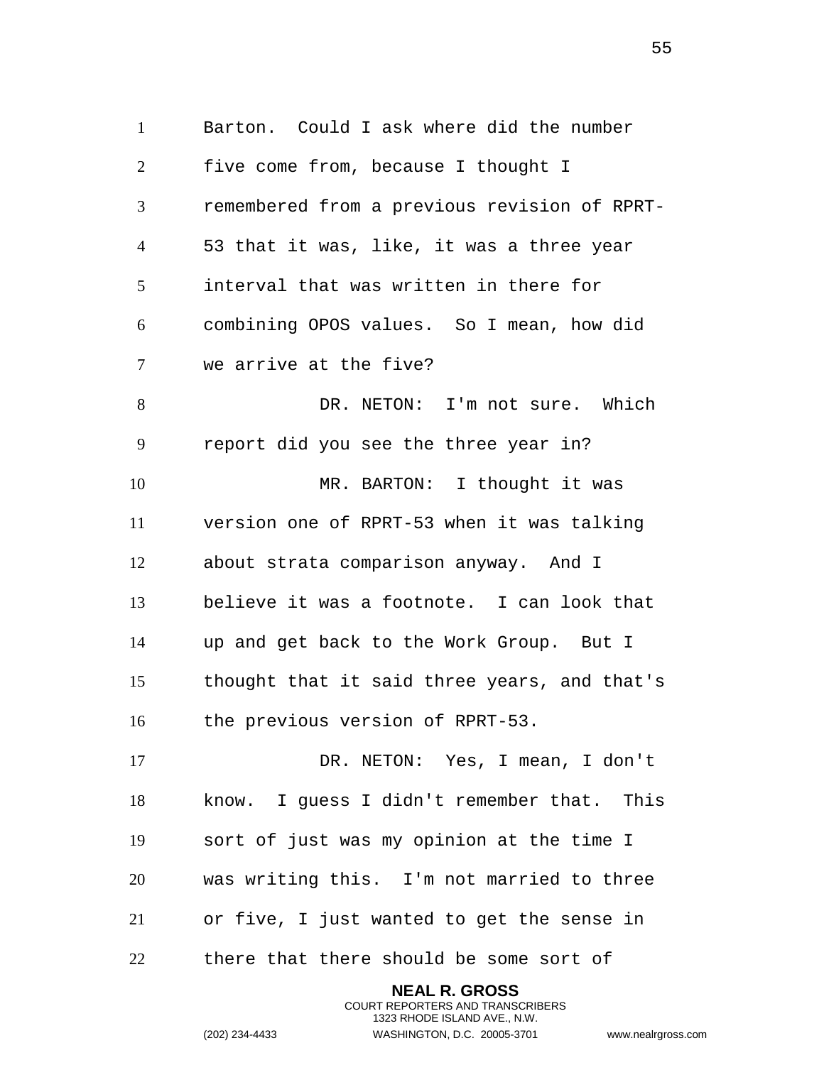Barton. Could I ask where did the number five come from, because I thought I remembered from a previous revision of RPRT-53 that it was, like, it was a three year interval that was written in there for combining OPOS values. So I mean, how did we arrive at the five?

DR. NETON: I'm not sure. Which report did you see the three year in?

MR. BARTON: I thought it was version one of RPRT-53 when it was talking about strata comparison anyway. And I believe it was a footnote. I can look that up and get back to the Work Group. But I thought that it said three years, and that's the previous version of RPRT-53.

DR. NETON: Yes, I mean, I don't know. I guess I didn't remember that. This sort of just was my opinion at the time I was writing this. I'm not married to three or five, I just wanted to get the sense in there that there should be some sort of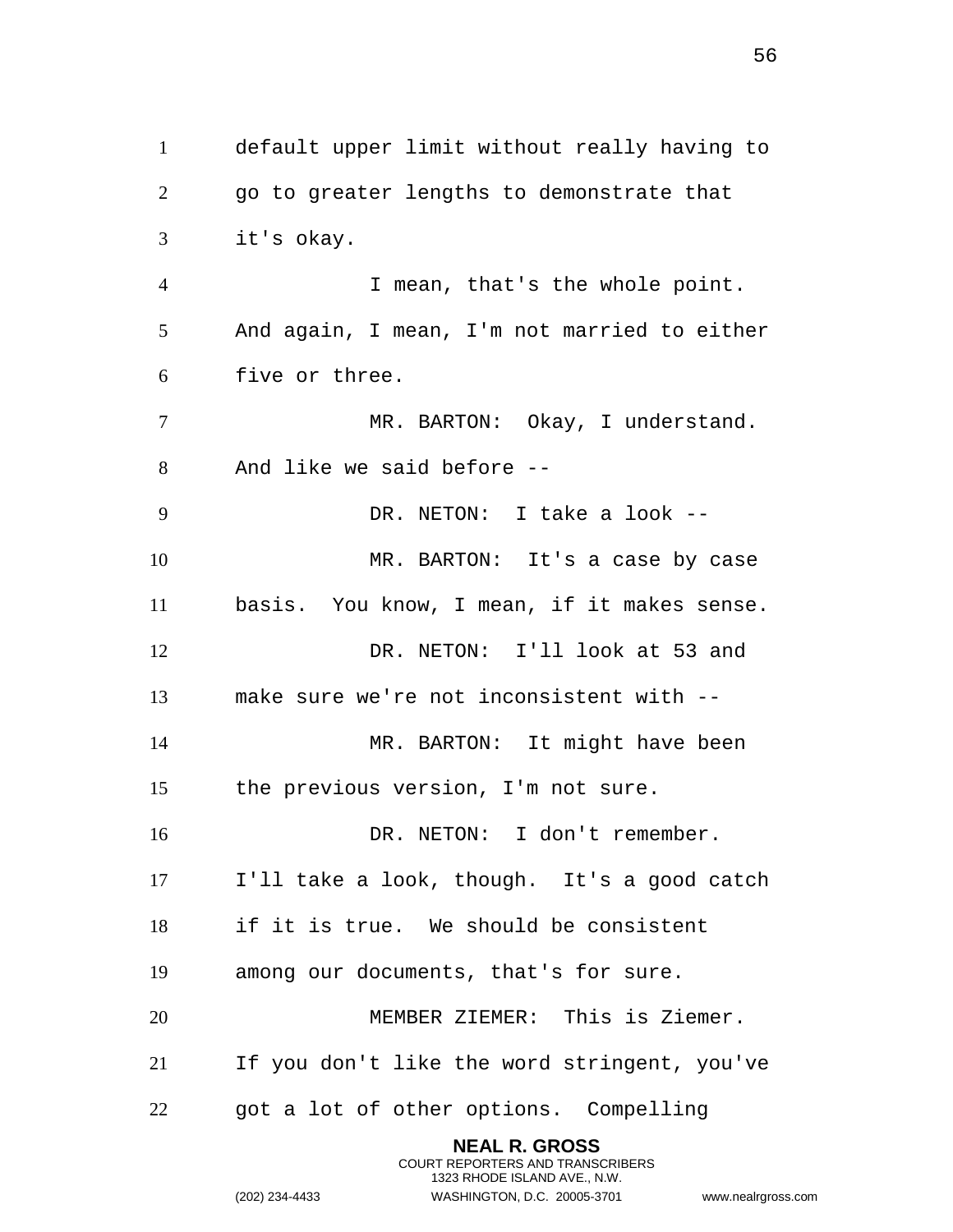default upper limit without really having to go to greater lengths to demonstrate that it's okay.

I mean, that's the whole point. And again, I mean, I'm not married to either five or three.

MR. BARTON: Okay, I understand. And like we said before --

DR. NETON: I take a look --

MR. BARTON: It's a case by case basis. You know, I mean, if it makes sense.

DR. NETON: I'll look at 53 and make sure we're not inconsistent with --

MR. BARTON: It might have been the previous version, I'm not sure.

DR. NETON: I don't remember. I'll take a look, though. It's a good catch if it is true. We should be consistent among our documents, that's for sure.

MEMBER ZIEMER: This is Ziemer. If you don't like the word stringent, you've got a lot of other options. Compelling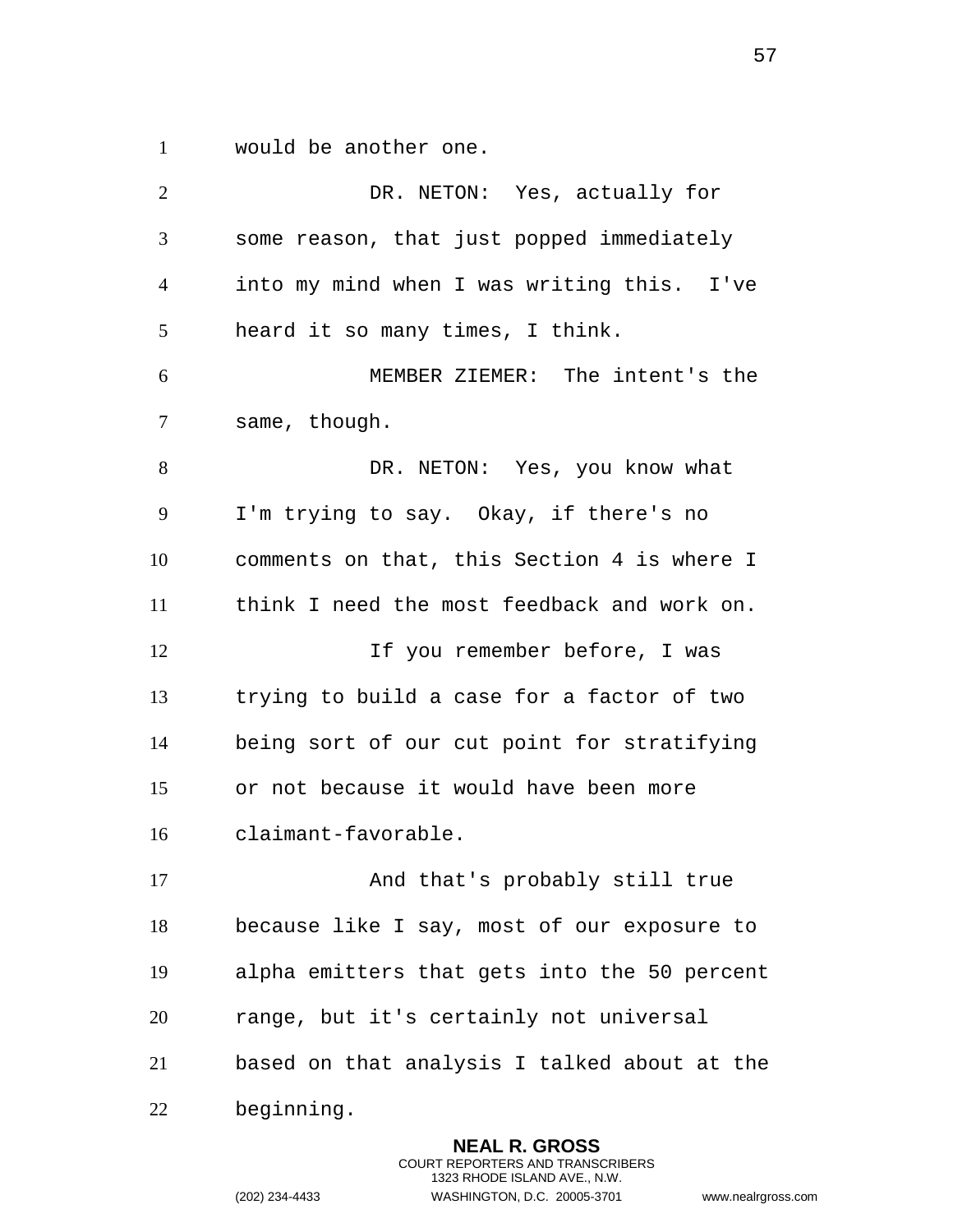would be another one.

DR. NETON: Yes, actually for some reason, that just popped immediately into my mind when I was writing this. I've heard it so many times, I think.

MEMBER ZIEMER: The intent's the same, though.

DR. NETON: Yes, you know what I'm trying to say. Okay, if there's no comments on that, this Section 4 is where I think I need the most feedback and work on.

If you remember before, I was trying to build a case for a factor of two being sort of our cut point for stratifying or not because it would have been more claimant-favorable.

And that's probably still true because like I say, most of our exposure to alpha emitters that gets into the 50 percent range, but it's certainly not universal based on that analysis I talked about at the beginning.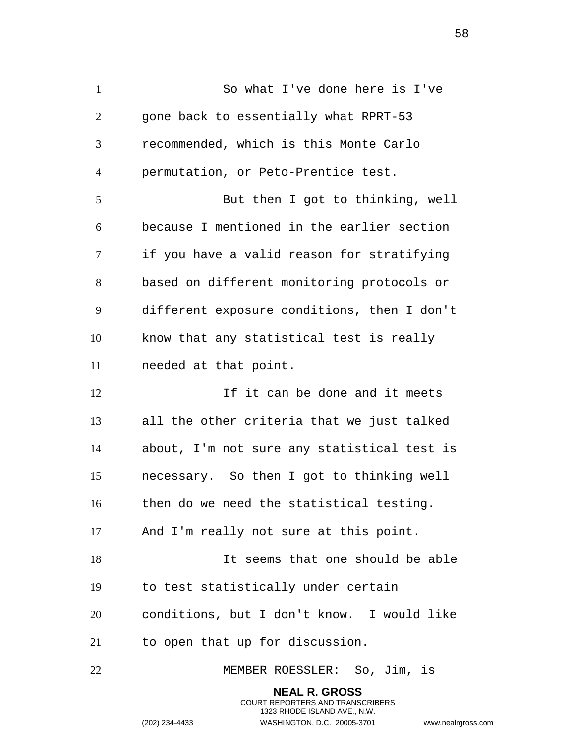So what I've done here is I've gone back to essentially what RPRT-53 recommended, which is this Monte Carlo permutation, or Peto-Prentice test.

But then I got to thinking, well because I mentioned in the earlier section if you have a valid reason for stratifying based on different monitoring protocols or different exposure conditions, then I don't know that any statistical test is really needed at that point.

If it can be done and it meets all the other criteria that we just talked about, I'm not sure any statistical test is necessary. So then I got to thinking well then do we need the statistical testing. And I'm really not sure at this point.

It seems that one should be able to test statistically under certain conditions, but I don't know. I would like to open that up for discussion.

MEMBER ROESSLER: So, Jim, is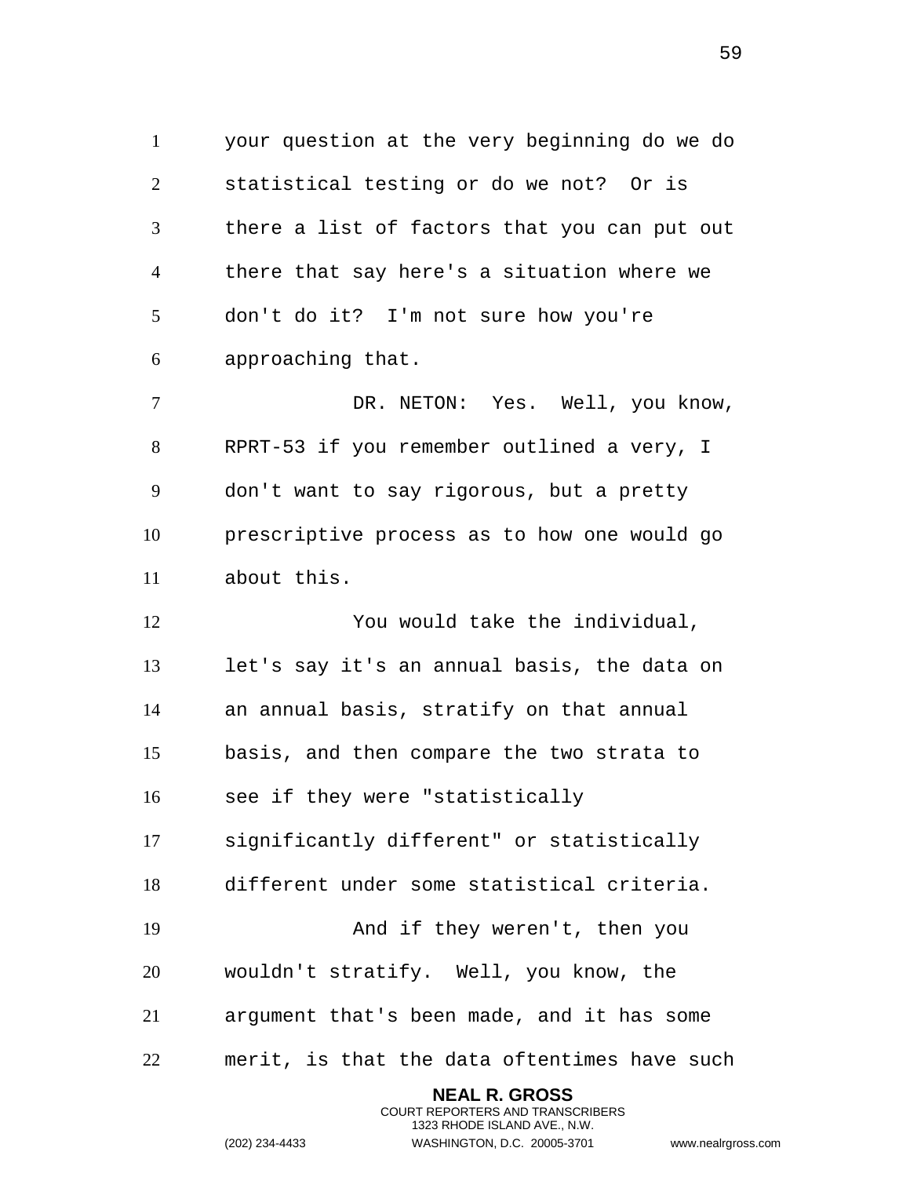your question at the very beginning do we do statistical testing or do we not? Or is there a list of factors that you can put out there that say here's a situation where we don't do it? I'm not sure how you're approaching that.

DR. NETON: Yes. Well, you know, RPRT-53 if you remember outlined a very, I don't want to say rigorous, but a pretty prescriptive process as to how one would go about this.

You would take the individual, let's say it's an annual basis, the data on an annual basis, stratify on that annual basis, and then compare the two strata to see if they were "statistically significantly different" or statistically different under some statistical criteria.

And if they weren't, then you wouldn't stratify. Well, you know, the argument that's been made, and it has some merit, is that the data oftentimes have such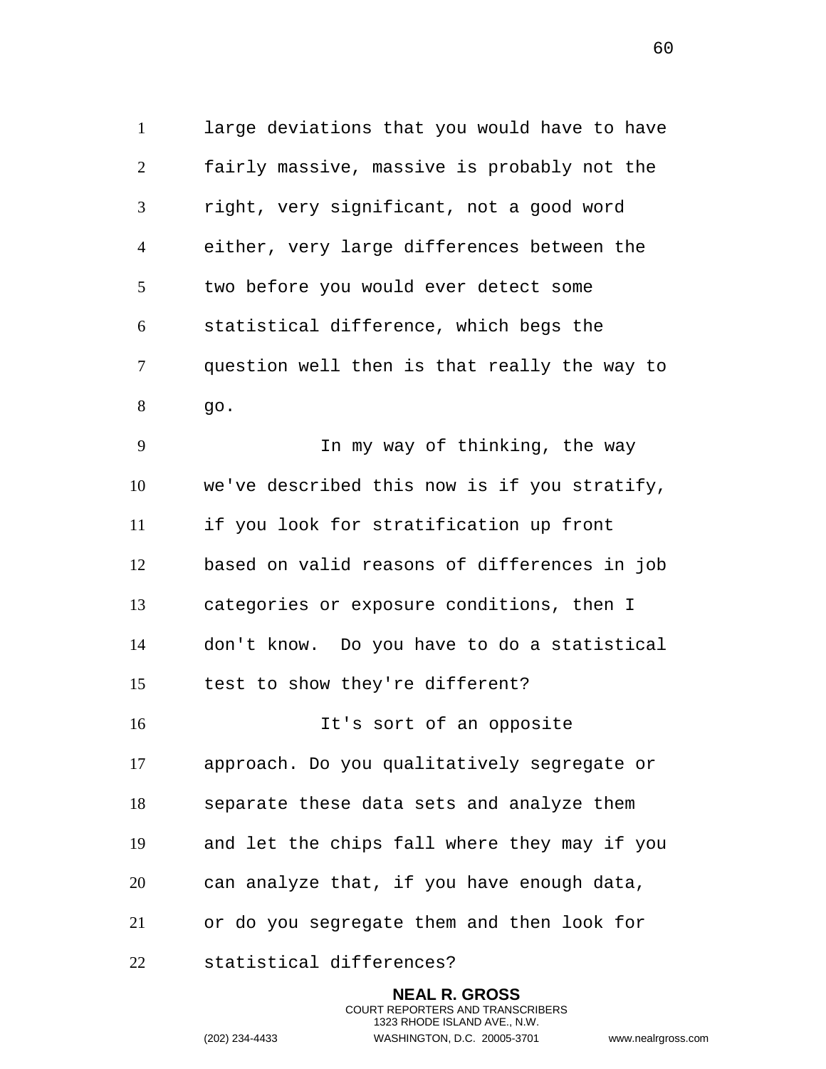large deviations that you would have to have fairly massive, massive is probably not the right, very significant, not a good word either, very large differences between the two before you would ever detect some statistical difference, which begs the question well then is that really the way to go.

In my way of thinking, the way we've described this now is if you stratify, if you look for stratification up front based on valid reasons of differences in job categories or exposure conditions, then I don't know. Do you have to do a statistical test to show they're different?

It's sort of an opposite approach. Do you qualitatively segregate or separate these data sets and analyze them and let the chips fall where they may if you can analyze that, if you have enough data, or do you segregate them and then look for statistical differences?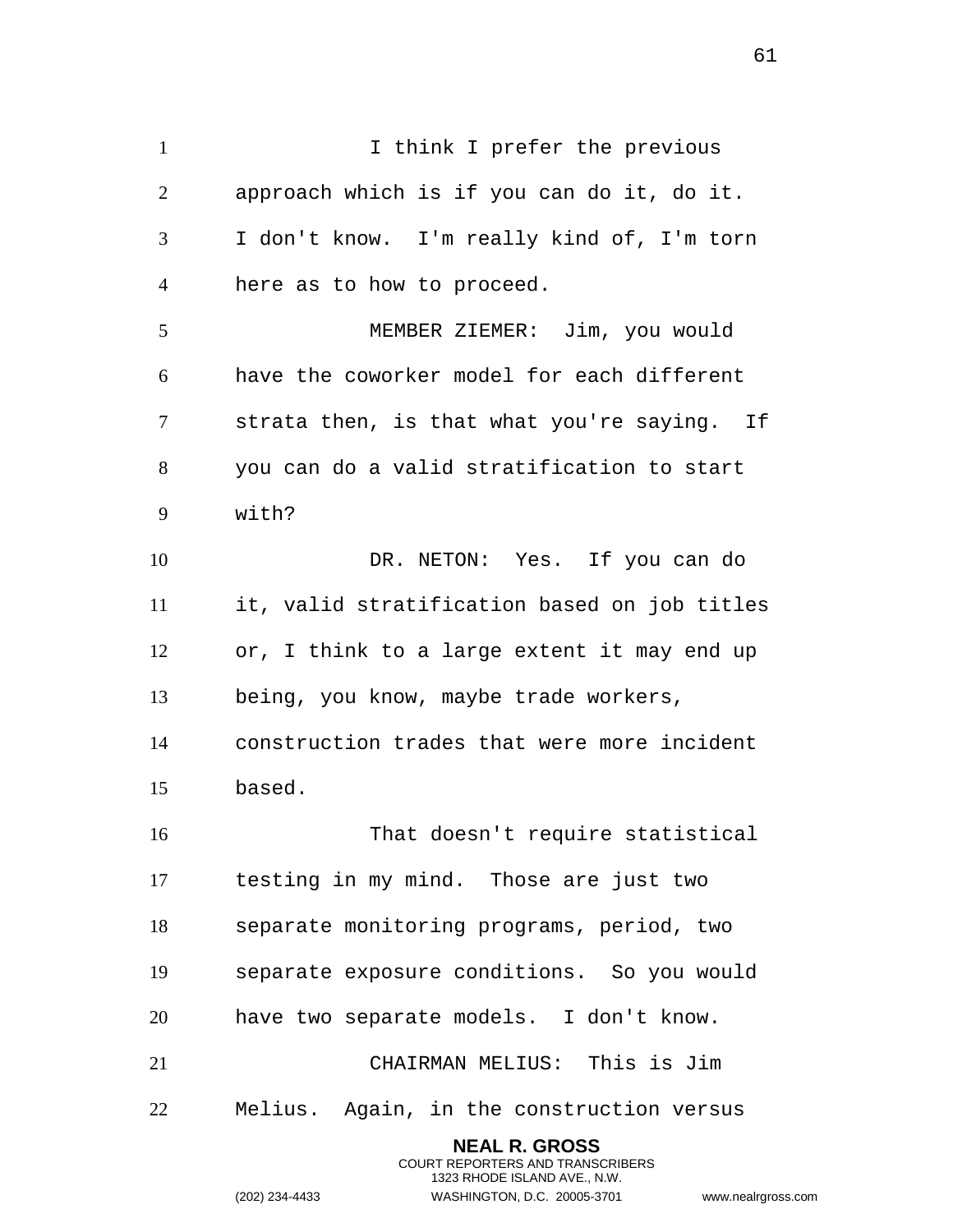I think I prefer the previous approach which is if you can do it, do it. I don't know. I'm really kind of, I'm torn here as to how to proceed.

MEMBER ZIEMER: Jim, you would have the coworker model for each different strata then, is that what you're saying. If you can do a valid stratification to start with?

DR. NETON: Yes. If you can do it, valid stratification based on job titles or, I think to a large extent it may end up being, you know, maybe trade workers, construction trades that were more incident based.

That doesn't require statistical testing in my mind. Those are just two separate monitoring programs, period, two separate exposure conditions. So you would have two separate models. I don't know.

CHAIRMAN MELIUS: This is Jim Melius. Again, in the construction versus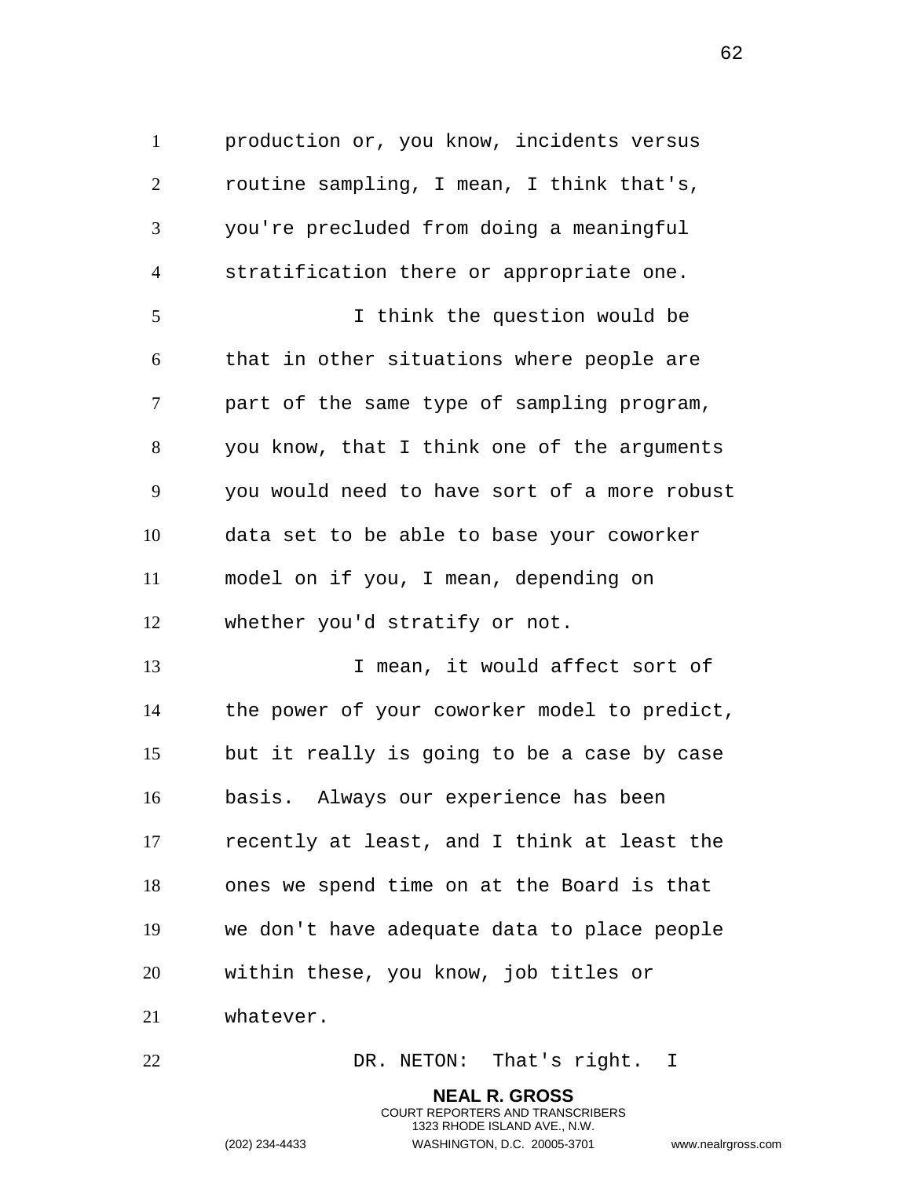production or, you know, incidents versus routine sampling, I mean, I think that's, you're precluded from doing a meaningful stratification there or appropriate one.

I think the question would be that in other situations where people are part of the same type of sampling program, you know, that I think one of the arguments you would need to have sort of a more robust data set to be able to base your coworker model on if you, I mean, depending on whether you'd stratify or not.

I mean, it would affect sort of the power of your coworker model to predict, but it really is going to be a case by case basis. Always our experience has been recently at least, and I think at least the ones we spend time on at the Board is that we don't have adequate data to place people within these, you know, job titles or whatever.

DR. NETON: That's right. I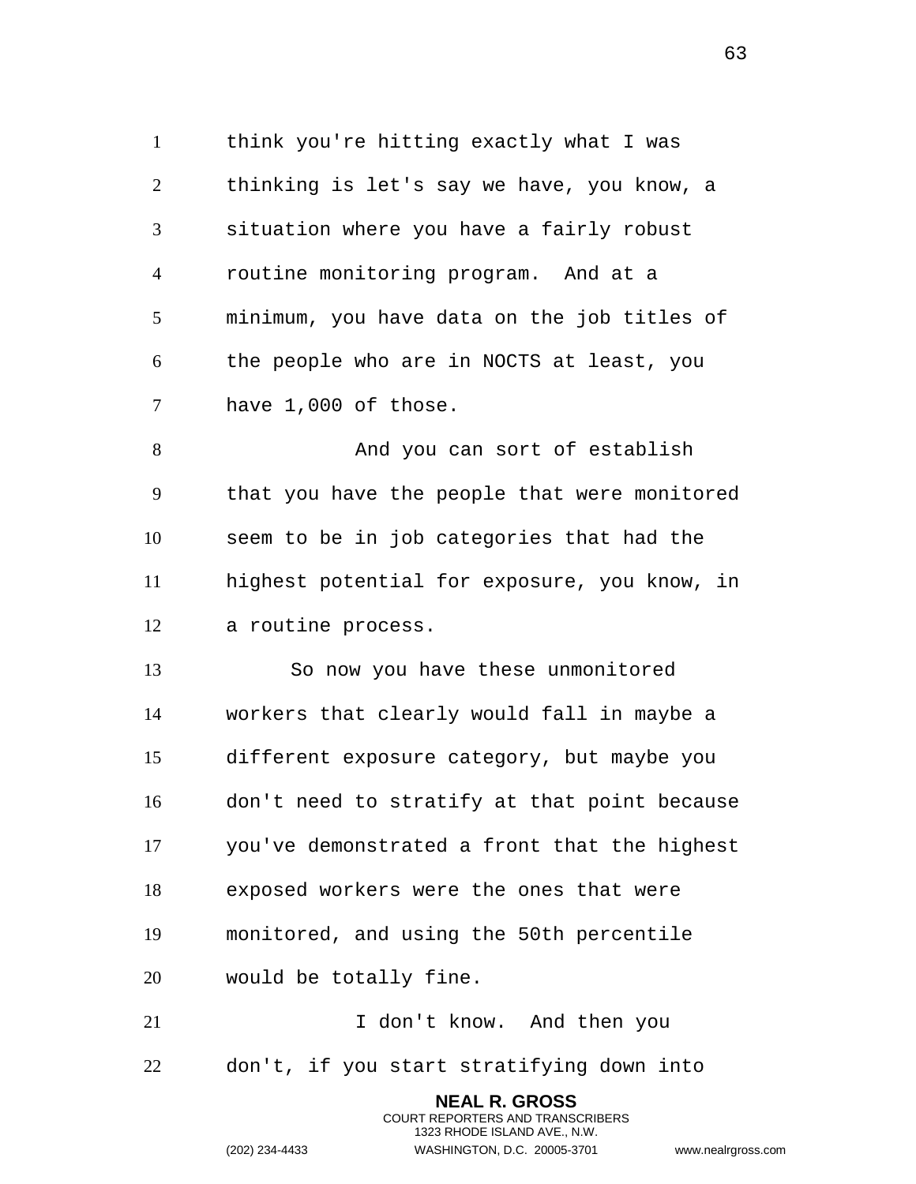think you're hitting exactly what I was thinking is let's say we have, you know, a situation where you have a fairly robust routine monitoring program. And at a minimum, you have data on the job titles of the people who are in NOCTS at least, you have 1,000 of those.

And you can sort of establish that you have the people that were monitored seem to be in job categories that had the highest potential for exposure, you know, in a routine process.

So now you have these unmonitored workers that clearly would fall in maybe a different exposure category, but maybe you don't need to stratify at that point because you've demonstrated a front that the highest exposed workers were the ones that were monitored, and using the 50th percentile would be totally fine.

I don't know. And then you don't, if you start stratifying down into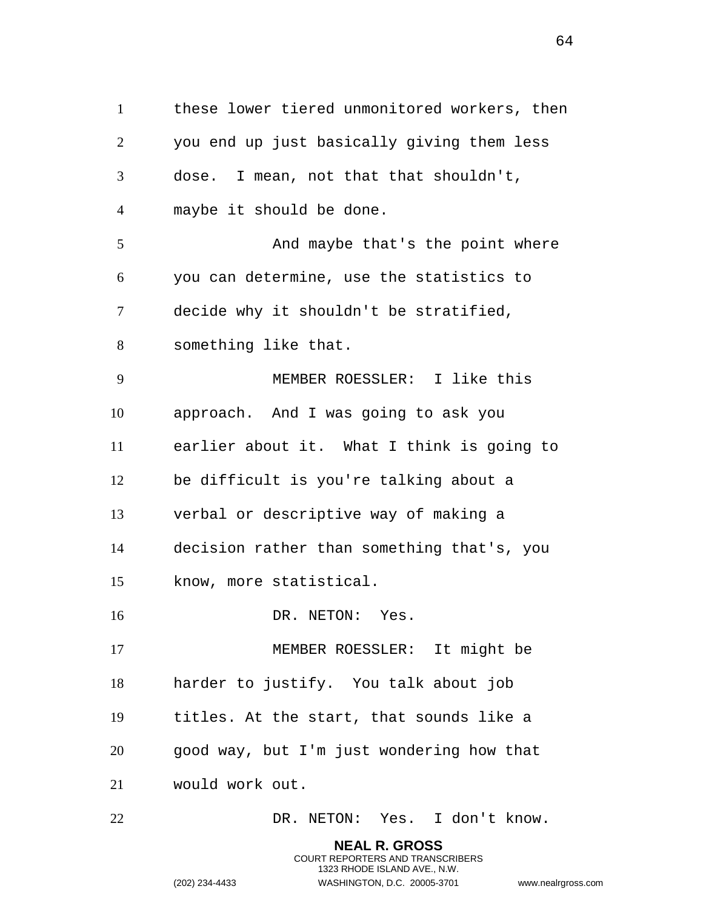these lower tiered unmonitored workers, then you end up just basically giving them less dose. I mean, not that that shouldn't, maybe it should be done.

And maybe that's the point where you can determine, use the statistics to decide why it shouldn't be stratified, something like that.

MEMBER ROESSLER: I like this approach. And I was going to ask you earlier about it. What I think is going to be difficult is you're talking about a verbal or descriptive way of making a decision rather than something that's, you know, more statistical.

DR. NETON: Yes.

MEMBER ROESSLER: It might be harder to justify. You talk about job titles. At the start, that sounds like a good way, but I'm just wondering how that would work out.

DR. NETON: Yes. I don't know.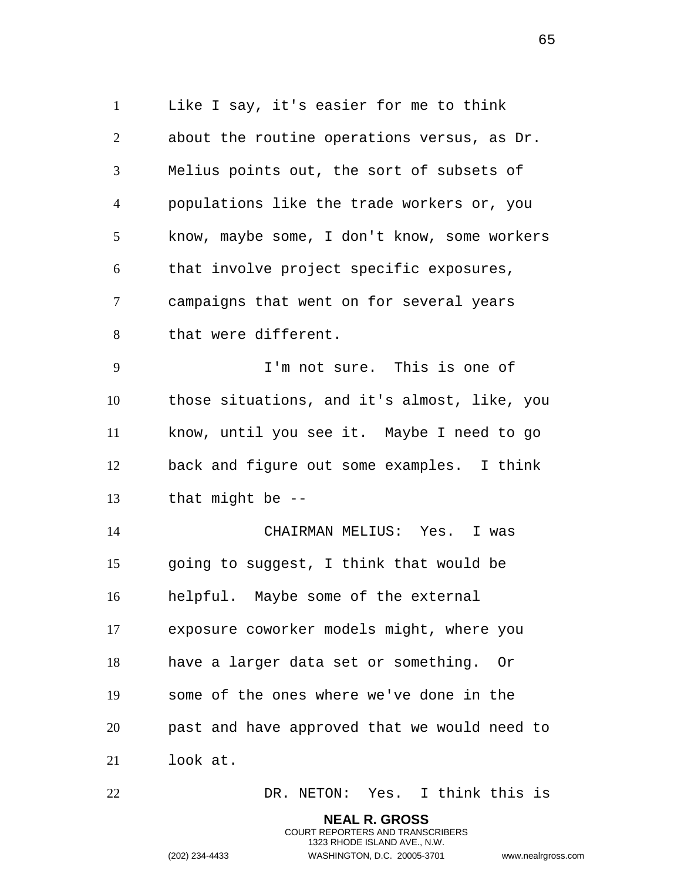Like I say, it's easier for me to think about the routine operations versus, as Dr. Melius points out, the sort of subsets of populations like the trade workers or, you know, maybe some, I don't know, some workers that involve project specific exposures, campaigns that went on for several years that were different.

I'm not sure. This is one of those situations, and it's almost, like, you know, until you see it. Maybe I need to go back and figure out some examples. I think that might be --

CHAIRMAN MELIUS: Yes. I was going to suggest, I think that would be helpful. Maybe some of the external exposure coworker models might, where you have a larger data set or something. Or some of the ones where we've done in the past and have approved that we would need to look at.

DR. NETON: Yes. I think this is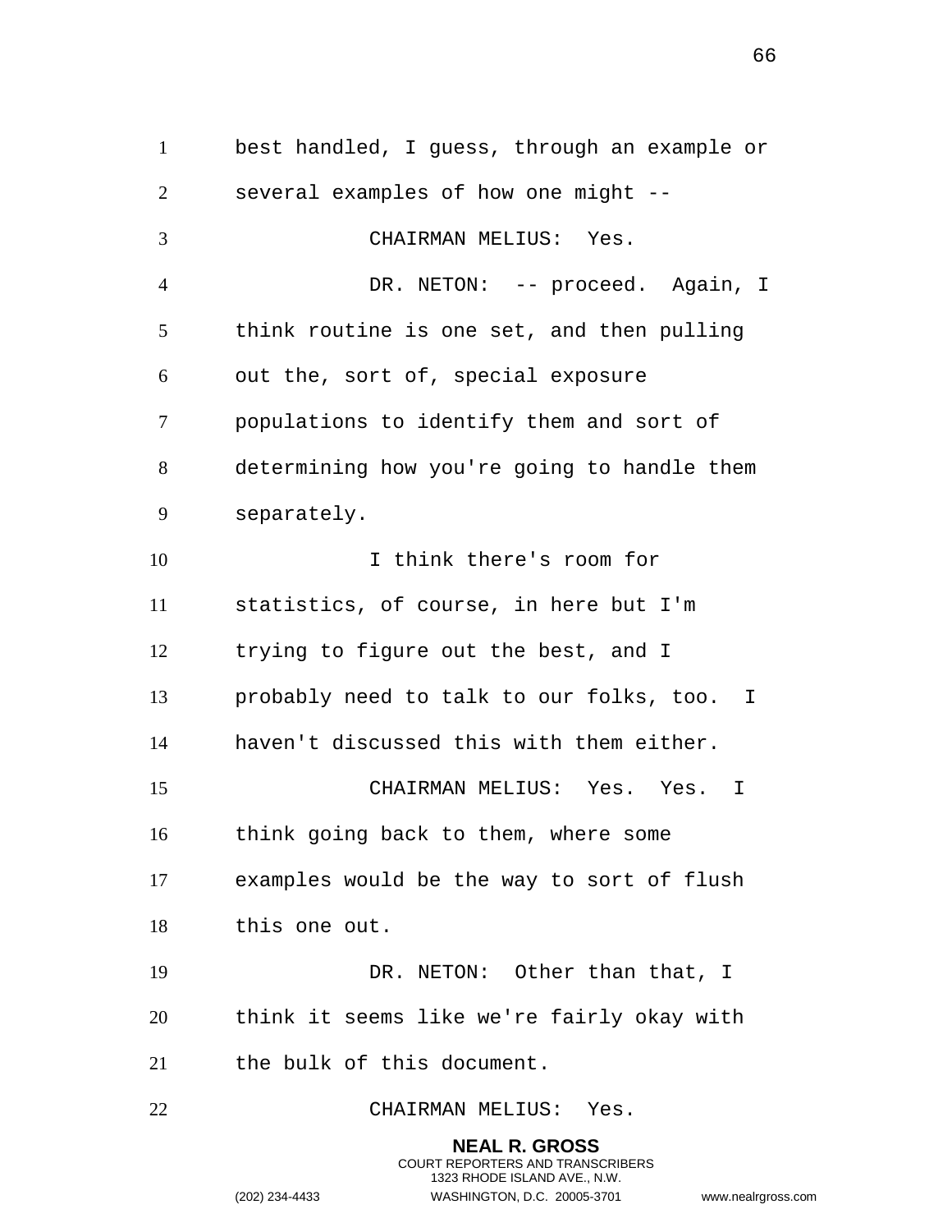best handled, I guess, through an example or several examples of how one might --

CHAIRMAN MELIUS: Yes.

DR. NETON: -- proceed. Again, I think routine is one set, and then pulling out the, sort of, special exposure populations to identify them and sort of determining how you're going to handle them separately.

I think there's room for statistics, of course, in here but I'm trying to figure out the best, and I probably need to talk to our folks, too. I haven't discussed this with them either.

CHAIRMAN MELIUS: Yes. Yes. I think going back to them, where some examples would be the way to sort of flush this one out.

DR. NETON: Other than that, I think it seems like we're fairly okay with the bulk of this document.

CHAIRMAN MELIUS: Yes.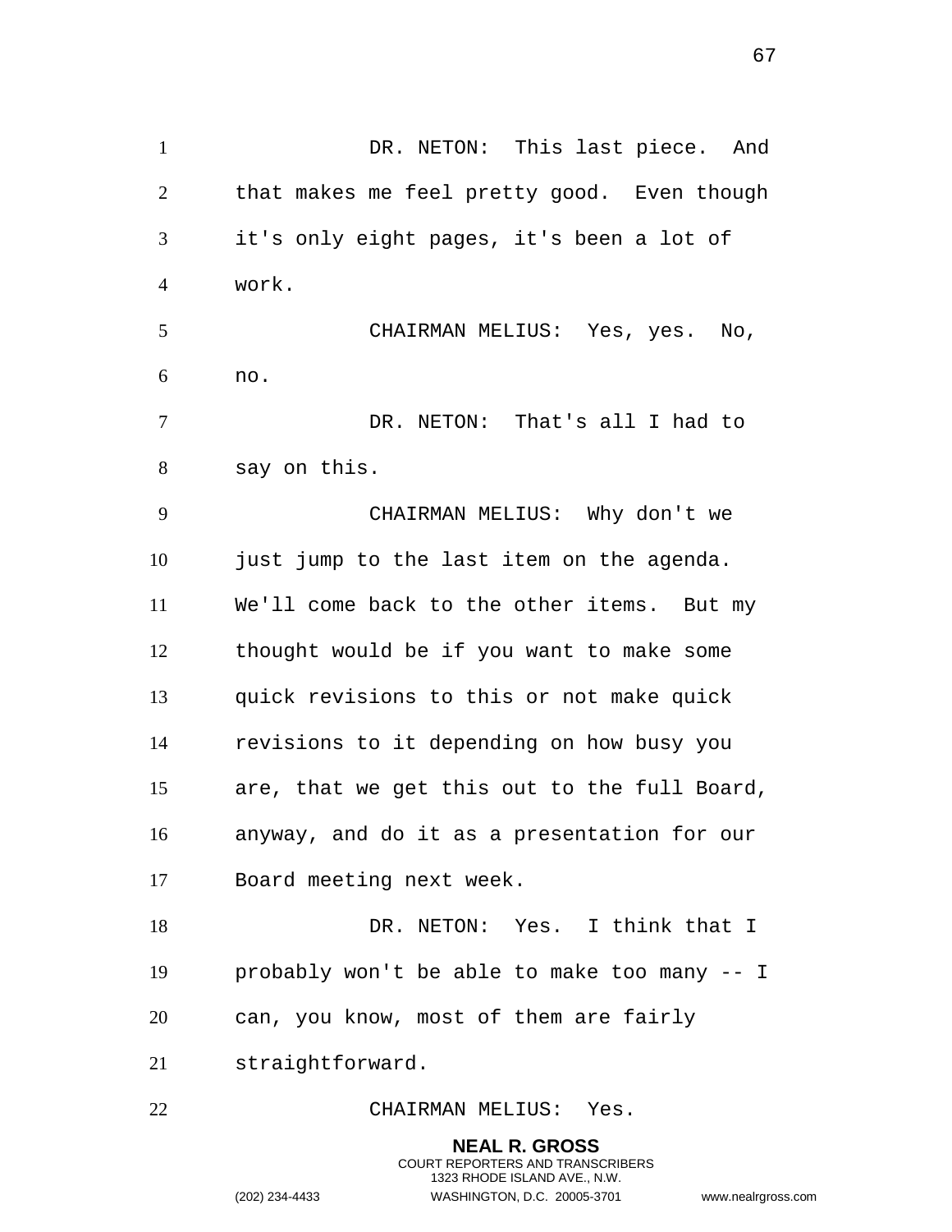DR. NETON: This last piece. And that makes me feel pretty good. Even though it's only eight pages, it's been a lot of work.

CHAIRMAN MELIUS: Yes, yes. No, no.

DR. NETON: That's all I had to say on this.

CHAIRMAN MELIUS: Why don't we just jump to the last item on the agenda. We'll come back to the other items. But my thought would be if you want to make some quick revisions to this or not make quick revisions to it depending on how busy you are, that we get this out to the full Board, anyway, and do it as a presentation for our Board meeting next week.

DR. NETON: Yes. I think that I probably won't be able to make too many -- I can, you know, most of them are fairly straightforward.

CHAIRMAN MELIUS: Yes.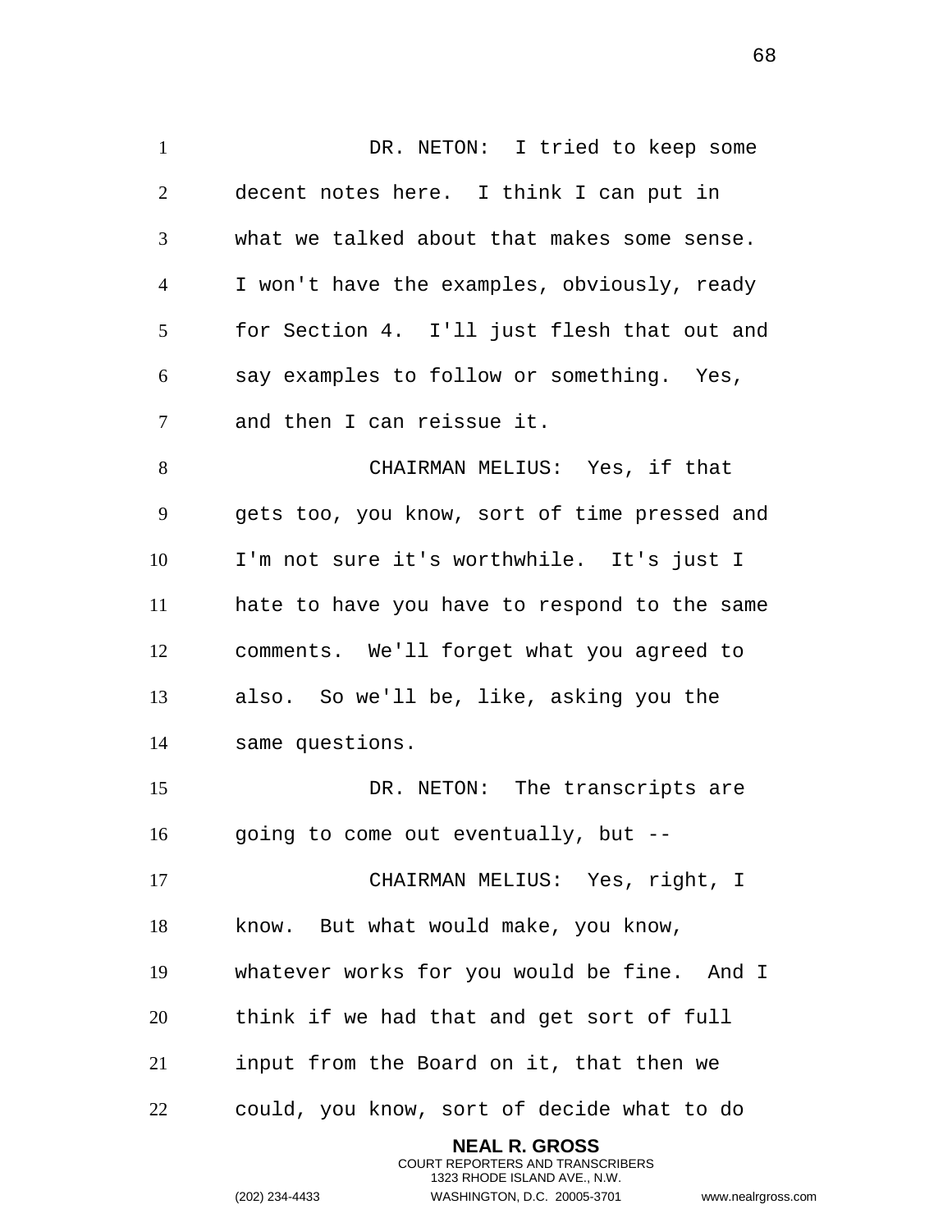DR. NETON: I tried to keep some decent notes here. I think I can put in what we talked about that makes some sense. I won't have the examples, obviously, ready for Section 4. I'll just flesh that out and say examples to follow or something. Yes, and then I can reissue it.

CHAIRMAN MELIUS: Yes, if that gets too, you know, sort of time pressed and I'm not sure it's worthwhile. It's just I hate to have you have to respond to the same comments. We'll forget what you agreed to also. So we'll be, like, asking you the same questions.

DR. NETON: The transcripts are going to come out eventually, but --

CHAIRMAN MELIUS: Yes, right, I know. But what would make, you know, whatever works for you would be fine. And I think if we had that and get sort of full input from the Board on it, that then we could, you know, sort of decide what to do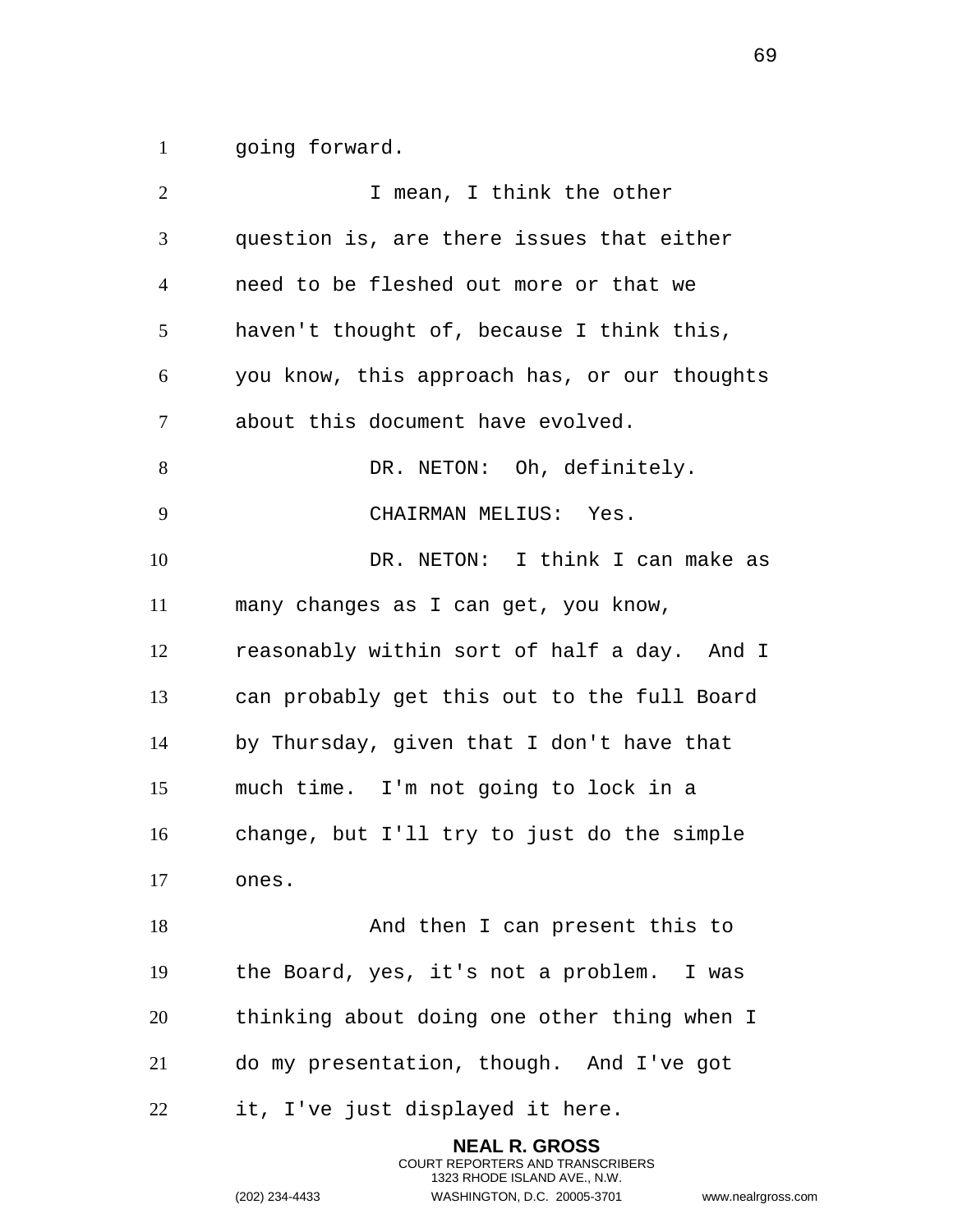going forward.

I mean, I think the other question is, are there issues that either need to be fleshed out more or that we haven't thought of, because I think this, you know, this approach has, or our thoughts about this document have evolved.

DR. NETON: Oh, definitely.

CHAIRMAN MELIUS: Yes.

DR. NETON: I think I can make as many changes as I can get, you know, reasonably within sort of half a day. And I can probably get this out to the full Board by Thursday, given that I don't have that much time. I'm not going to lock in a change, but I'll try to just do the simple ones.

And then I can present this to the Board, yes, it's not a problem. I was thinking about doing one other thing when I do my presentation, though. And I've got it, I've just displayed it here.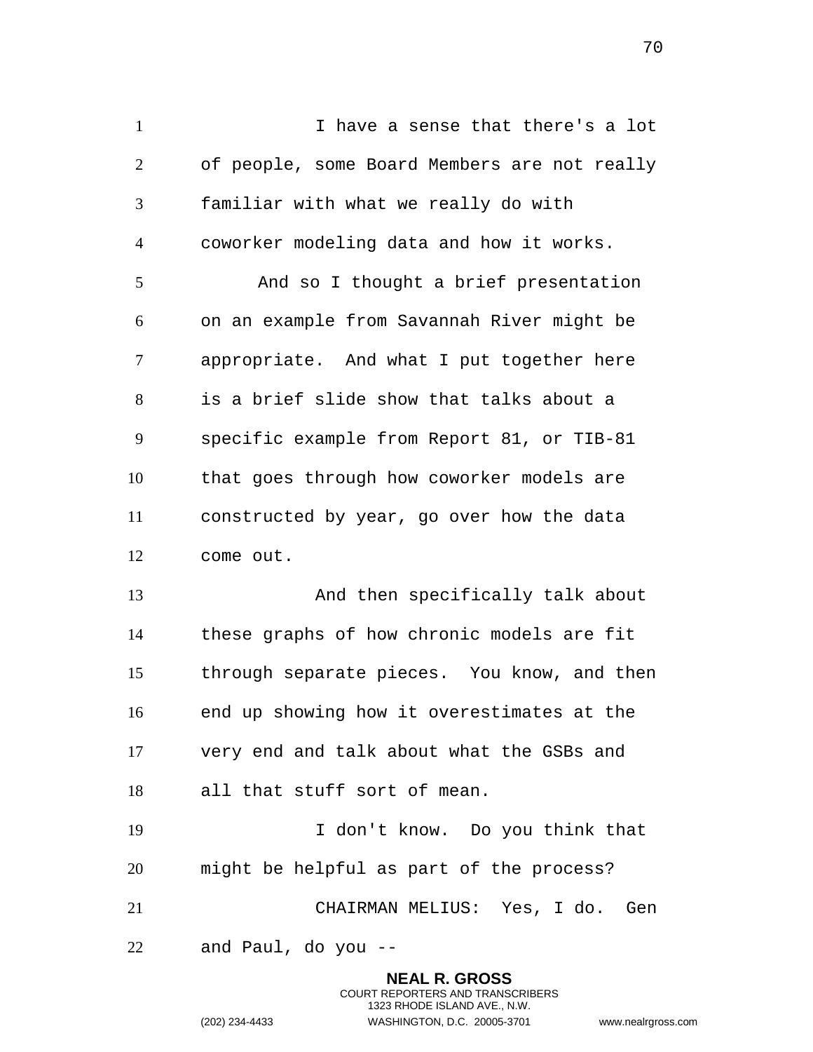I have a sense that there's a lot of people, some Board Members are not really familiar with what we really do with coworker modeling data and how it works.

And so I thought a brief presentation on an example from Savannah River might be appropriate. And what I put together here is a brief slide show that talks about a specific example from Report 81, or TIB-81 that goes through how coworker models are constructed by year, go over how the data come out.

And then specifically talk about these graphs of how chronic models are fit through separate pieces. You know, and then end up showing how it overestimates at the very end and talk about what the GSBs and all that stuff sort of mean.

I don't know. Do you think that might be helpful as part of the process?

CHAIRMAN MELIUS: Yes, I do. Gen and Paul, do you --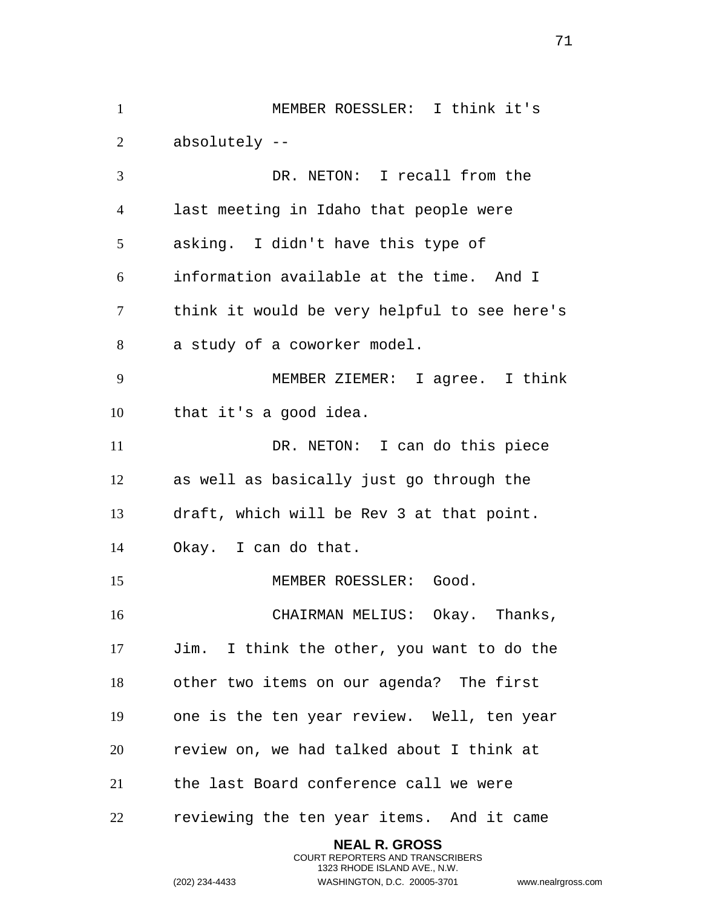MEMBER ROESSLER: I think it's absolutely --

DR. NETON: I recall from the last meeting in Idaho that people were asking. I didn't have this type of information available at the time. And I think it would be very helpful to see here's a study of a coworker model.

MEMBER ZIEMER: I agree. I think that it's a good idea.

DR. NETON: I can do this piece as well as basically just go through the draft, which will be Rev 3 at that point. Okay. I can do that.

MEMBER ROESSLER: Good.

CHAIRMAN MELIUS: Okay. Thanks, Jim. I think the other, you want to do the other two items on our agenda? The first one is the ten year review. Well, ten year review on, we had talked about I think at the last Board conference call we were reviewing the ten year items. And it came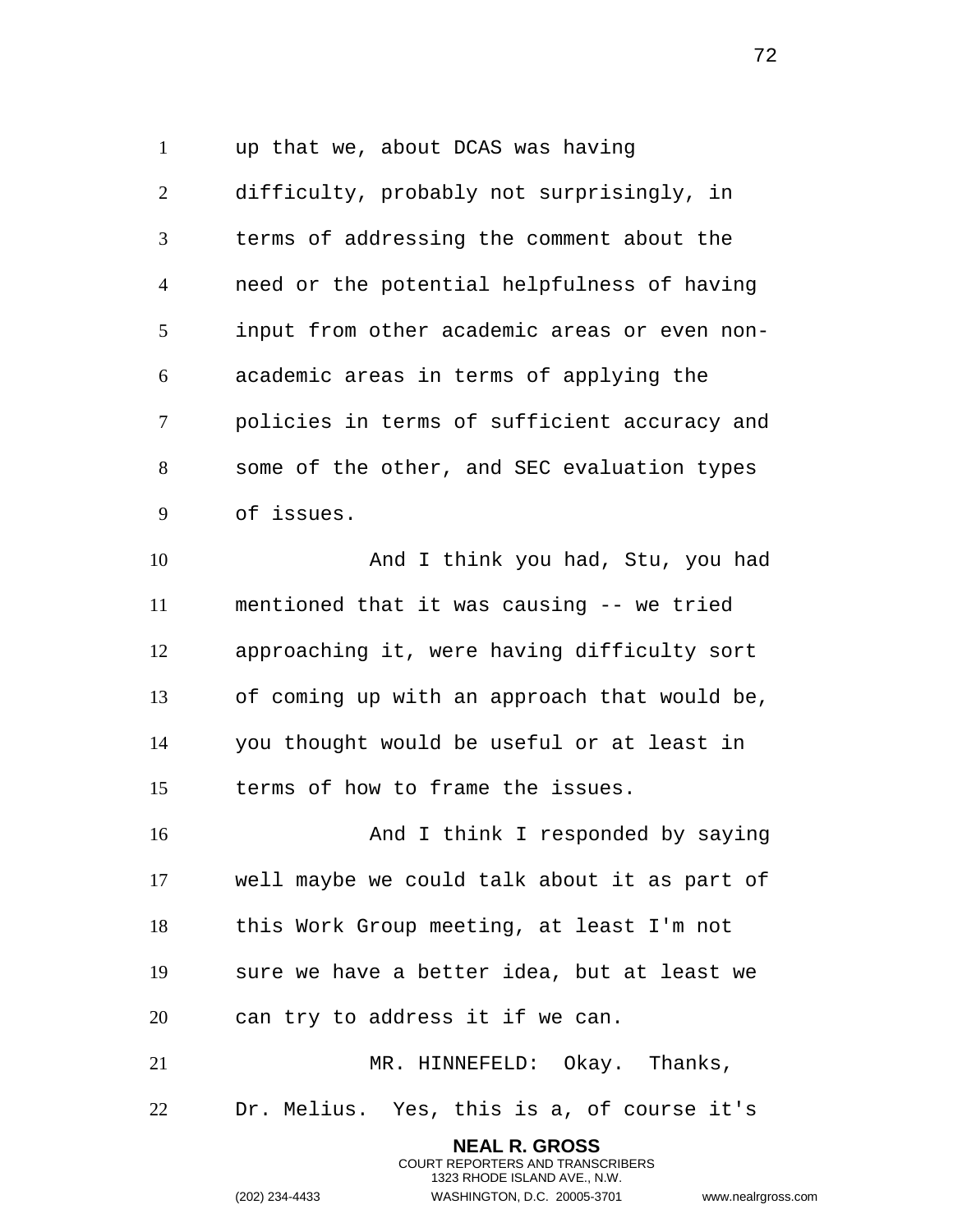up that we, about DCAS was having difficulty, probably not surprisingly, in terms of addressing the comment about the need or the potential helpfulness of having input from other academic areas or even non-academic areas in terms of applying the policies in terms of sufficient accuracy and some of the other, and SEC evaluation types of issues.

And I think you had, Stu, you had mentioned that it was causing -- we tried approaching it, were having difficulty sort of coming up with an approach that would be, you thought would be useful or at least in terms of how to frame the issues.

And I think I responded by saying well maybe we could talk about it as part of this Work Group meeting, at least I'm not sure we have a better idea, but at least we can try to address it if we can.

MR. HINNEFELD: Okay. Thanks, Dr. Melius. Yes, this is a, of course it's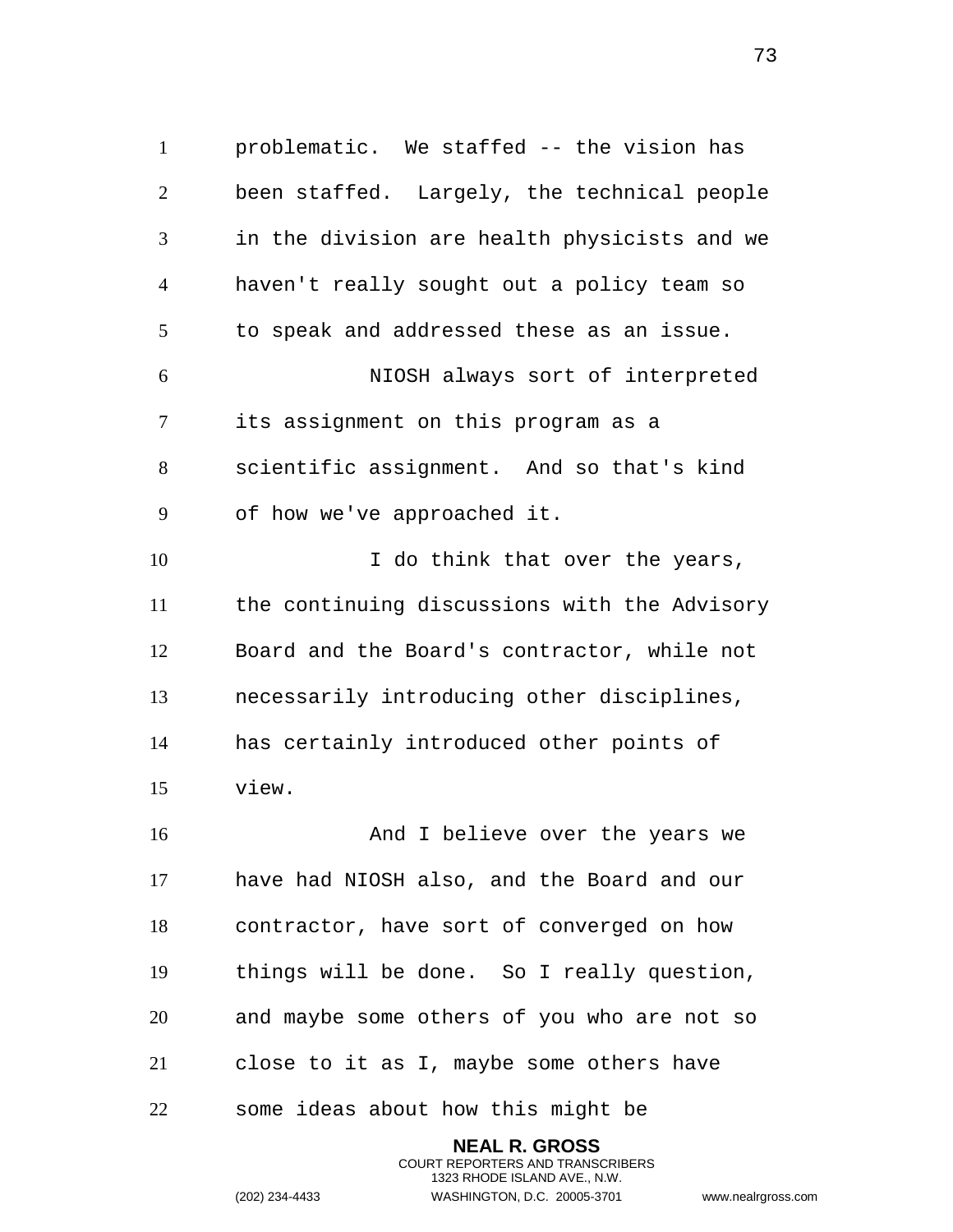problematic. We staffed -- the vision has been staffed. Largely, the technical people in the division are health physicists and we haven't really sought out a policy team so to speak and addressed these as an issue.

NIOSH always sort of interpreted its assignment on this program as a scientific assignment. And so that's kind of how we've approached it.

I do think that over the years, the continuing discussions with the Advisory Board and the Board's contractor, while not necessarily introducing other disciplines, has certainly introduced other points of view.

And I believe over the years we have had NIOSH also, and the Board and our contractor, have sort of converged on how things will be done. So I really question, and maybe some others of you who are not so close to it as I, maybe some others have some ideas about how this might be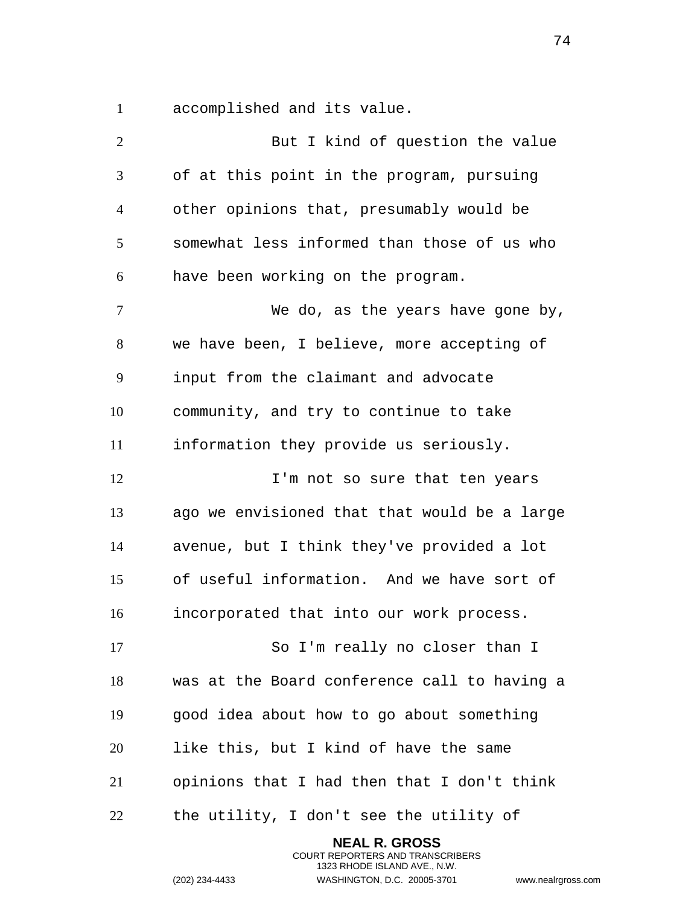accomplished and its value.

But I kind of question the value of at this point in the program, pursuing other opinions that, presumably would be somewhat less informed than those of us who have been working on the program.

We do, as the years have gone by, we have been, I believe, more accepting of input from the claimant and advocate community, and try to continue to take information they provide us seriously.

I'm not so sure that ten years ago we envisioned that that would be a large avenue, but I think they've provided a lot of useful information. And we have sort of incorporated that into our work process.

So I'm really no closer than I was at the Board conference call to having a good idea about how to go about something like this, but I kind of have the same opinions that I had then that I don't think the utility, I don't see the utility of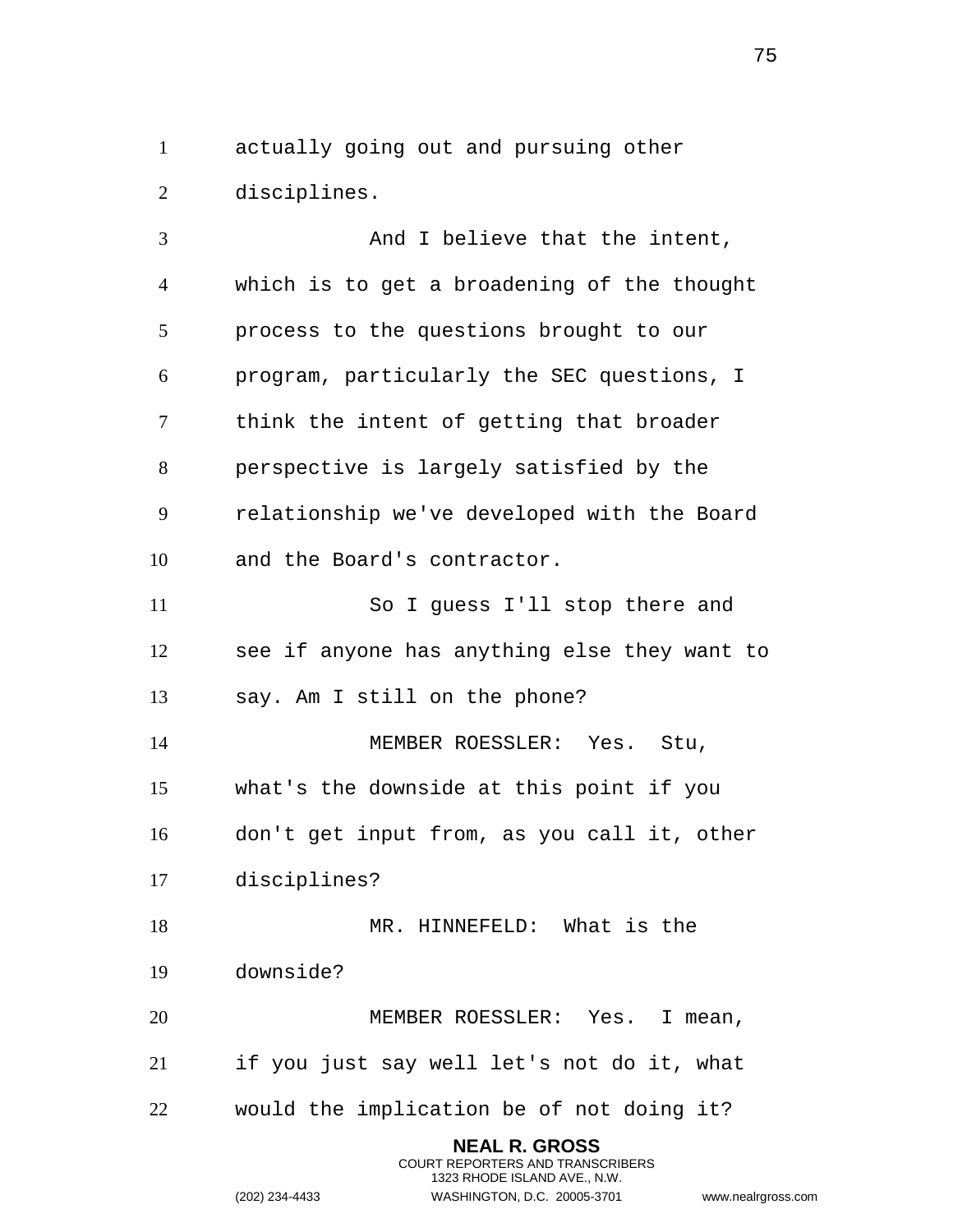actually going out and pursuing other disciplines.

And I believe that the intent, which is to get a broadening of the thought process to the questions brought to our program, particularly the SEC questions, I think the intent of getting that broader perspective is largely satisfied by the relationship we've developed with the Board and the Board's contractor.

So I guess I'll stop there and see if anyone has anything else they want to say. Am I still on the phone?

MEMBER ROESSLER: Yes. Stu, what's the downside at this point if you don't get input from, as you call it, other disciplines?

MR. HINNEFELD: What is the downside?

MEMBER ROESSLER: Yes. I mean, if you just say well let's not do it, what would the implication be of not doing it?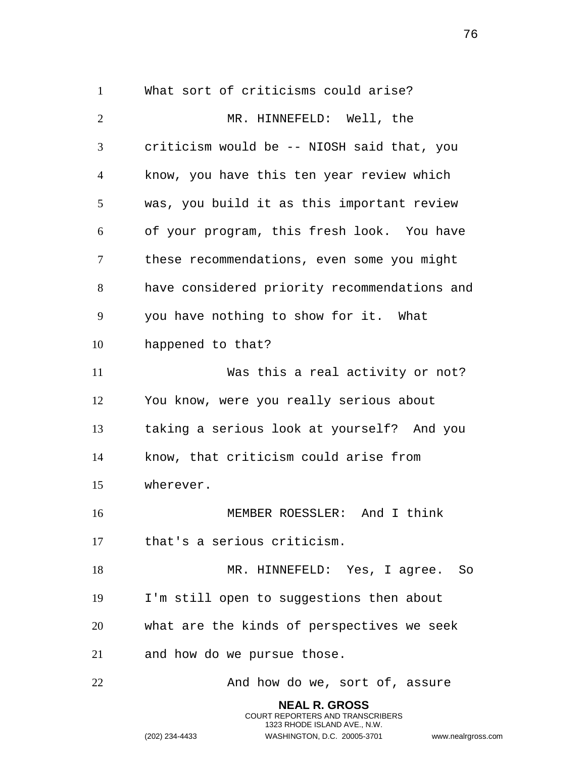What sort of criticisms could arise?

MR. HINNEFELD: Well, the criticism would be -- NIOSH said that, you know, you have this ten year review which was, you build it as this important review of your program, this fresh look. You have these recommendations, even some you might have considered priority recommendations and you have nothing to show for it. What happened to that?

Was this a real activity or not? You know, were you really serious about taking a serious look at yourself? And you know, that criticism could arise from wherever.

MEMBER ROESSLER: And I think that's a serious criticism.

MR. HINNEFELD: Yes, I agree. So I'm still open to suggestions then about what are the kinds of perspectives we seek and how do we pursue those.

And how do we, sort of, assure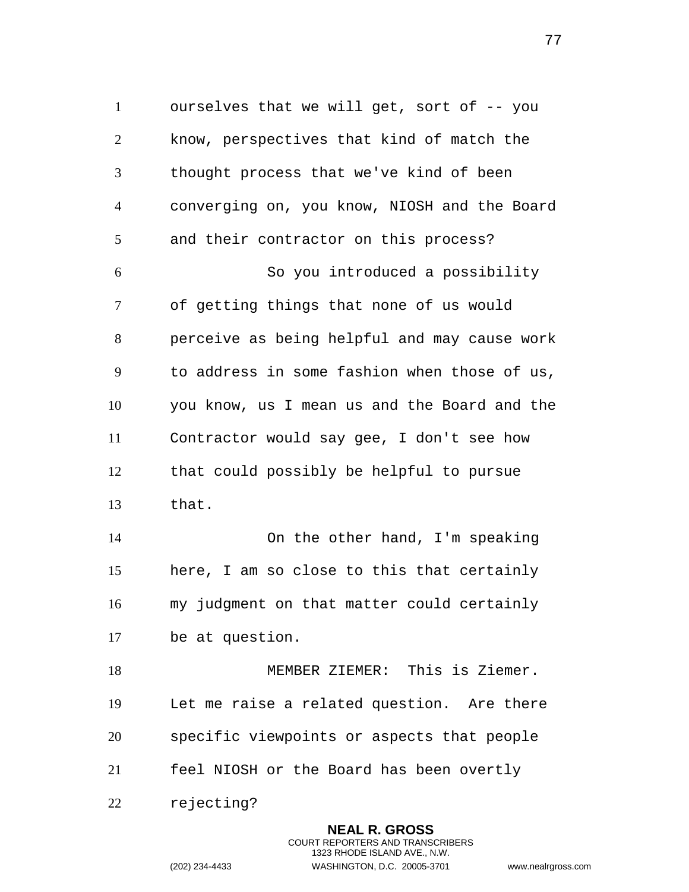ourselves that we will get, sort of -- you know, perspectives that kind of match the thought process that we've kind of been converging on, you know, NIOSH and the Board and their contractor on this process?

So you introduced a possibility of getting things that none of us would perceive as being helpful and may cause work to address in some fashion when those of us, you know, us I mean us and the Board and the Contractor would say gee, I don't see how that could possibly be helpful to pursue that.

On the other hand, I'm speaking here, I am so close to this that certainly my judgment on that matter could certainly be at question.

MEMBER ZIEMER: This is Ziemer. Let me raise a related question. Are there specific viewpoints or aspects that people feel NIOSH or the Board has been overtly rejecting?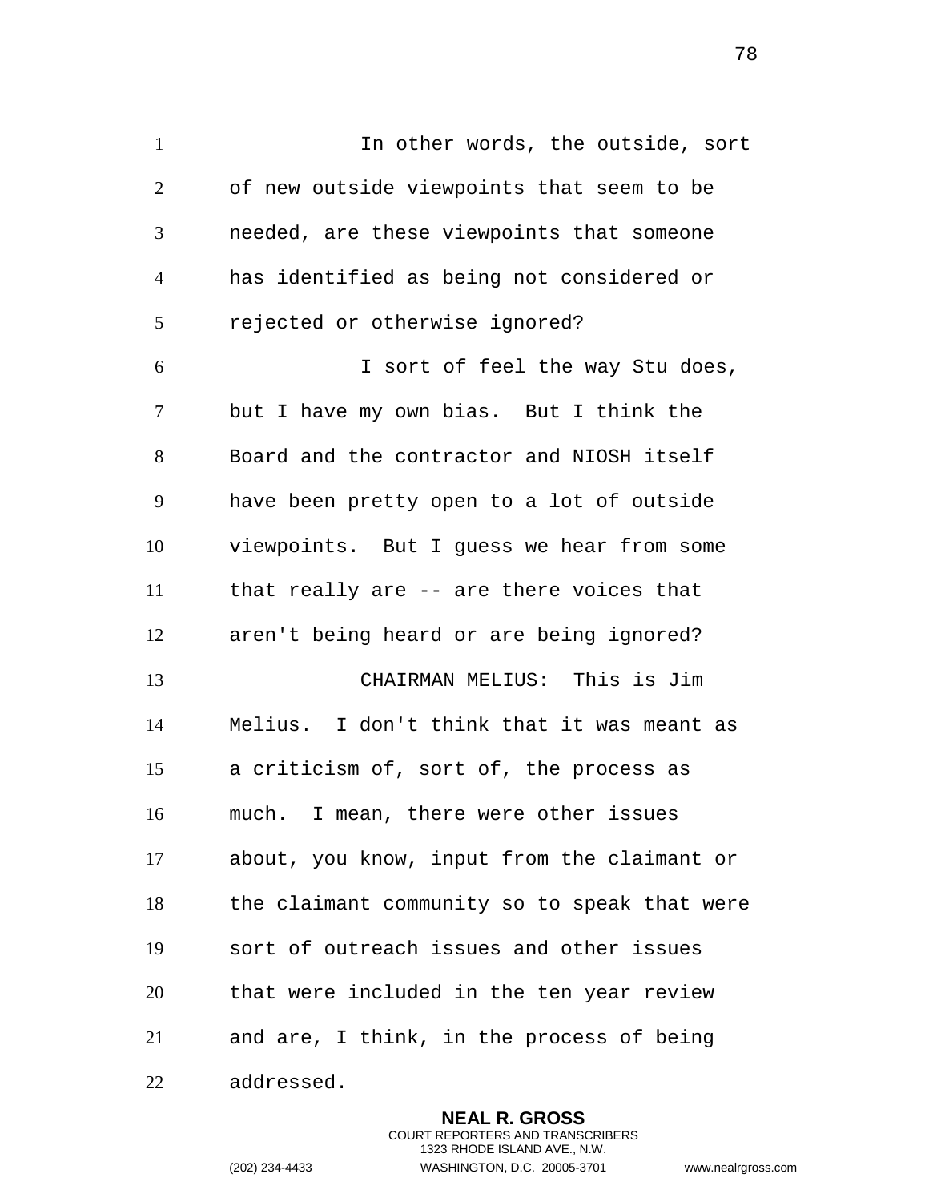In other words, the outside, sort of new outside viewpoints that seem to be needed, are these viewpoints that someone has identified as being not considered or rejected or otherwise ignored?

I sort of feel the way Stu does, but I have my own bias. But I think the Board and the contractor and NIOSH itself have been pretty open to a lot of outside viewpoints. But I guess we hear from some that really are -- are there voices that aren't being heard or are being ignored?

CHAIRMAN MELIUS: This is Jim Melius. I don't think that it was meant as a criticism of, sort of, the process as much. I mean, there were other issues about, you know, input from the claimant or the claimant community so to speak that were sort of outreach issues and other issues that were included in the ten year review and are, I think, in the process of being addressed.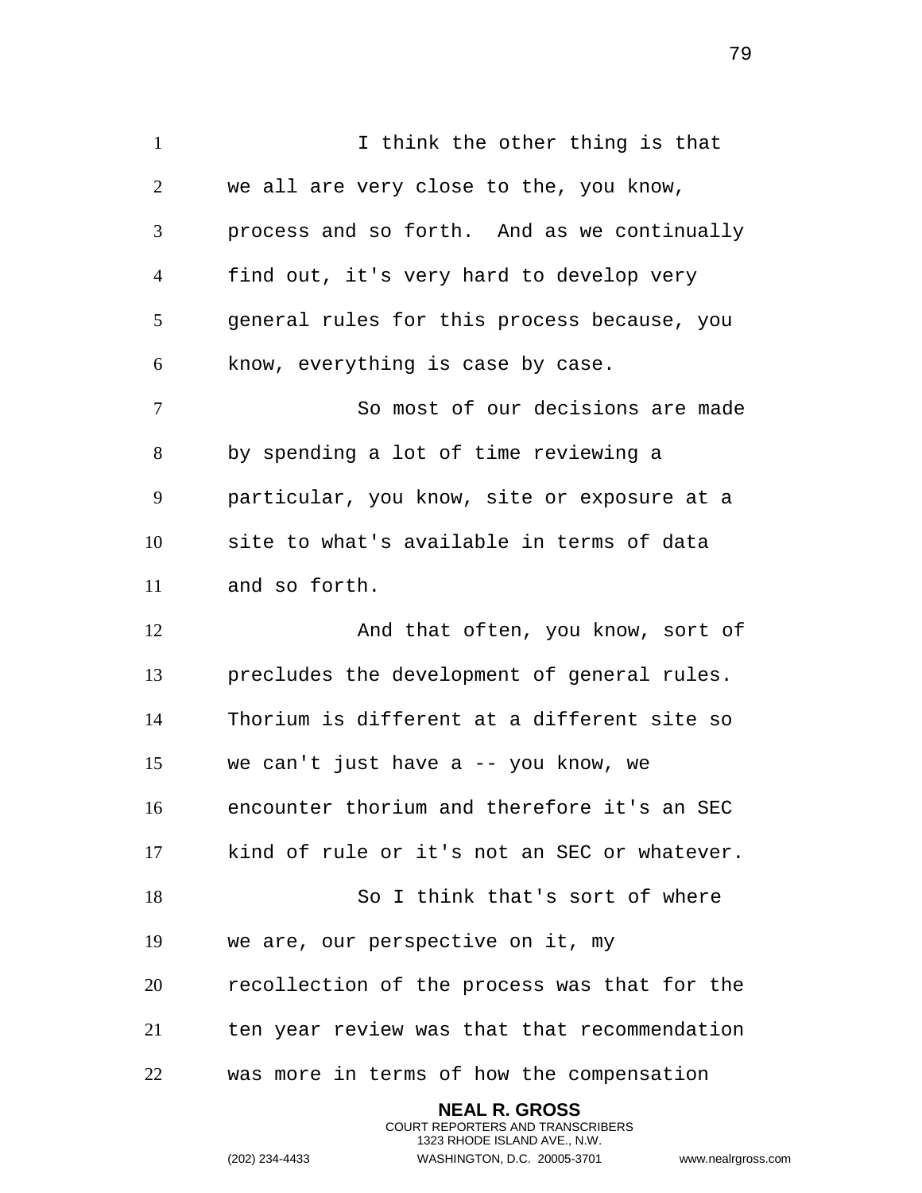I think the other thing is that we all are very close to the, you know, process and so forth. And as we continually find out, it's very hard to develop very general rules for this process because, you know, everything is case by case.

So most of our decisions are made by spending a lot of time reviewing a particular, you know, site or exposure at a site to what's available in terms of data and so forth.

And that often, you know, sort of precludes the development of general rules. Thorium is different at a different site so we can't just have a -- you know, we encounter thorium and therefore it's an SEC kind of rule or it's not an SEC or whatever.

So I think that's sort of where we are, our perspective on it, my recollection of the process was that for the ten year review was that that recommendation was more in terms of how the compensation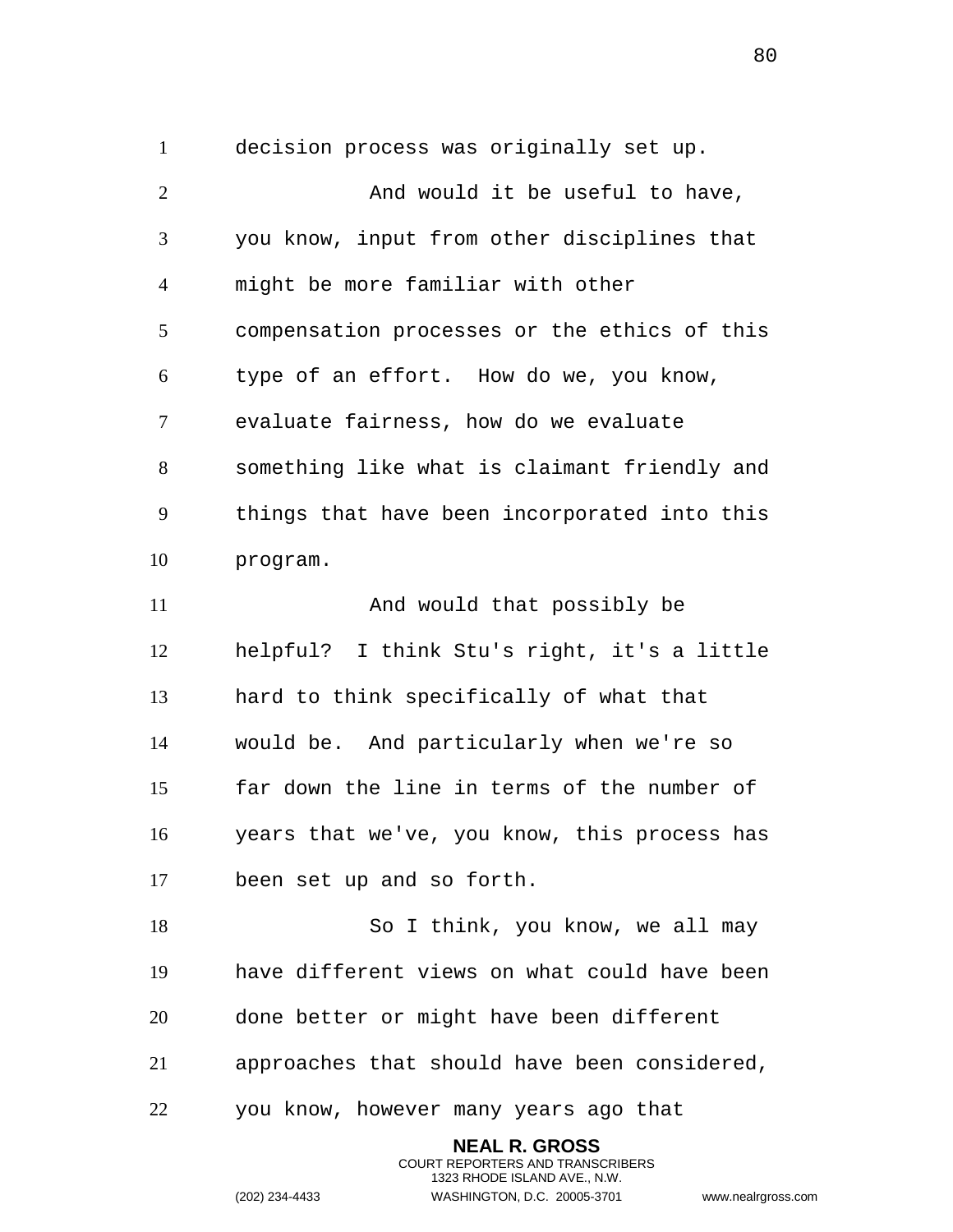decision process was originally set up.

And would it be useful to have, you know, input from other disciplines that might be more familiar with other compensation processes or the ethics of this type of an effort. How do we, you know, evaluate fairness, how do we evaluate something like what is claimant friendly and things that have been incorporated into this program.

And would that possibly be helpful? I think Stu's right, it's a little hard to think specifically of what that would be. And particularly when we're so far down the line in terms of the number of years that we've, you know, this process has been set up and so forth.

So I think, you know, we all may have different views on what could have been done better or might have been different approaches that should have been considered, you know, however many years ago that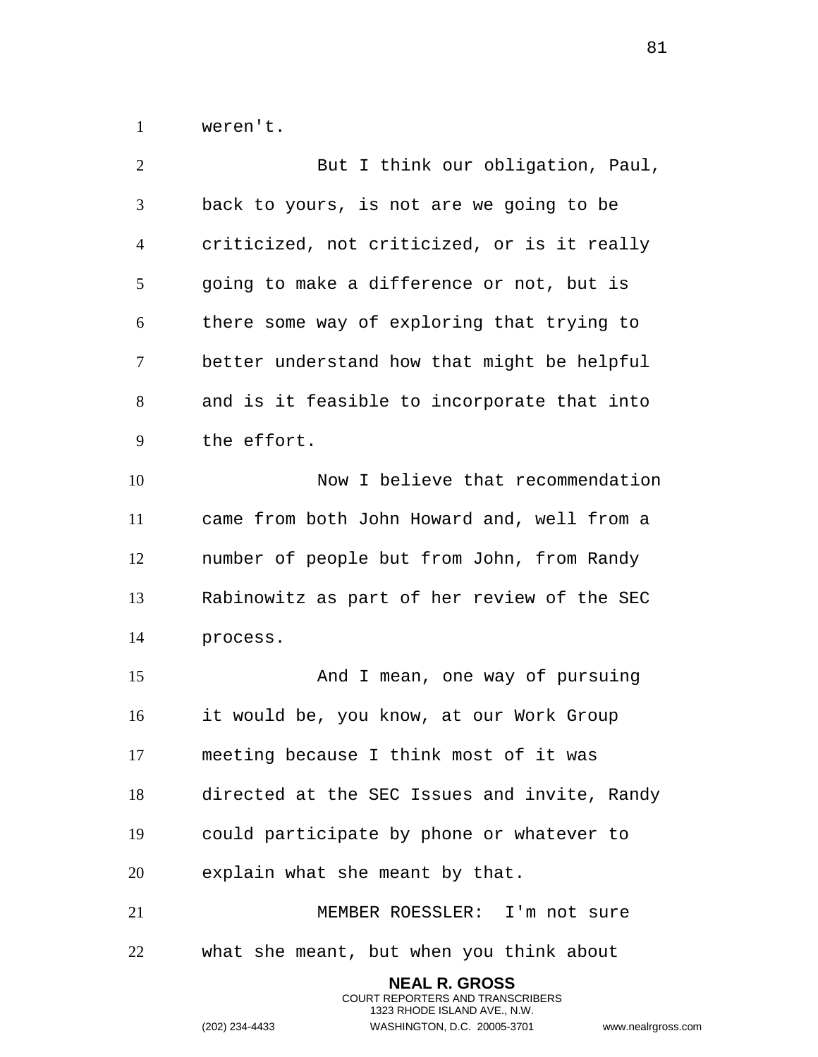weren't.

But I think our obligation, Paul, back to yours, is not are we going to be criticized, not criticized, or is it really going to make a difference or not, but is there some way of exploring that trying to better understand how that might be helpful and is it feasible to incorporate that into the effort.

Now I believe that recommendation came from both John Howard and, well from a number of people but from John, from Randy Rabinowitz as part of her review of the SEC process.

And I mean, one way of pursuing it would be, you know, at our Work Group meeting because I think most of it was directed at the SEC Issues and invite, Randy could participate by phone or whatever to explain what she meant by that.

MEMBER ROESSLER: I'm not sure what she meant, but when you think about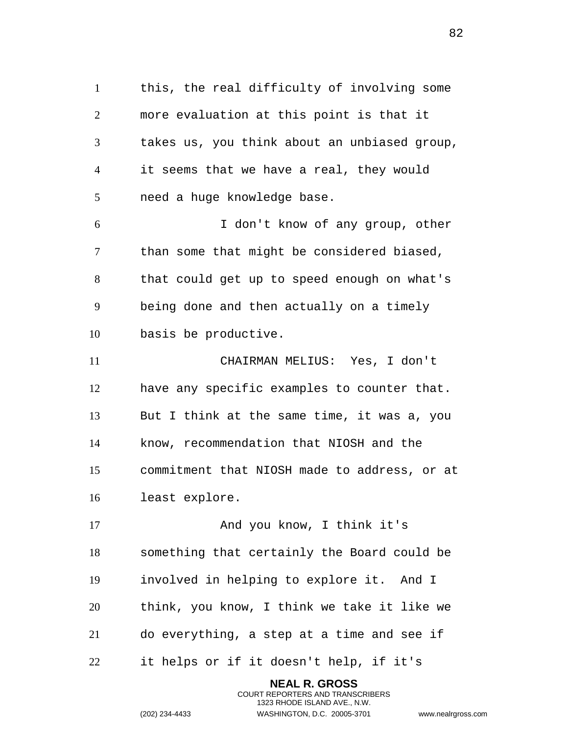this, the real difficulty of involving some more evaluation at this point is that it takes us, you think about an unbiased group, it seems that we have a real, they would need a huge knowledge base.

I don't know of any group, other than some that might be considered biased, that could get up to speed enough on what's being done and then actually on a timely basis be productive.

CHAIRMAN MELIUS: Yes, I don't have any specific examples to counter that. But I think at the same time, it was a, you know, recommendation that NIOSH and the commitment that NIOSH made to address, or at least explore.

And you know, I think it's something that certainly the Board could be involved in helping to explore it. And I think, you know, I think we take it like we do everything, a step at a time and see if it helps or if it doesn't help, if it's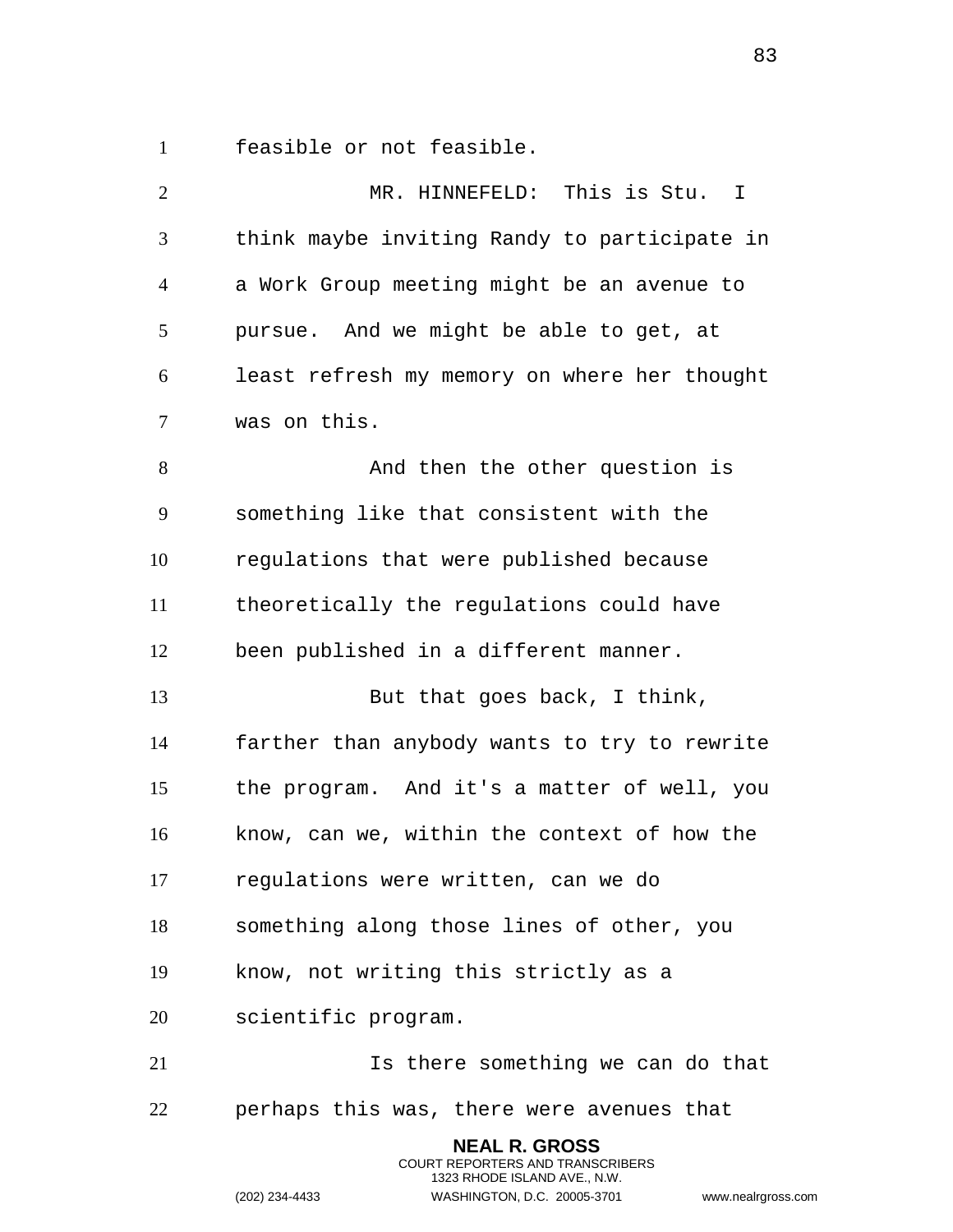feasible or not feasible.

MR. HINNEFELD: This is Stu. I think maybe inviting Randy to participate in a Work Group meeting might be an avenue to pursue. And we might be able to get, at least refresh my memory on where her thought was on this.

And then the other question is something like that consistent with the regulations that were published because theoretically the regulations could have been published in a different manner.

But that goes back, I think, farther than anybody wants to try to rewrite the program. And it's a matter of well, you know, can we, within the context of how the regulations were written, can we do something along those lines of other, you know, not writing this strictly as a scientific program.

Is there something we can do that perhaps this was, there were avenues that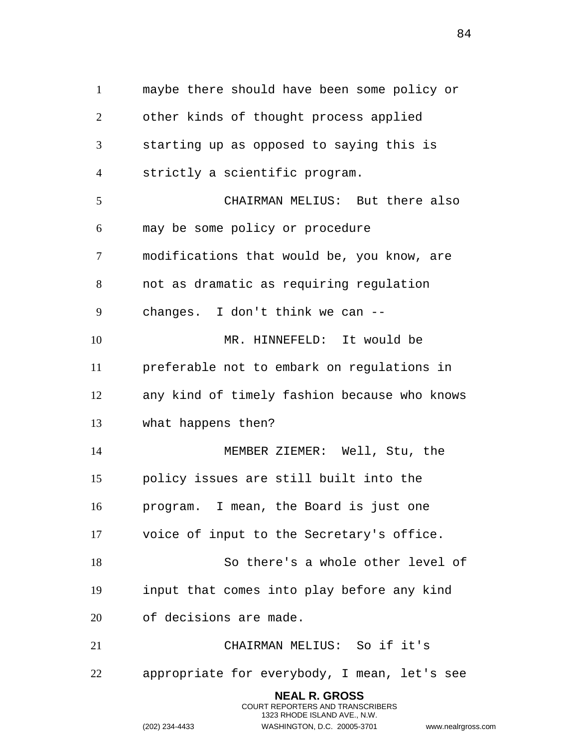maybe there should have been some policy or other kinds of thought process applied starting up as opposed to saying this is strictly a scientific program.

CHAIRMAN MELIUS: But there also may be some policy or procedure modifications that would be, you know, are not as dramatic as requiring regulation changes. I don't think we can --

MR. HINNEFELD: It would be preferable not to embark on regulations in any kind of timely fashion because who knows what happens then?

MEMBER ZIEMER: Well, Stu, the policy issues are still built into the program. I mean, the Board is just one voice of input to the Secretary's office.

So there's a whole other level of input that comes into play before any kind of decisions are made.

CHAIRMAN MELIUS: So if it's appropriate for everybody, I mean, let's see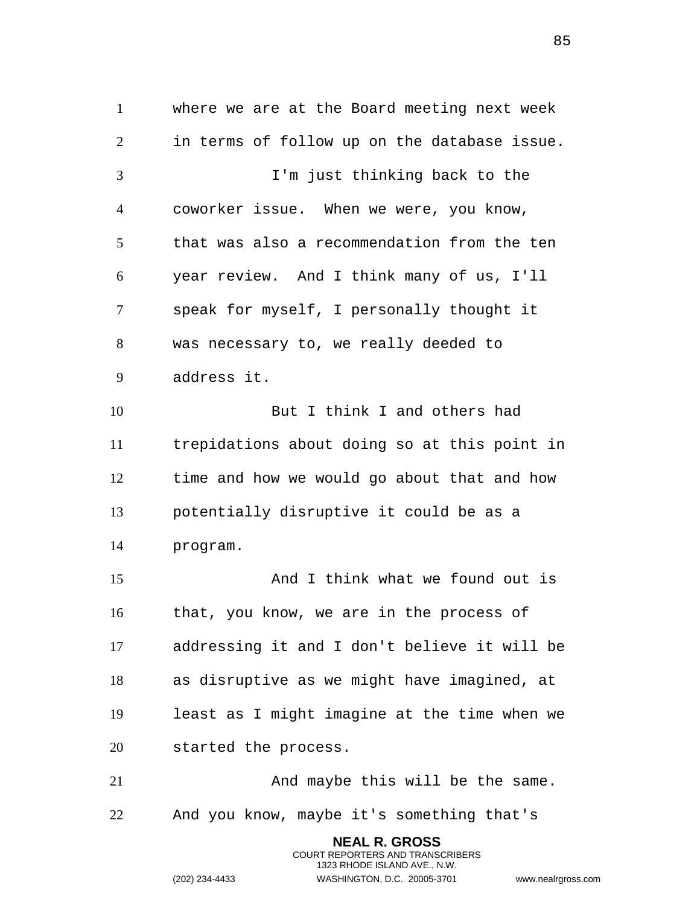where we are at the Board meeting next week in terms of follow up on the database issue.

I'm just thinking back to the coworker issue. When we were, you know, that was also a recommendation from the ten year review. And I think many of us, I'll speak for myself, I personally thought it was necessary to, we really deeded to address it.

But I think I and others had trepidations about doing so at this point in time and how we would go about that and how potentially disruptive it could be as a program.

And I think what we found out is that, you know, we are in the process of addressing it and I don't believe it will be as disruptive as we might have imagined, at least as I might imagine at the time when we started the process.

And maybe this will be the same. And you know, maybe it's something that's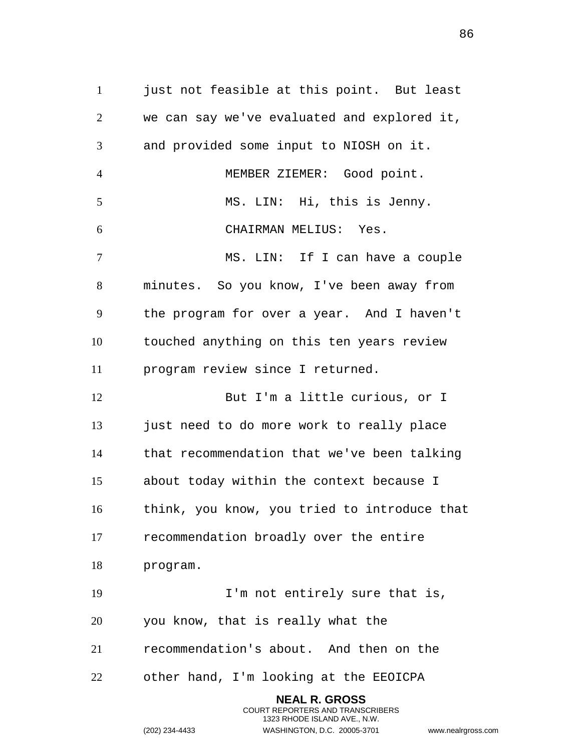just not feasible at this point. But least we can say we've evaluated and explored it, and provided some input to NIOSH on it.

MEMBER ZIEMER: Good point.

MS. LIN: Hi, this is Jenny.

CHAIRMAN MELIUS: Yes.

MS. LIN: If I can have a couple minutes. So you know, I've been away from the program for over a year. And I haven't touched anything on this ten years review program review since I returned.

But I'm a little curious, or I just need to do more work to really place that recommendation that we've been talking about today within the context because I think, you know, you tried to introduce that recommendation broadly over the entire program.

I'm not entirely sure that is, you know, that is really what the recommendation's about. And then on the other hand, I'm looking at the EEOICPA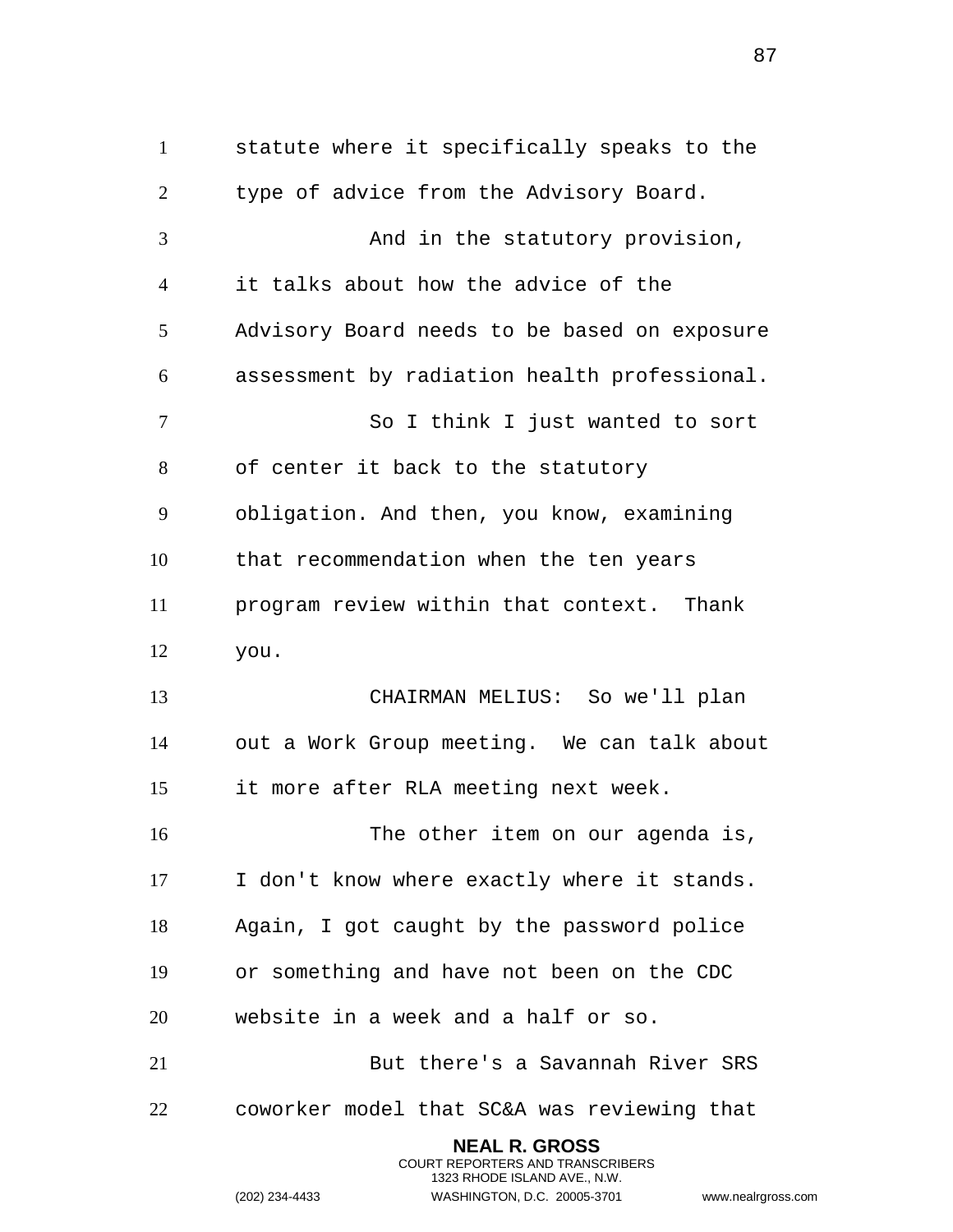statute where it specifically speaks to the type of advice from the Advisory Board.

And in the statutory provision, it talks about how the advice of the Advisory Board needs to be based on exposure assessment by radiation health professional.

So I think I just wanted to sort of center it back to the statutory obligation. And then, you know, examining that recommendation when the ten years program review within that context. Thank you.

CHAIRMAN MELIUS: So we'll plan out a Work Group meeting. We can talk about it more after RLA meeting next week.

The other item on our agenda is, I don't know where exactly where it stands. Again, I got caught by the password police or something and have not been on the CDC website in a week and a half or so.

But there's a Savannah River SRS coworker model that SC&A was reviewing that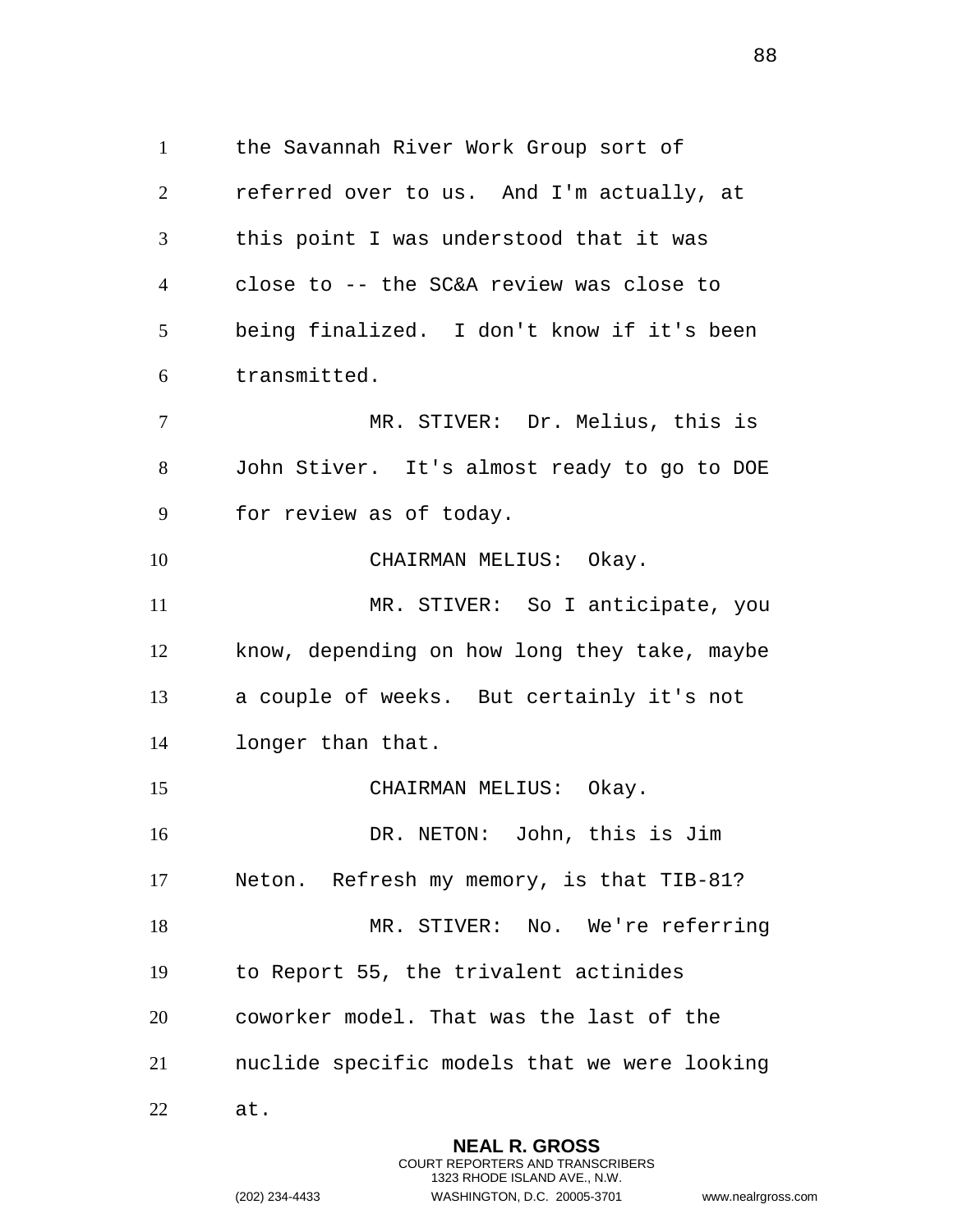the Savannah River Work Group sort of referred over to us. And I'm actually, at this point I was understood that it was close to -- the SC&A review was close to being finalized. I don't know if it's been transmitted.

MR. STIVER: Dr. Melius, this is John Stiver. It's almost ready to go to DOE for review as of today.

CHAIRMAN MELIUS: Okay.

MR. STIVER: So I anticipate, you know, depending on how long they take, maybe a couple of weeks. But certainly it's not longer than that.

CHAIRMAN MELIUS: Okay.

DR. NETON: John, this is Jim Neton. Refresh my memory, is that TIB-81?

MR. STIVER: No. We're referring to Report 55, the trivalent actinides coworker model. That was the last of the nuclide specific models that we were looking at.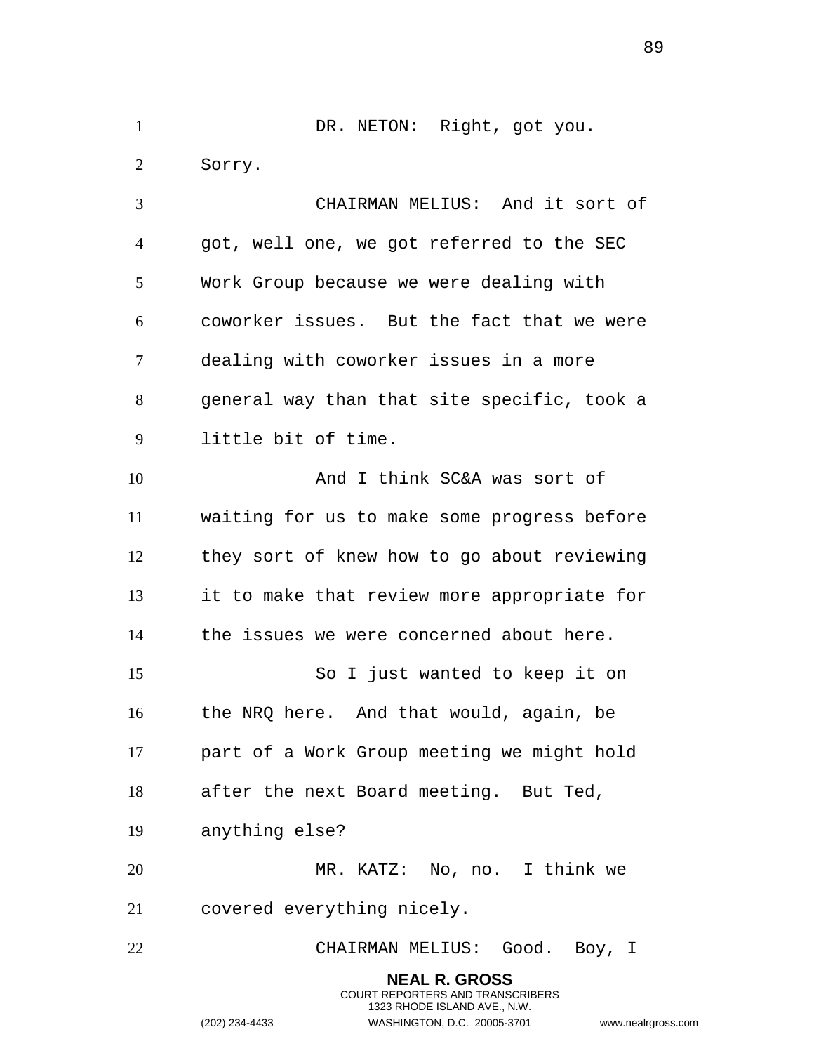DR. NETON: Right, got you. Sorry.

CHAIRMAN MELIUS: And it sort of got, well one, we got referred to the SEC Work Group because we were dealing with coworker issues. But the fact that we were dealing with coworker issues in a more general way than that site specific, took a little bit of time.

And I think SC&A was sort of waiting for us to make some progress before they sort of knew how to go about reviewing it to make that review more appropriate for the issues we were concerned about here.

So I just wanted to keep it on the NRQ here. And that would, again, be part of a Work Group meeting we might hold after the next Board meeting. But Ted, anything else?

MR. KATZ: No, no. I think we covered everything nicely.

CHAIRMAN MELIUS: Good. Boy, I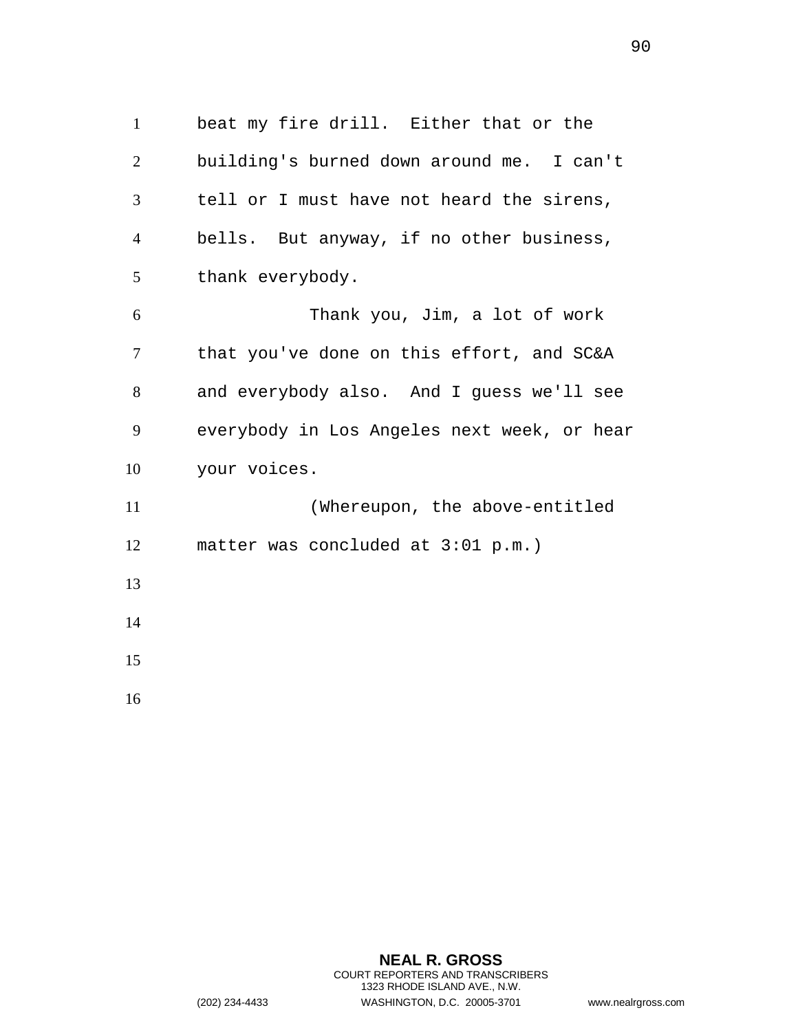beat my fire drill. Either that or the building's burned down around me. I can't tell or I must have not heard the sirens, bells. But anyway, if no other business, thank everybody.

Thank you, Jim, a lot of work that you've done on this effort, and SC&A and everybody also. And I guess we'll see everybody in Los Angeles next week, or hear your voices.

(Whereupon, the above-entitled matter was concluded at 3:01 p.m.)